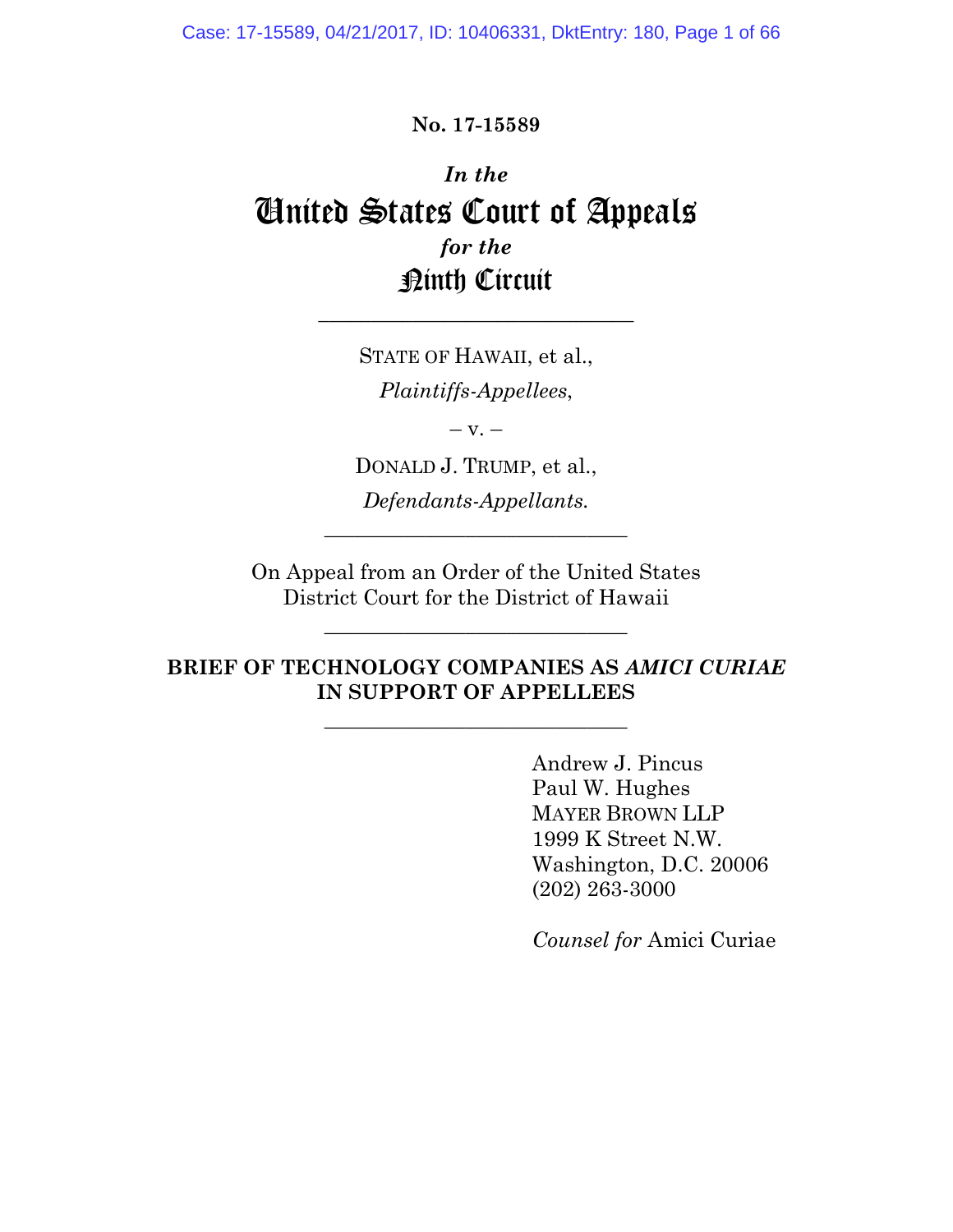**No. 17-15589**

*In the*

# United States Court of Appeals

*for the*

## Ninth Circuit

---

STATE OF HAWAII, et al.,

*Plaintiffs-Appellees*,

– v. –

DONALD J. TRUMP, et al.,

*Defendants-Appellants.*

---

On Appeal from an Order of the United States District Court for the District of Hawaii

---

**BRIEF OF TECHNOLOGY COMPANIES AS *AMICI CURIAE* IN SUPPORT OF APPELLEES**

---

Andrew J. Pincus
Paul W. Hughes
MAYER BROWN LLP
1999 K Street N.W.
Washington, D.C. 20006
(202) 263-3000

*Counsel for* Amici Curiae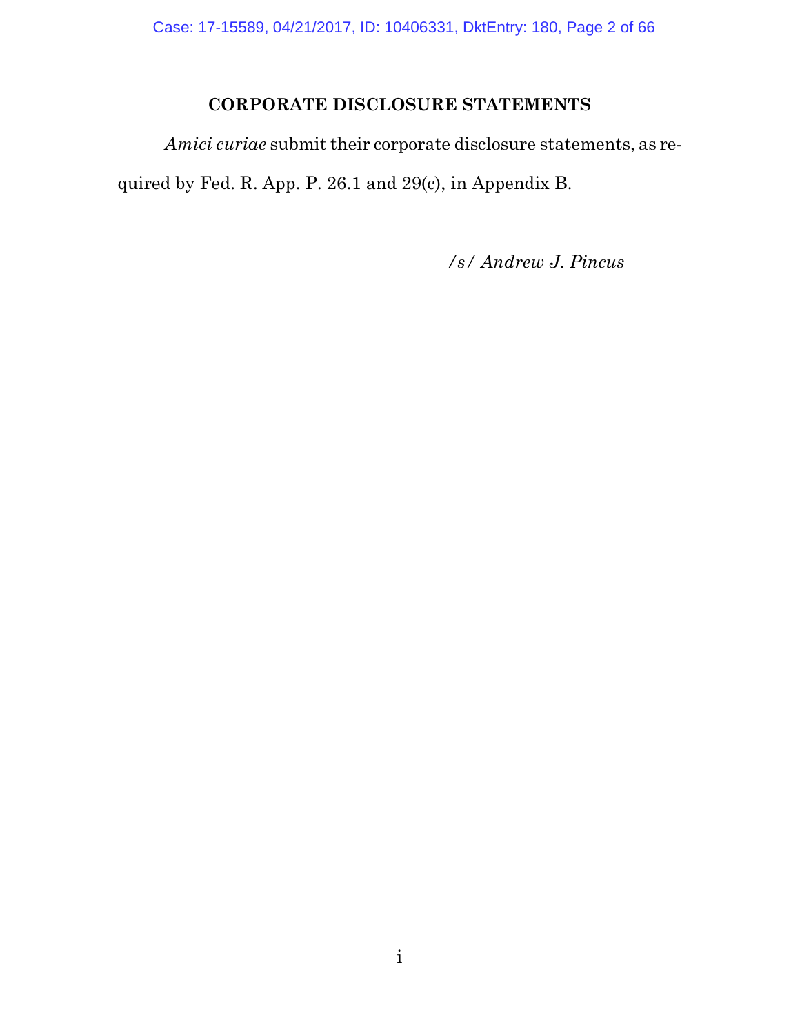## CORPORATE DISCLOSURE STATEMENTS

*Amici curiae* submit their corporate disclosure statements, as required by Fed. R. App. P. 26.1 and 29(c), in Appendix B.

*/s/ Andrew J. Pincus*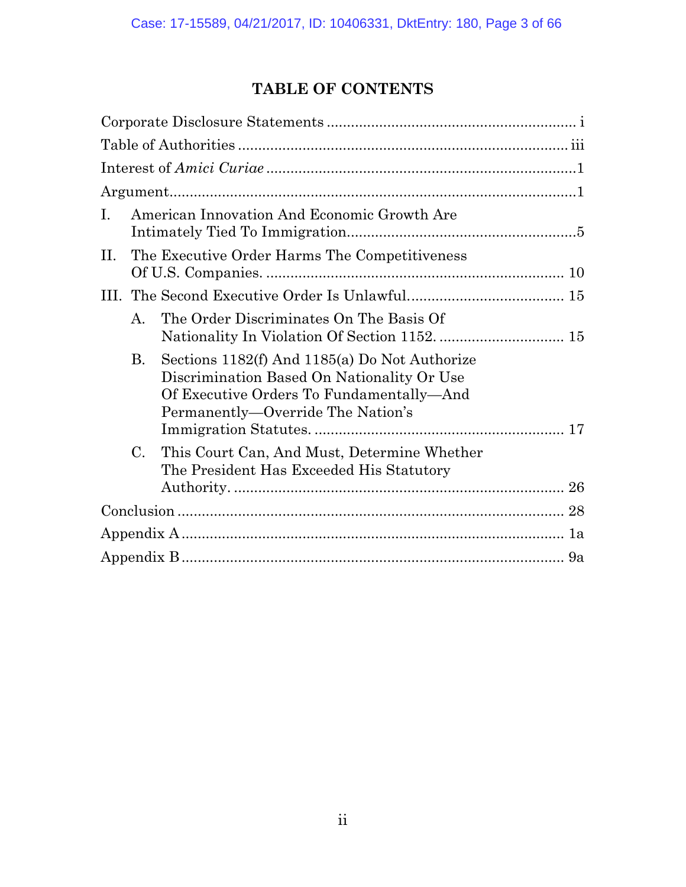# TABLE OF CONTENTS

Corporate Disclosure Statements .............................................................. i

Table of Authorities .................................................................................. iii

Interest of *Amici Curiae* ............................................................................1

Argument....................................................................................................1

I. American Innovation And Economic Growth Are Intimately Tied To Immigration.........................................................5

II. The Executive Order Harms The Competitiveness Of U.S. Companies. .......................................................................... 10

III. The Second Executive Order Is Unlawful...................................... 15

   A. The Order Discriminates On The Basis Of Nationality In Violation Of Section 1152. ............................... 15

   B. Sections 1182(f) And 1185(a) Do Not Authorize Discrimination Based On Nationality Or Use Of Executive Orders To Fundamentally—And Permanently—Override The Nation's Immigration Statutes. ............................................................... 17

   C. This Court Can, And Must, Determine Whether The President Has Exceeded His Statutory Authority. .................................................................................. 26

Conclusion ................................................................................................ 28

Appendix A ................................................................................................ 1a

Appendix B ................................................................................................ 9a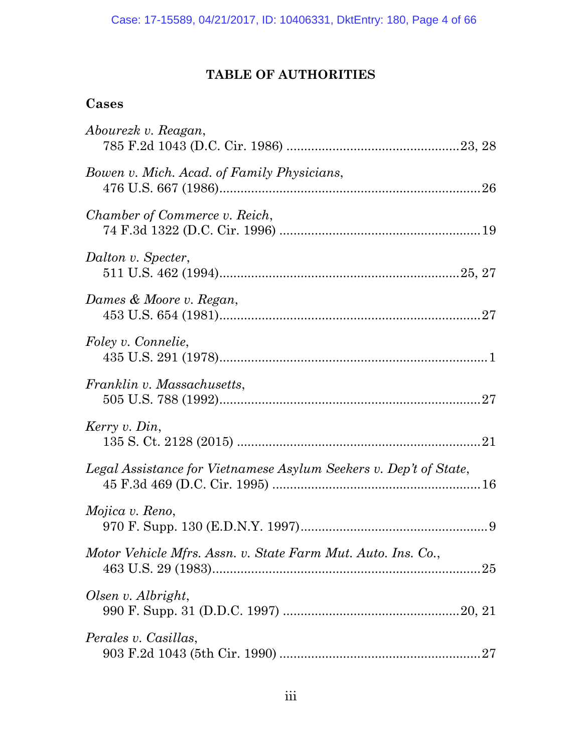# TABLE OF AUTHORITIES

## Cases

*Abourezk v. Reagan*,
785 F.2d 1043 (D.C. Cir. 1986) ................................................23, 28

*Bowen v. Mich. Acad. of Family Physicians*,
476 U.S. 667 (1986)........................................................................26

*Chamber of Commerce v. Reich*,
74 F.3d 1322 (D.C. Cir. 1996) .......................................................19

*Dalton v. Specter*,
511 U.S. 462 (1994)..................................................................25, 27

*Dames & Moore v. Regan*,
453 U.S. 654 (1981)........................................................................27

*Foley v. Connelie*,
435 U.S. 291 (1978)..........................................................................1

*Franklin v. Massachusetts*,
505 U.S. 788 (1992)........................................................................27

*Kerry v. Din*,
135 S. Ct. 2128 (2015) ...................................................................21

*Legal Assistance for Vietnamese Asylum Seekers v. Dep't of State*,
45 F.3d 469 (D.C. Cir. 1995) .........................................................16

*Mojica v. Reno*,
970 F. Supp. 130 (E.D.N.Y. 1997)....................................................9

*Motor Vehicle Mfrs. Assn. v. State Farm Mut. Auto. Ins. Co.*,
463 U.S. 29 (1983)..........................................................................25

*Olsen v. Albright*,
990 F. Supp. 31 (D.D.C. 1997) .................................................20, 21

*Perales v. Casillas*,
903 F.2d 1043 (5th Cir. 1990) .......................................................27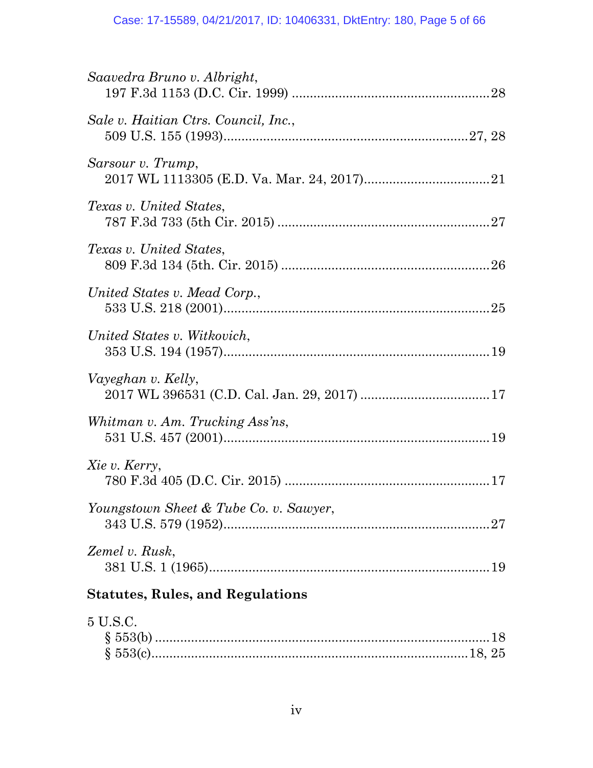*Saavedra Bruno v. Albright*,
197 F.3d 1153 (D.C. Cir. 1999) ...................................................... 28

*Sale v. Haitian Ctrs. Council, Inc.*,
509 U.S. 155 (1993)................................................................... 27, 28

*Sarsour v. Trump*,
2017 WL 1113305 (E.D. Va. Mar. 24, 2017)................................... 21

*Texas v. United States*,
787 F.3d 733 (5th Cir. 2015) .......................................................... 27

*Texas v. United States*,
809 F.3d 134 (5th. Cir. 2015) ......................................................... 26

*United States v. Mead Corp.*,
533 U.S. 218 (2001)......................................................................... 25

*United States v. Witkovich*,
353 U.S. 194 (1957)......................................................................... 19

*Vayeghan v. Kelly*,
2017 WL 396531 (C.D. Cal. Jan. 29, 2017) .................................... 17

*Whitman v. Am. Trucking Ass'ns*,
531 U.S. 457 (2001)......................................................................... 19

*Xie v. Kerry*,
780 F.3d 405 (D.C. Cir. 2015) ........................................................ 17

*Youngstown Sheet & Tube Co. v. Sawyer*,
343 U.S. 579 (1952)......................................................................... 27

*Zemel v. Rusk*,
381 U.S. 1 (1965)............................................................................. 19

## Statutes, Rules, and Regulations

5 U.S.C.
§ 553(b) ......................................................................................... 18
§ 553(c)...................................................................................... 18, 25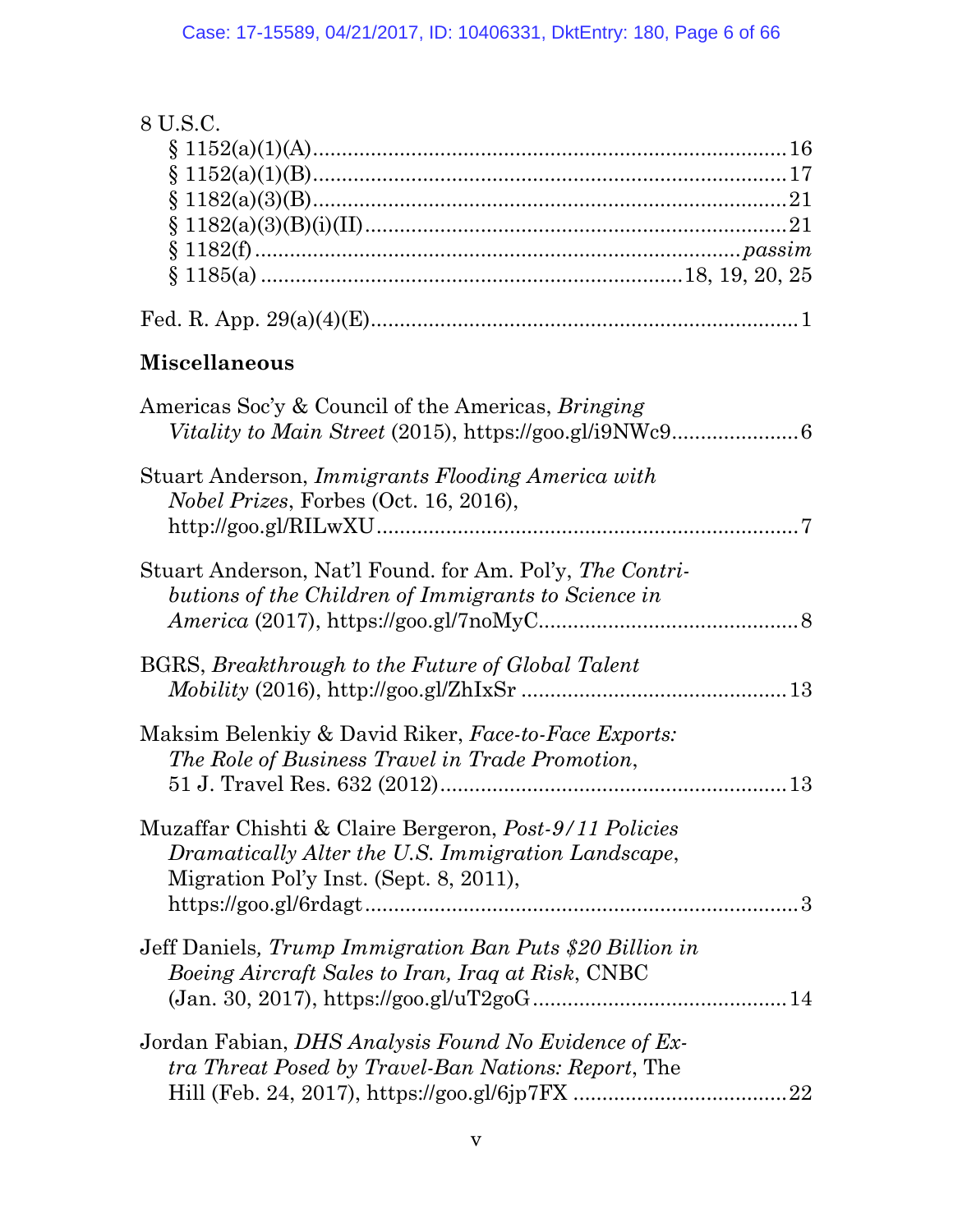8 U.S.C.

§ 1152(a)(1)(A)................................................................................16
§ 1152(a)(1)(B)................................................................................17
§ 1182(a)(3)(B)................................................................................21
§ 1182(a)(3)(B)(i)(II).......................................................................21
§ 1182(f) .................................................................................*passim*
§ 1185(a) ......................................................................18, 19, 20, 25

Fed. R. App. 29(a)(4)(E).........................................................................1

**Miscellaneous**

Americas Soc'y & Council of the Americas, *Bringing Vitality to Main Street* (2015), https://goo.gl/i9NWc9.....................6

Stuart Anderson, *Immigrants Flooding America with Nobel Prizes*, Forbes (Oct. 16, 2016), http://goo.gl/RILwXU........................................................................7

Stuart Anderson, Nat'l Found. for Am. Pol'y, *The Contributions of the Children of Immigrants to Science in America* (2017), https://goo.gl/7noMyC.............................................8

BGRS, *Breakthrough to the Future of Global Talent Mobility* (2016), http://goo.gl/ZhIxSr .............................................13

Maksim Belenkiy & David Riker, *Face-to-Face Exports: The Role of Business Travel in Trade Promotion*, 51 J. Travel Res. 632 (2012)...........................................................13

Muzaffar Chishti & Claire Bergeron, *Post-9/11 Policies Dramatically Alter the U.S. Immigration Landscape*, Migration Pol'y Inst. (Sept. 8, 2011), https://goo.gl/6rdagt..........................................................................3

Jeff Daniels*, Trump Immigration Ban Puts $20 Billion in Boeing Aircraft Sales to Iran, Iraq at Risk*, CNBC (Jan. 30, 2017), https://goo.gl/uT2goG...........................................14

Jordan Fabian, *DHS Analysis Found No Evidence of Extra Threat Posed by Travel-Ban Nations: Report*, The Hill (Feb. 24, 2017), https://goo.gl/6jp7FX ....................................22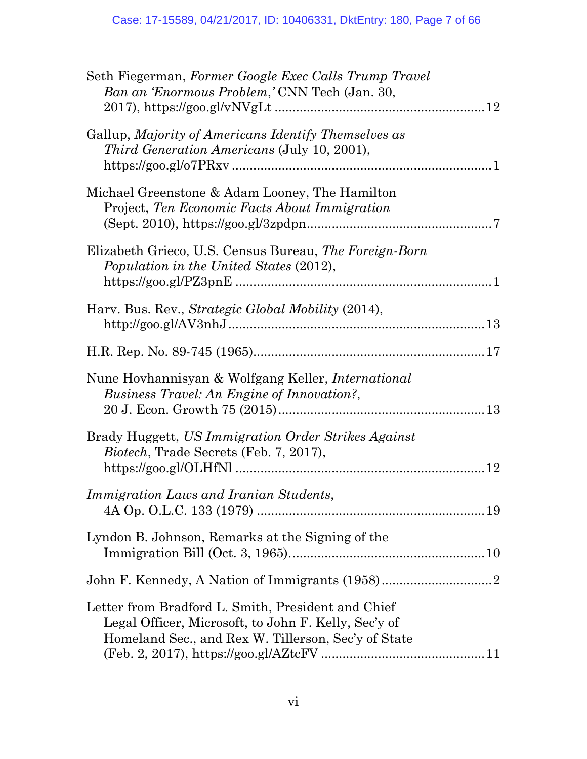Seth Fiegerman, *Former Google Exec Calls Trump Travel Ban an 'Enormous Problem,'* CNN Tech (Jan. 30, 2017), https://goo.gl/vNVgLt ........................................................ 12

Gallup, *Majority of Americans Identify Themselves as Third Generation Americans* (July 10, 2001), https://goo.gl/o7PRxv ........................................................................ 1

Michael Greenstone & Adam Looney, The Hamilton Project, *Ten Economic Facts About Immigration* (Sept. 2010), https://goo.gl/3zpdpn.................................................. 7

Elizabeth Grieco, U.S. Census Bureau, *The Foreign-Born Population in the United States* (2012), https://goo.gl/PZ3pnE ...................................................................... 1

Harv. Bus. Rev., *Strategic Global Mobility* (2014), http://goo.gl/AV3nhJ ...................................................................... 13

H.R. Rep. No. 89-745 (1965)................................................................ 17

Nune Hovhannisyan & Wolfgang Keller, *International Business Travel: An Engine of Innovation?*, 20 J. Econ. Growth 75 (2015)........................................................ 13

Brady Huggett, *US Immigration Order Strikes Against Biotech*, Trade Secrets (Feb. 7, 2017), https://goo.gl/OLHfNl .................................................................... 12

*Immigration Laws and Iranian Students*, 4A Op. O.L.C. 133 (1979) ............................................................... 19

Lyndon B. Johnson, Remarks at the Signing of the Immigration Bill (Oct. 3, 1965)...................................................... 10

John F. Kennedy, A Nation of Immigrants (1958) .............................. 2

Letter from Bradford L. Smith, President and Chief Legal Officer, Microsoft, to John F. Kelly, Sec'y of Homeland Sec., and Rex W. Tillerson, Sec'y of State (Feb. 2, 2017), https://goo.gl/AZtcFV ............................................ 11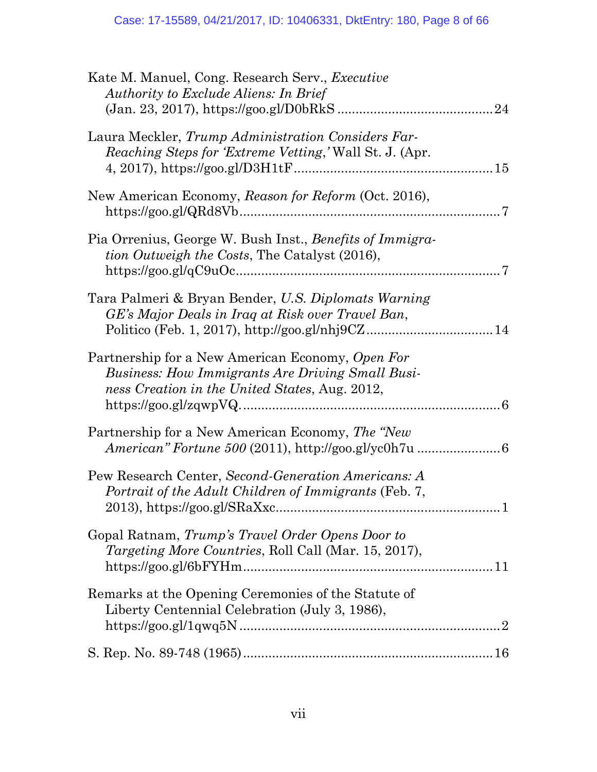Kate M. Manuel, Cong. Research Serv., *Executive Authority to Exclude Aliens: In Brief* (Jan. 23, 2017), https://goo.gl/D0bRkS .......................................... 24

Laura Meckler, *Trump Administration Considers Far-Reaching Steps for 'Extreme Vetting,'* Wall St. J. (Apr. 4, 2017), https://goo.gl/D3H1tF ...................................................... 15

New American Economy, *Reason for Reform* (Oct. 2016), https://goo.gl/QRd8Vb ....................................................................... 7

Pia Orrenius, George W. Bush Inst., *Benefits of Immigration Outweigh the Costs*, The Catalyst (2016), https://goo.gl/qC9uOc ......................................................................... 7

Tara Palmeri & Bryan Bender, *U.S. Diplomats Warning GE's Major Deals in Iraq at Risk over Travel Ban*, Politico (Feb. 1, 2017), http://goo.gl/nhj9CZ .................................. 14

Partnership for a New American Economy, *Open For Business: How Immigrants Are Driving Small Business Creation in the United States*, Aug. 2012, https://goo.gl/zqwpVQ. ...................................................................... 6

Partnership for a New American Economy, *The "New American" Fortune 500* (2011), http://goo.gl/yc0h7u ....................... 6

Pew Research Center, *Second-Generation Americans: A Portrait of the Adult Children of Immigrants* (Feb. 7, 2013), https://goo.gl/SRaXxc.............................................................. 1

Gopal Ratnam, *Trump's Travel Order Opens Door to Targeting More Countries*, Roll Call (Mar. 15, 2017), https://goo.gl/6bFYHm..................................................................... 11

Remarks at the Opening Ceremonies of the Statute of Liberty Centennial Celebration (July 3, 1986), https://goo.gl/1qwq5N ....................................................................... 2

S. Rep. No. 89-748 (1965).................................................................... 16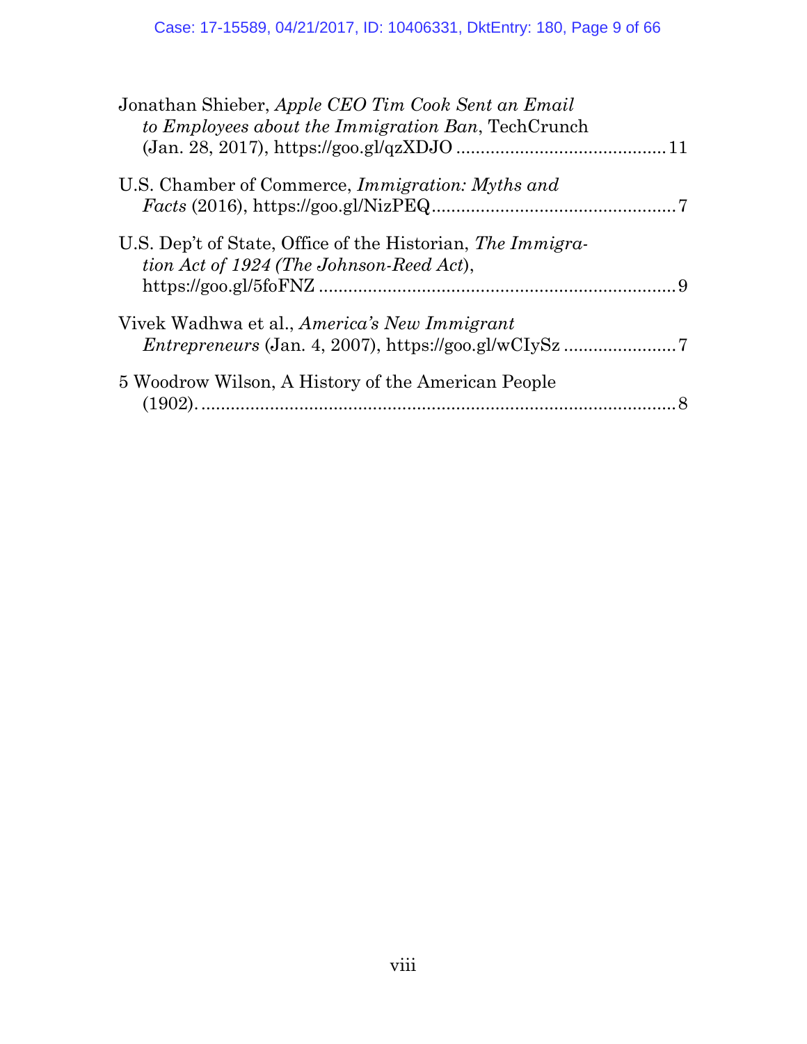Jonathan Shieber, *Apple CEO Tim Cook Sent an Email to Employees about the Immigration Ban*, TechCrunch (Jan. 28, 2017), https://goo.gl/qzXDJO .......................................... 11

U.S. Chamber of Commerce, *Immigration: Myths and Facts* (2016), https://goo.gl/NizPEQ................................................. 7

U.S. Dep't of State, Office of the Historian, *The Immigration Act of 1924 (The Johnson-Reed Act)*, https://goo.gl/5foFNZ ......................................................................... 9

Vivek Wadhwa et al., *America's New Immigrant Entrepreneurs* (Jan. 4, 2007), https://goo.gl/wCIySz ....................... 7

5 Woodrow Wilson, A History of the American People (1902). ................................................................................... 8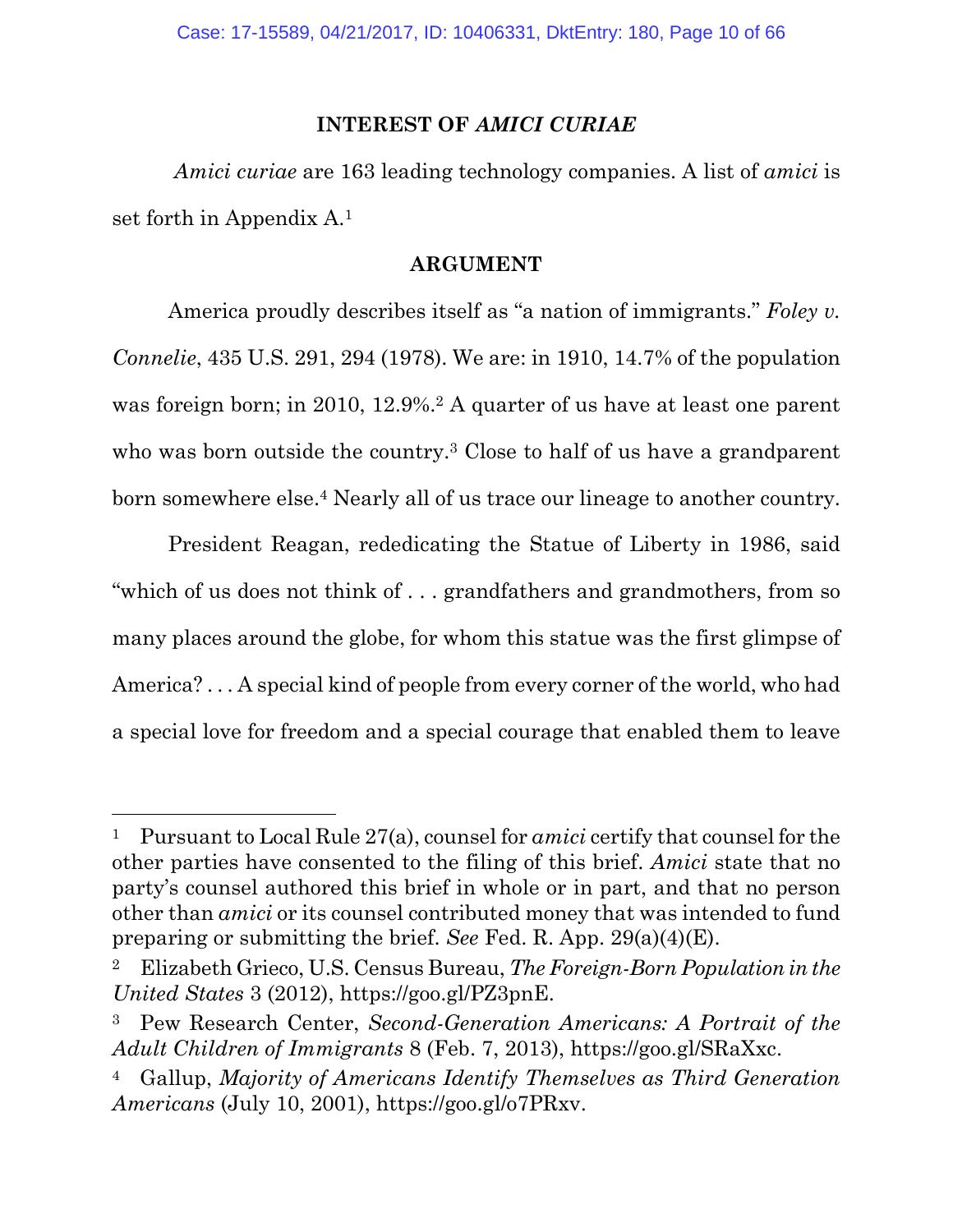## INTEREST OF *AMICI CURIAE*

*Amici curiae* are 163 leading technology companies. A list of *amici* is set forth in Appendix A.[1]

## ARGUMENT

America proudly describes itself as "a nation of immigrants." *Foley v. Connelie*, 435 U.S. 291, 294 (1978). We are: in 1910, 14.7% of the population was foreign born; in 2010, 12.9%.[2] A quarter of us have at least one parent who was born outside the country.[3] Close to half of us have a grandparent born somewhere else.[4] Nearly all of us trace our lineage to another country.

President Reagan, rededicating the Statue of Liberty in 1986, said "which of us does not think of . . . grandfathers and grandmothers, from so many places around the globe, for whom this statue was the first glimpse of America? . . . A special kind of people from every corner of the world, who had a special love for freedom and a special courage that enabled them to leave

---

[1] Pursuant to Local Rule 27(a), counsel for *amici* certify that counsel for the other parties have consented to the filing of this brief. *Amici* state that no party's counsel authored this brief in whole or in part, and that no person other than *amici* or its counsel contributed money that was intended to fund preparing or submitting the brief. *See* Fed. R. App. 29(a)(4)(E).

[2] Elizabeth Grieco, U.S. Census Bureau, *The Foreign-Born Population in the United States* 3 (2012), https://goo.gl/PZ3pnE.

[3] Pew Research Center, *Second-Generation Americans: A Portrait of the Adult Children of Immigrants* 8 (Feb. 7, 2013), https://goo.gl/SRaXxc.

[4] Gallup, *Majority of Americans Identify Themselves as Third Generation Americans* (July 10, 2001), https://goo.gl/o7PRxv.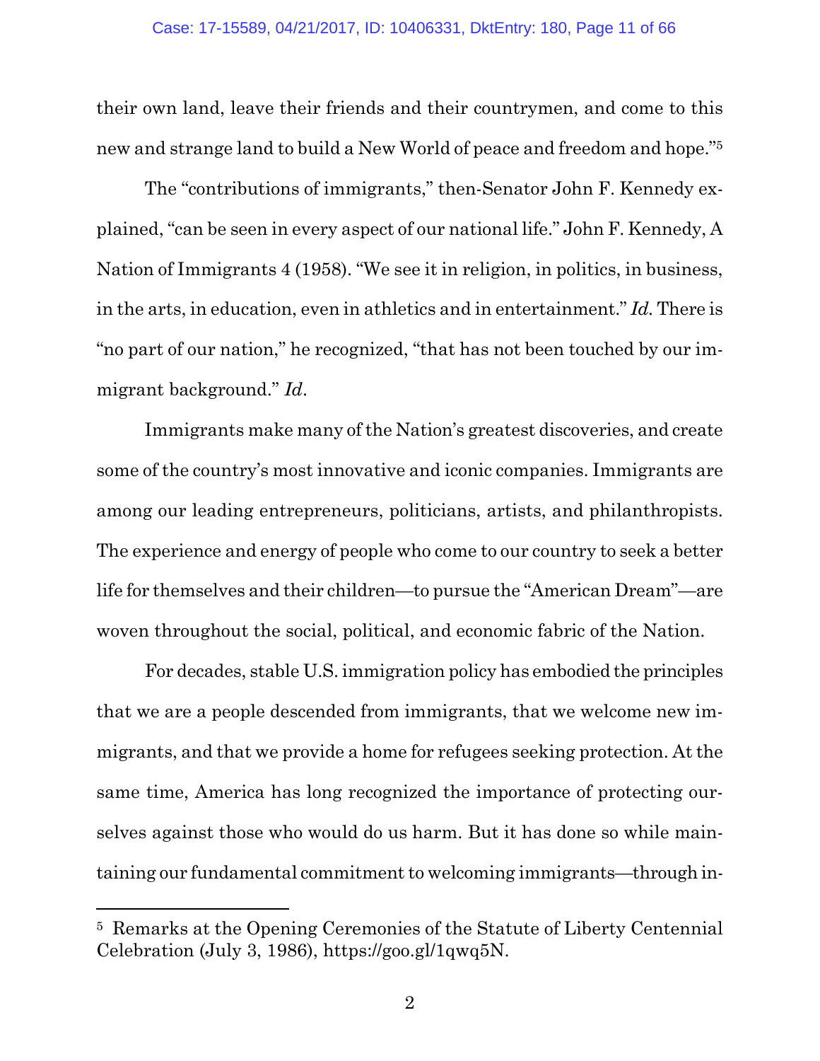their own land, leave their friends and their countrymen, and come to this new and strange land to build a New World of peace and freedom and hope."[5]

The "contributions of immigrants," then-Senator John F. Kennedy explained, "can be seen in every aspect of our national life." John F. Kennedy, A Nation of Immigrants 4 (1958). "We see it in religion, in politics, in business, in the arts, in education, even in athletics and in entertainment." *Id.* There is "no part of our nation," he recognized, "that has not been touched by our immigrant background." *Id*.

Immigrants make many of the Nation's greatest discoveries, and create some of the country's most innovative and iconic companies. Immigrants are among our leading entrepreneurs, politicians, artists, and philanthropists. The experience and energy of people who come to our country to seek a better life for themselves and their children—to pursue the "American Dream"—are woven throughout the social, political, and economic fabric of the Nation.

For decades, stable U.S. immigration policy has embodied the principles that we are a people descended from immigrants, that we welcome new immigrants, and that we provide a home for refugees seeking protection. At the same time, America has long recognized the importance of protecting ourselves against those who would do us harm. But it has done so while maintaining our fundamental commitment to welcoming immigrants—through in-

---

[5] Remarks at the Opening Ceremonies of the Statute of Liberty Centennial Celebration (July 3, 1986), https://goo.gl/1qwq5N.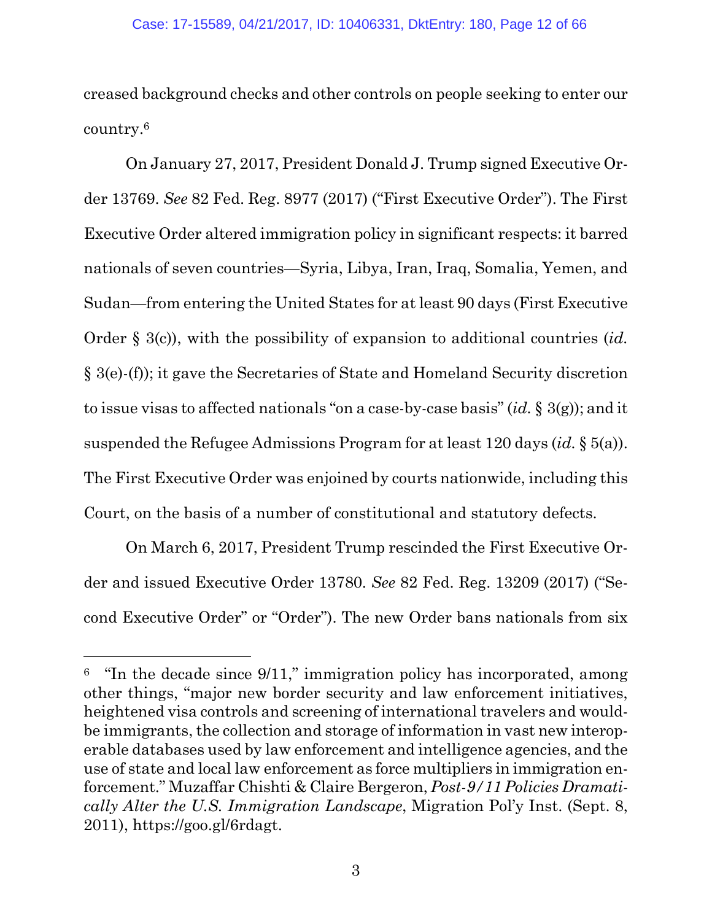creased background checks and other controls on people seeking to enter our country.[6]

On January 27, 2017, President Donald J. Trump signed Executive Order 13769. *See* 82 Fed. Reg. 8977 (2017) ("First Executive Order"). The First Executive Order altered immigration policy in significant respects: it barred nationals of seven countries—Syria, Libya, Iran, Iraq, Somalia, Yemen, and Sudan—from entering the United States for at least 90 days (First Executive Order § 3(c)), with the possibility of expansion to additional countries (*id.* § 3(e)-(f)); it gave the Secretaries of State and Homeland Security discretion to issue visas to affected nationals "on a case-by-case basis" (*id.* § 3(g)); and it suspended the Refugee Admissions Program for at least 120 days (*id.* § 5(a)). The First Executive Order was enjoined by courts nationwide, including this Court, on the basis of a number of constitutional and statutory defects.

On March 6, 2017, President Trump rescinded the First Executive Order and issued Executive Order 13780. *See* 82 Fed. Reg. 13209 (2017) ("Second Executive Order" or "Order"). The new Order bans nationals from six

---

[6] "In the decade since 9/11," immigration policy has incorporated, among other things, "major new border security and law enforcement initiatives, heightened visa controls and screening of international travelers and would-be immigrants, the collection and storage of information in vast new interoperable databases used by law enforcement and intelligence agencies, and the use of state and local law enforcement as force multipliers in immigration enforcement." Muzaffar Chishti & Claire Bergeron, *Post-9/11 Policies Dramatically Alter the U.S. Immigration Landscape*, Migration Pol'y Inst. (Sept. 8, 2011), https://goo.gl/6rdagt.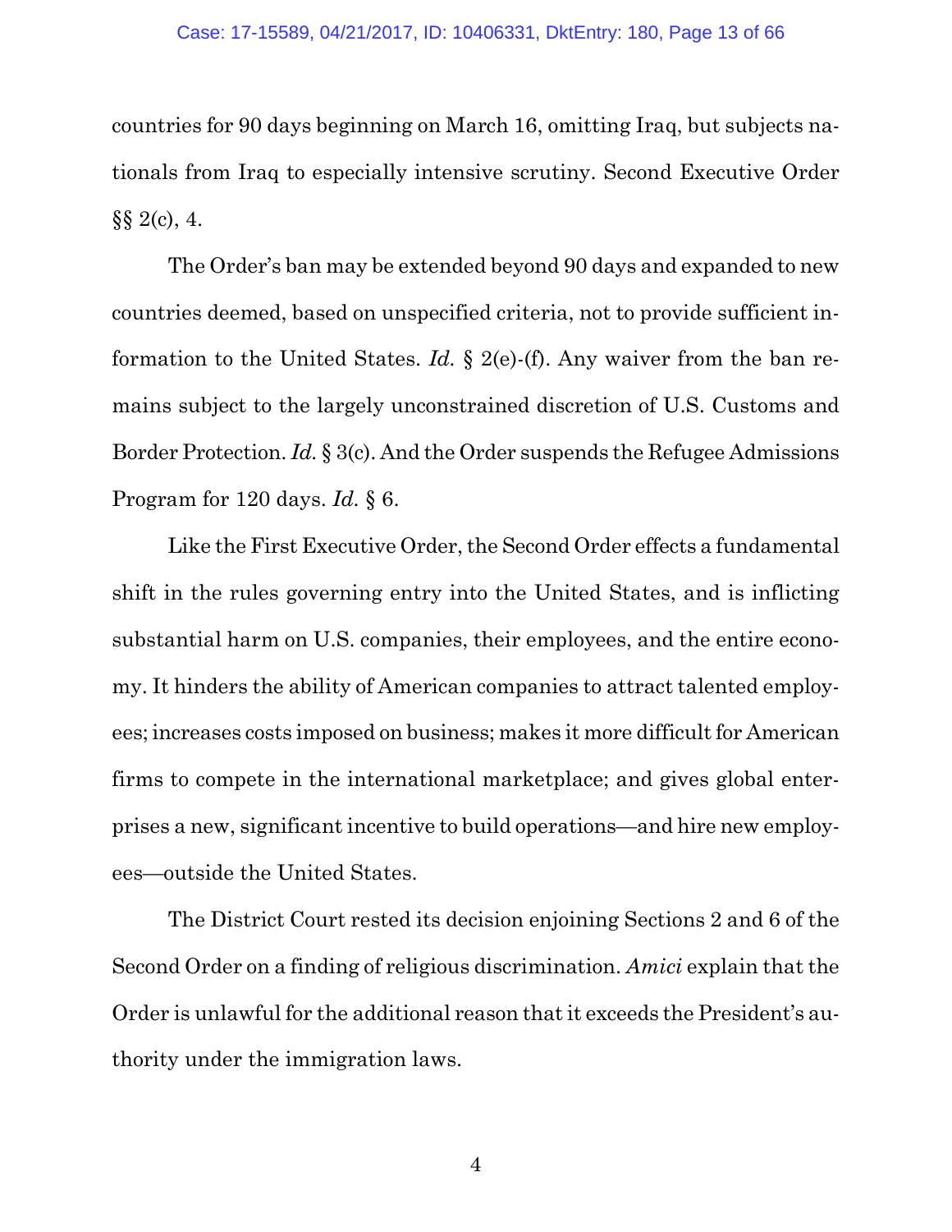countries for 90 days beginning on March 16, omitting Iraq, but subjects nationals from Iraq to especially intensive scrutiny. Second Executive Order §§ 2(c), 4.

The Order's ban may be extended beyond 90 days and expanded to new countries deemed, based on unspecified criteria, not to provide sufficient information to the United States. *Id.* § 2(e)-(f). Any waiver from the ban remains subject to the largely unconstrained discretion of U.S. Customs and Border Protection. *Id.* § 3(c). And the Order suspends the Refugee Admissions Program for 120 days. *Id.* § 6.

Like the First Executive Order, the Second Order effects a fundamental shift in the rules governing entry into the United States, and is inflicting substantial harm on U.S. companies, their employees, and the entire economy. It hinders the ability of American companies to attract talented employees; increases costs imposed on business; makes it more difficult for American firms to compete in the international marketplace; and gives global enterprises a new, significant incentive to build operations—and hire new employees—outside the United States.

The District Court rested its decision enjoining Sections 2 and 6 of the Second Order on a finding of religious discrimination. *Amici* explain that the Order is unlawful for the additional reason that it exceeds the President's authority under the immigration laws.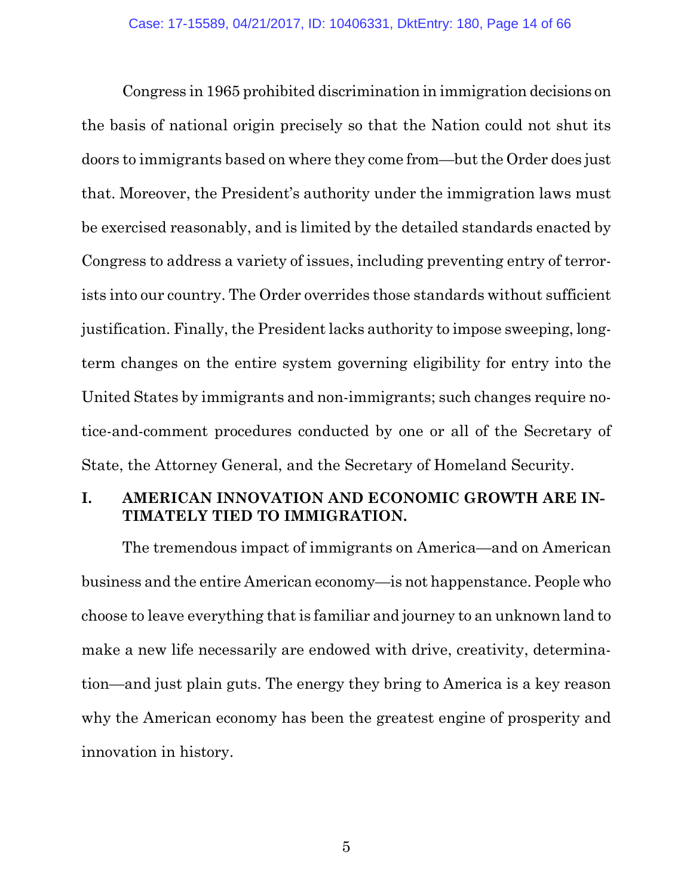Congress in 1965 prohibited discrimination in immigration decisions on the basis of national origin precisely so that the Nation could not shut its doors to immigrants based on where they come from—but the Order does just that. Moreover, the President's authority under the immigration laws must be exercised reasonably, and is limited by the detailed standards enacted by Congress to address a variety of issues, including preventing entry of terrorists into our country. The Order overrides those standards without sufficient justification. Finally, the President lacks authority to impose sweeping, long-term changes on the entire system governing eligibility for entry into the United States by immigrants and non-immigrants; such changes require notice-and-comment procedures conducted by one or all of the Secretary of State, the Attorney General, and the Secretary of Homeland Security.

## I. AMERICAN INNOVATION AND ECONOMIC GROWTH ARE INTIMATELY TIED TO IMMIGRATION.

The tremendous impact of immigrants on America—and on American business and the entire American economy—is not happenstance. People who choose to leave everything that is familiar and journey to an unknown land to make a new life necessarily are endowed with drive, creativity, determination—and just plain guts. The energy they bring to America is a key reason why the American economy has been the greatest engine of prosperity and innovation in history.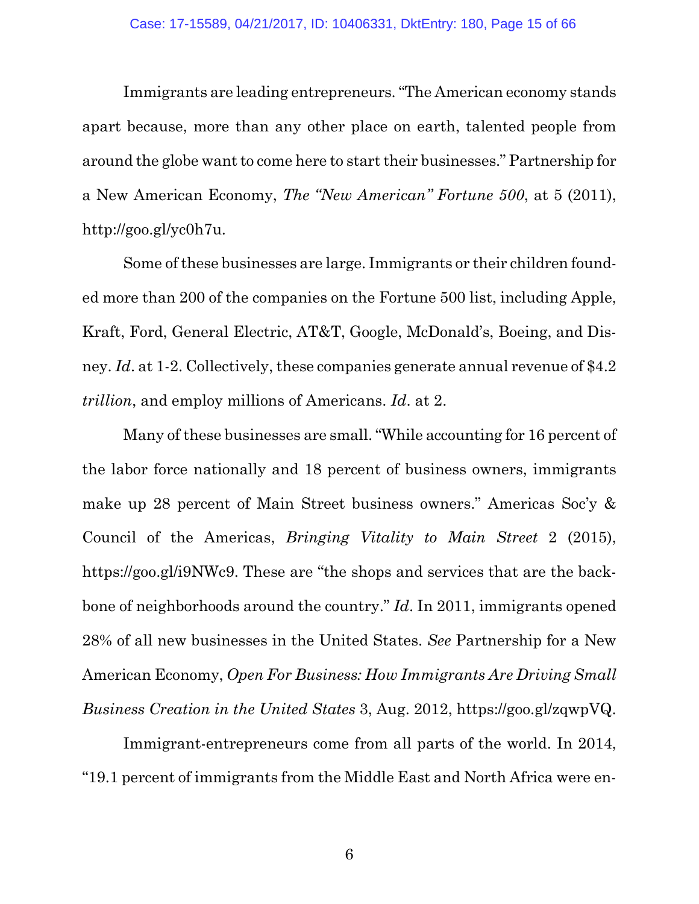Immigrants are leading entrepreneurs. "The American economy stands apart because, more than any other place on earth, talented people from around the globe want to come here to start their businesses." Partnership for a New American Economy, *The "New American" Fortune 500*, at 5 (2011), http://goo.gl/yc0h7u.

Some of these businesses are large. Immigrants or their children founded more than 200 of the companies on the Fortune 500 list, including Apple, Kraft, Ford, General Electric, AT&T, Google, McDonald's, Boeing, and Disney. *Id*. at 1-2. Collectively, these companies generate annual revenue of $4.2 *trillion*, and employ millions of Americans. *Id*. at 2.

Many of these businesses are small. "While accounting for 16 percent of the labor force nationally and 18 percent of business owners, immigrants make up 28 percent of Main Street business owners." Americas Soc'y & Council of the Americas, *Bringing Vitality to Main Street* 2 (2015), https://goo.gl/i9NWc9. These are "the shops and services that are the backbone of neighborhoods around the country." *Id*. In 2011, immigrants opened 28% of all new businesses in the United States. *See* Partnership for a New American Economy, *Open For Business: How Immigrants Are Driving Small Business Creation in the United States* 3, Aug. 2012, https://goo.gl/zqwpVQ.

Immigrant-entrepreneurs come from all parts of the world. In 2014, "19.1 percent of immigrants from the Middle East and North Africa were en-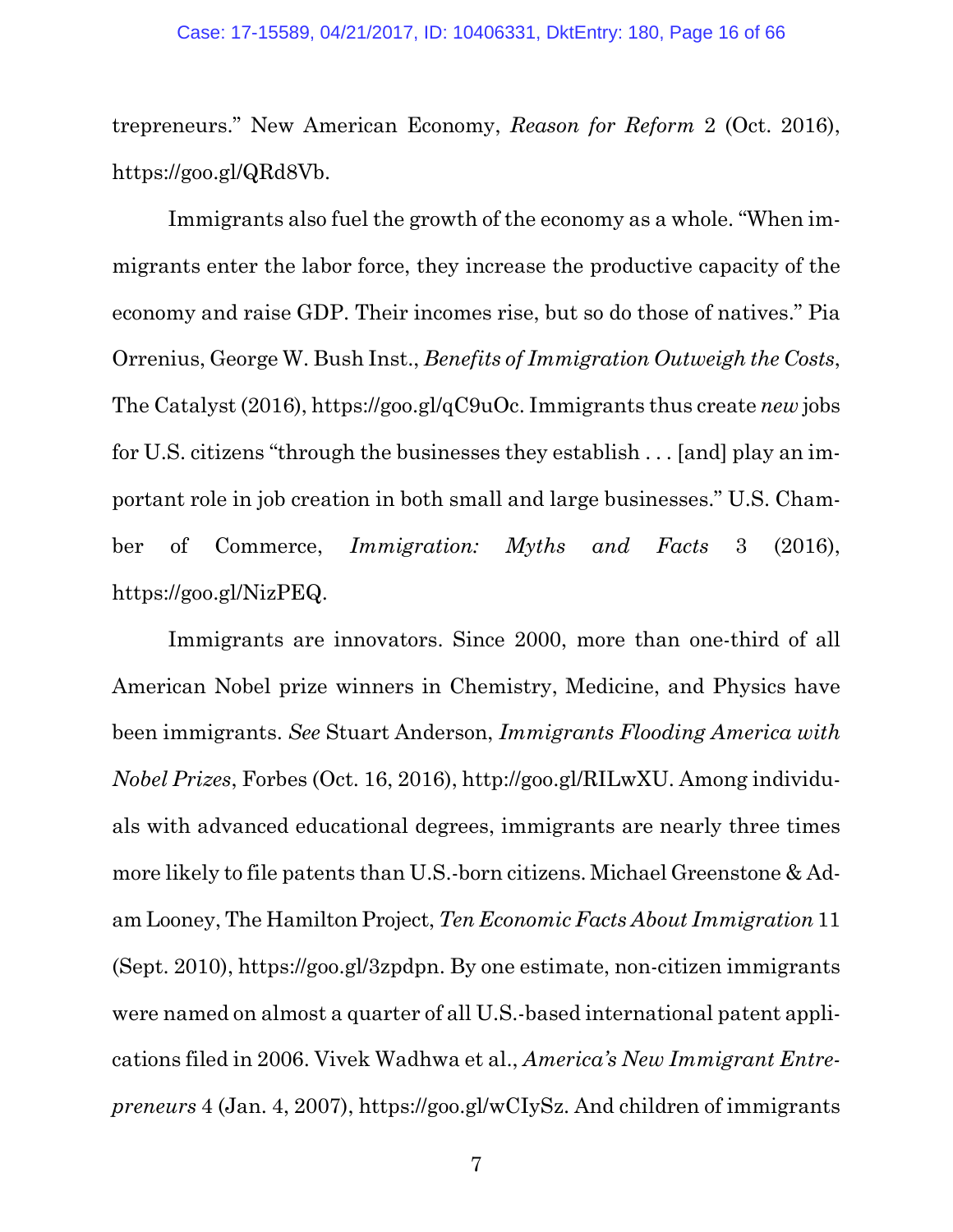trepreneurs." New American Economy, *Reason for Reform* 2 (Oct. 2016), https://goo.gl/QRd8Vb.

Immigrants also fuel the growth of the economy as a whole. "When immigrants enter the labor force, they increase the productive capacity of the economy and raise GDP. Their incomes rise, but so do those of natives." Pia Orrenius, George W. Bush Inst., *Benefits of Immigration Outweigh the Costs*, The Catalyst (2016), https://goo.gl/qC9uOc. Immigrants thus create *new* jobs for U.S. citizens "through the businesses they establish . . . [and] play an important role in job creation in both small and large businesses." U.S. Chamber of Commerce, *Immigration: Myths and Facts* 3 (2016), https://goo.gl/NizPEQ.

Immigrants are innovators. Since 2000, more than one-third of all American Nobel prize winners in Chemistry, Medicine, and Physics have been immigrants. *See* Stuart Anderson, *Immigrants Flooding America with Nobel Prizes*, Forbes (Oct. 16, 2016), http://goo.gl/RILwXU. Among individuals with advanced educational degrees, immigrants are nearly three times more likely to file patents than U.S.-born citizens. Michael Greenstone & Adam Looney, The Hamilton Project, *Ten Economic Facts About Immigration* 11 (Sept. 2010), https://goo.gl/3zpdpn. By one estimate, non-citizen immigrants were named on almost a quarter of all U.S.-based international patent applications filed in 2006. Vivek Wadhwa et al., *America's New Immigrant Entrepreneurs* 4 (Jan. 4, 2007), https://goo.gl/wCIySz. And children of immigrants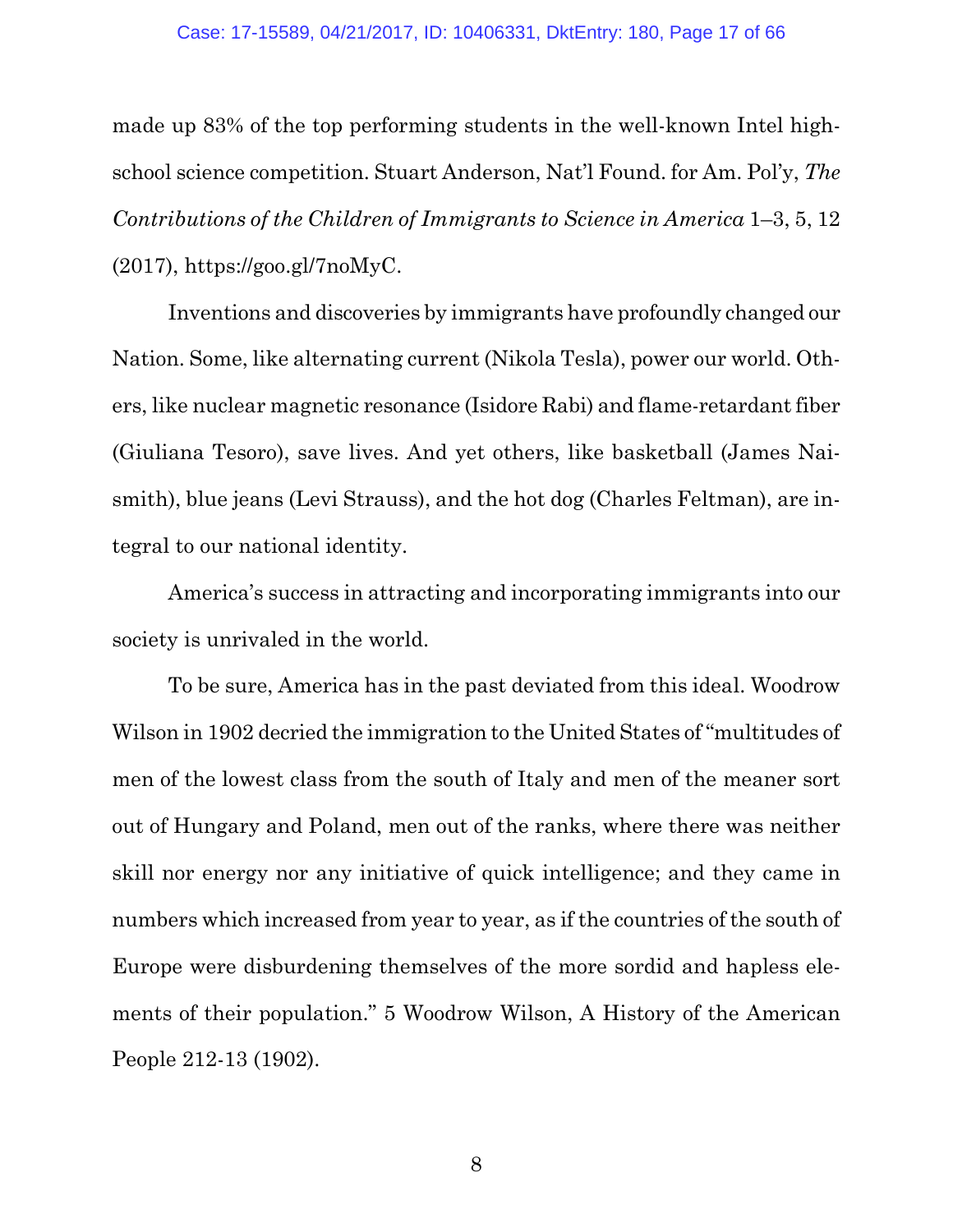made up 83% of the top performing students in the well-known Intel high-school science competition. Stuart Anderson, Nat'l Found. for Am. Pol'y, *The Contributions of the Children of Immigrants to Science in America* 1–3, 5, 12 (2017), https://goo.gl/7noMyC.

Inventions and discoveries by immigrants have profoundly changed our Nation. Some, like alternating current (Nikola Tesla), power our world. Others, like nuclear magnetic resonance (Isidore Rabi) and flame-retardant fiber (Giuliana Tesoro), save lives. And yet others, like basketball (James Naismith), blue jeans (Levi Strauss), and the hot dog (Charles Feltman), are integral to our national identity.

America's success in attracting and incorporating immigrants into our society is unrivaled in the world.

To be sure, America has in the past deviated from this ideal. Woodrow Wilson in 1902 decried the immigration to the United States of "multitudes of men of the lowest class from the south of Italy and men of the meaner sort out of Hungary and Poland, men out of the ranks, where there was neither skill nor energy nor any initiative of quick intelligence; and they came in numbers which increased from year to year, as if the countries of the south of Europe were disburdening themselves of the more sordid and hapless elements of their population." 5 Woodrow Wilson, A History of the American People 212-13 (1902).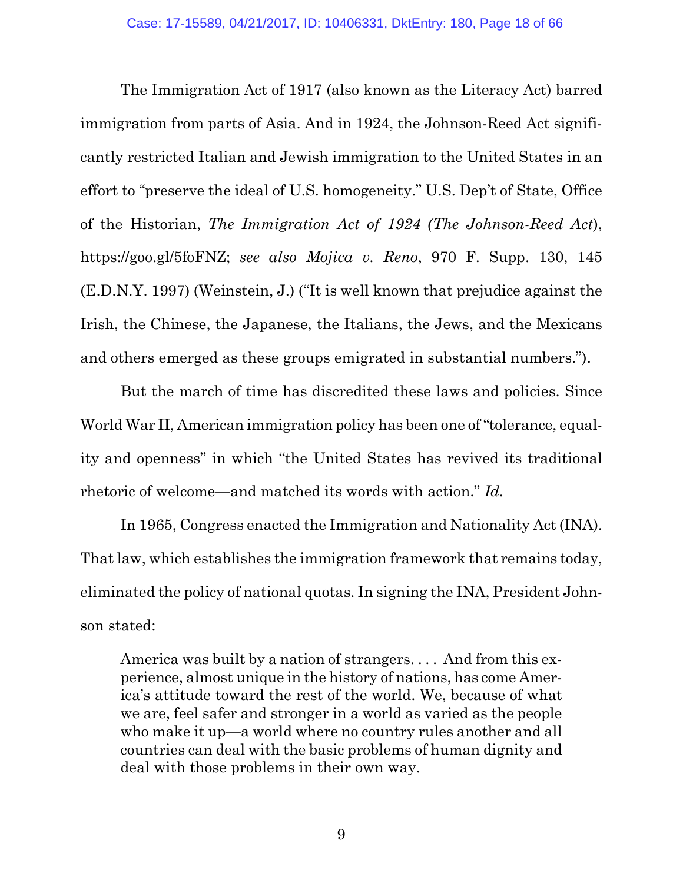The Immigration Act of 1917 (also known as the Literacy Act) barred immigration from parts of Asia. And in 1924, the Johnson-Reed Act significantly restricted Italian and Jewish immigration to the United States in an effort to "preserve the ideal of U.S. homogeneity." U.S. Dep't of State, Office of the Historian, *The Immigration Act of 1924 (The Johnson-Reed Act*), https://goo.gl/5foFNZ; *see also Mojica v. Reno*, 970 F. Supp. 130, 145 (E.D.N.Y. 1997) (Weinstein, J.) ("It is well known that prejudice against the Irish, the Chinese, the Japanese, the Italians, the Jews, and the Mexicans and others emerged as these groups emigrated in substantial numbers.").

But the march of time has discredited these laws and policies. Since World War II, American immigration policy has been one of "tolerance, equality and openness" in which "the United States has revived its traditional rhetoric of welcome—and matched its words with action." *Id.*

In 1965, Congress enacted the Immigration and Nationality Act (INA). That law, which establishes the immigration framework that remains today, eliminated the policy of national quotas. In signing the INA, President Johnson stated:

> America was built by a nation of strangers. . . . And from this experience, almost unique in the history of nations, has come America's attitude toward the rest of the world. We, because of what we are, feel safer and stronger in a world as varied as the people who make it up—a world where no country rules another and all countries can deal with the basic problems of human dignity and deal with those problems in their own way.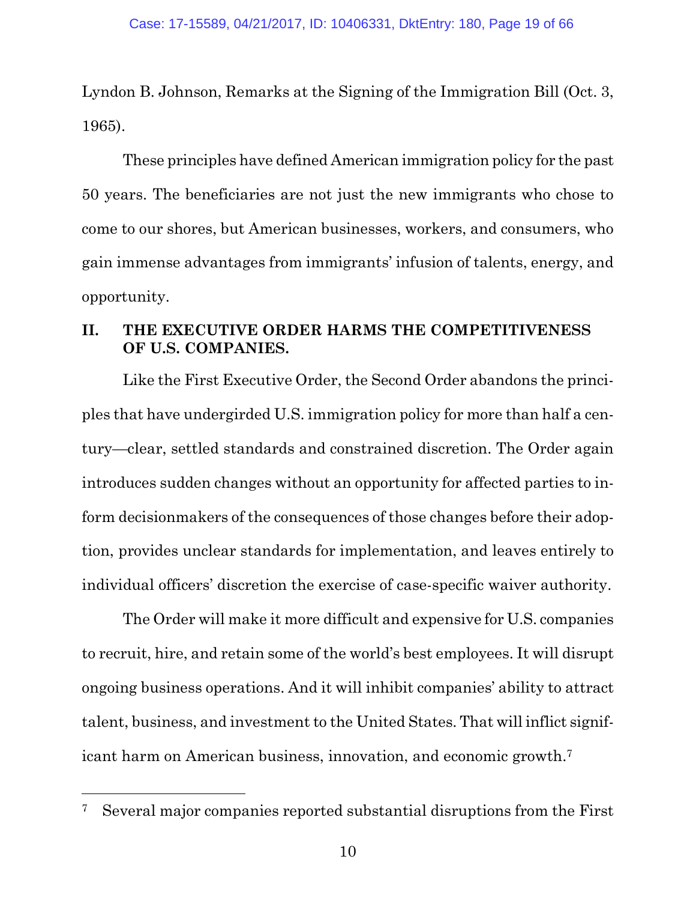Lyndon B. Johnson, Remarks at the Signing of the Immigration Bill (Oct. 3, 1965).

These principles have defined American immigration policy for the past 50 years. The beneficiaries are not just the new immigrants who chose to come to our shores, but American businesses, workers, and consumers, who gain immense advantages from immigrants' infusion of talents, energy, and opportunity.

## II. THE EXECUTIVE ORDER HARMS THE COMPETITIVENESS OF U.S. COMPANIES.

Like the First Executive Order, the Second Order abandons the principles that have undergirded U.S. immigration policy for more than half a century—clear, settled standards and constrained discretion. The Order again introduces sudden changes without an opportunity for affected parties to inform decisionmakers of the consequences of those changes before their adoption, provides unclear standards for implementation, and leaves entirely to individual officers' discretion the exercise of case-specific waiver authority.

The Order will make it more difficult and expensive for U.S. companies to recruit, hire, and retain some of the world's best employees. It will disrupt ongoing business operations. And it will inhibit companies' ability to attract talent, business, and investment to the United States. That will inflict significant harm on American business, innovation, and economic growth.[7]

---

[7] Several major companies reported substantial disruptions from the First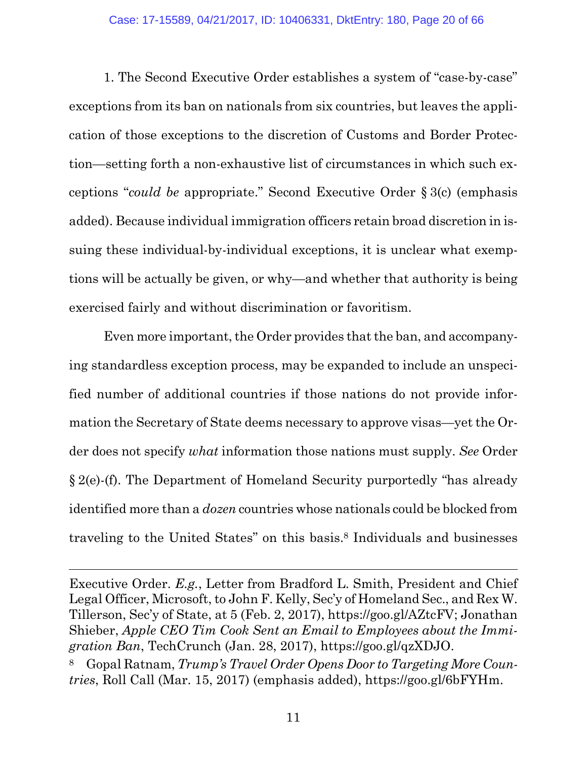1. The Second Executive Order establishes a system of "case-by-case" exceptions from its ban on nationals from six countries, but leaves the application of those exceptions to the discretion of Customs and Border Protection—setting forth a non-exhaustive list of circumstances in which such exceptions "*could be* appropriate." Second Executive Order § 3(c) (emphasis added). Because individual immigration officers retain broad discretion in issuing these individual-by-individual exceptions, it is unclear what exemptions will be actually be given, or why—and whether that authority is being exercised fairly and without discrimination or favoritism.

Even more important, the Order provides that the ban, and accompanying standardless exception process, may be expanded to include an unspecified number of additional countries if those nations do not provide information the Secretary of State deems necessary to approve visas—yet the Order does not specify *what* information those nations must supply. *See* Order § 2(e)-(f). The Department of Homeland Security purportedly "has already identified more than a *dozen* countries whose nationals could be blocked from traveling to the United States" on this basis.[8] Individuals and businesses

---

Executive Order. *E.g.*, Letter from Bradford L. Smith, President and Chief Legal Officer, Microsoft, to John F. Kelly, Sec'y of Homeland Sec., and Rex W. Tillerson, Sec'y of State, at 5 (Feb. 2, 2017), https://goo.gl/AZtcFV; Jonathan Shieber, *Apple CEO Tim Cook Sent an Email to Employees about the Immigration Ban*, TechCrunch (Jan. 28, 2017), https://goo.gl/qzXDJO.

[8] Gopal Ratnam, *Trump's Travel Order Opens Door to Targeting More Countries*, Roll Call (Mar. 15, 2017) (emphasis added), https://goo.gl/6bFYHm.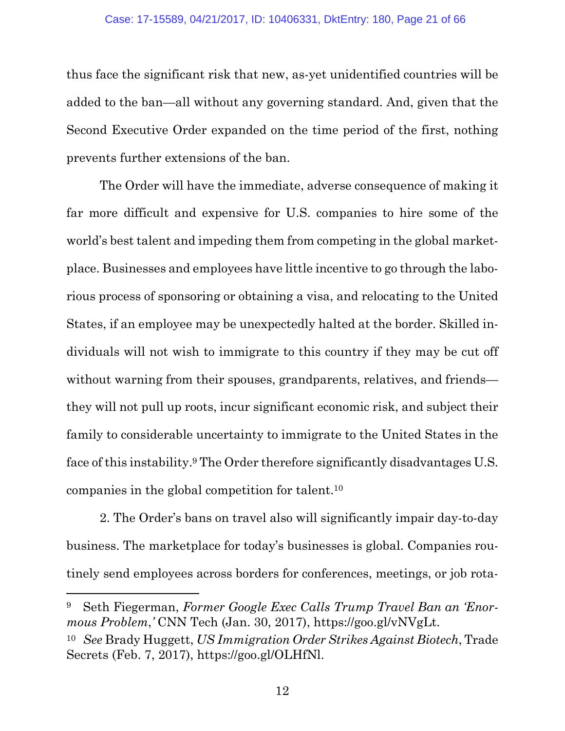thus face the significant risk that new, as-yet unidentified countries will be added to the ban—all without any governing standard. And, given that the Second Executive Order expanded on the time period of the first, nothing prevents further extensions of the ban.

The Order will have the immediate, adverse consequence of making it far more difficult and expensive for U.S. companies to hire some of the world's best talent and impeding them from competing in the global marketplace. Businesses and employees have little incentive to go through the laborious process of sponsoring or obtaining a visa, and relocating to the United States, if an employee may be unexpectedly halted at the border. Skilled individuals will not wish to immigrate to this country if they may be cut off without warning from their spouses, grandparents, relatives, and friends—they will not pull up roots, incur significant economic risk, and subject their family to considerable uncertainty to immigrate to the United States in the face of this instability.[9] The Order therefore significantly disadvantages U.S. companies in the global competition for talent.[10]

2. The Order's bans on travel also will significantly impair day-to-day business. The marketplace for today's businesses is global. Companies routinely send employees across borders for conferences, meetings, or job rota-

---

[9] Seth Fiegerman, *Former Google Exec Calls Trump Travel Ban an 'Enormous Problem,'* CNN Tech (Jan. 30, 2017), https://goo.gl/vNVgLt.

[10] *See* Brady Huggett, *US Immigration Order Strikes Against Biotech*, Trade Secrets (Feb. 7, 2017), https://goo.gl/OLHfNl.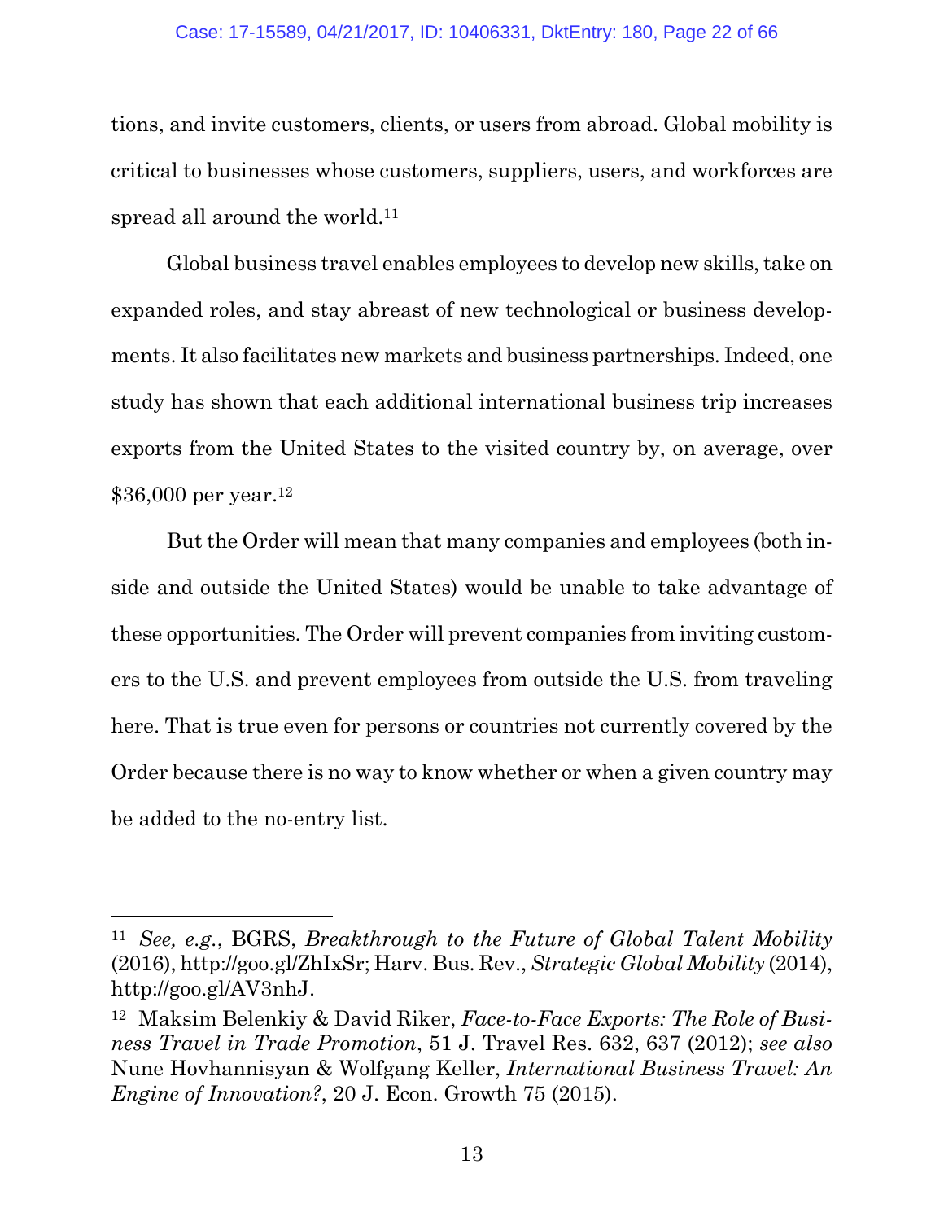tions, and invite customers, clients, or users from abroad. Global mobility is critical to businesses whose customers, suppliers, users, and workforces are spread all around the world.[11]

Global business travel enables employees to develop new skills, take on expanded roles, and stay abreast of new technological or business developments. It also facilitates new markets and business partnerships. Indeed, one study has shown that each additional international business trip increases exports from the United States to the visited country by, on average, over $36,000 per year.[12]

But the Order will mean that many companies and employees (both inside and outside the United States) would be unable to take advantage of these opportunities. The Order will prevent companies from inviting customers to the U.S. and prevent employees from outside the U.S. from traveling here. That is true even for persons or countries not currently covered by the Order because there is no way to know whether or when a given country may be added to the no-entry list.

---

[11] *See, e.g.*, BGRS, *Breakthrough to the Future of Global Talent Mobility* (2016), http://goo.gl/ZhIxSr; Harv. Bus. Rev., *Strategic Global Mobility* (2014), http://goo.gl/AV3nhJ.

[12] Maksim Belenkiy & David Riker, *Face-to-Face Exports: The Role of Business Travel in Trade Promotion*, 51 J. Travel Res. 632, 637 (2012); *see also* Nune Hovhannisyan & Wolfgang Keller, *International Business Travel: An Engine of Innovation?*, 20 J. Econ. Growth 75 (2015).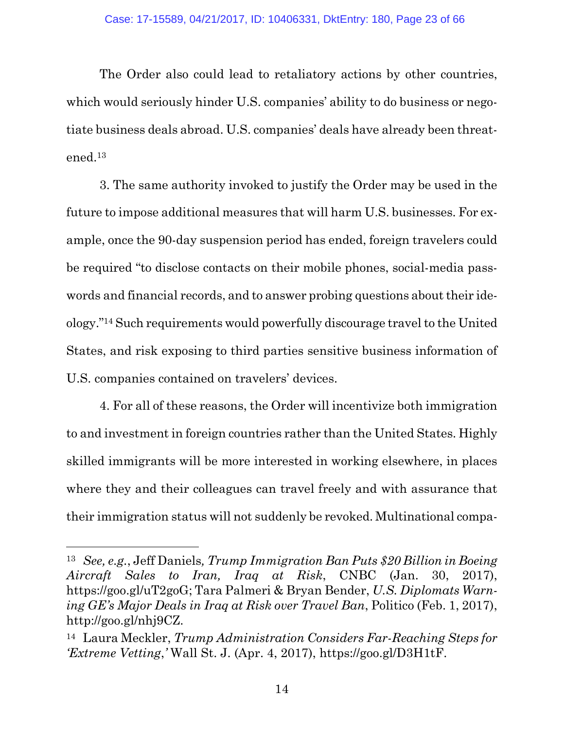The Order also could lead to retaliatory actions by other countries, which would seriously hinder U.S. companies' ability to do business or negotiate business deals abroad. U.S. companies' deals have already been threatened.[13]

3. The same authority invoked to justify the Order may be used in the future to impose additional measures that will harm U.S. businesses. For example, once the 90-day suspension period has ended, foreign travelers could be required "to disclose contacts on their mobile phones, social-media passwords and financial records, and to answer probing questions about their ideology."[14] Such requirements would powerfully discourage travel to the United States, and risk exposing to third parties sensitive business information of U.S. companies contained on travelers' devices.

4. For all of these reasons, the Order will incentivize both immigration to and investment in foreign countries rather than the United States. Highly skilled immigrants will be more interested in working elsewhere, in places where they and their colleagues can travel freely and with assurance that their immigration status will not suddenly be revoked. Multinational compa-

---

[13] *See, e.g.*, Jeff Daniels*, Trump Immigration Ban Puts $20 Billion in Boeing Aircraft Sales to Iran, Iraq at Risk*, CNBC (Jan. 30, 2017), https://goo.gl/uT2goG; Tara Palmeri & Bryan Bender, *U.S. Diplomats Warning GE's Major Deals in Iraq at Risk over Travel Ban*, Politico (Feb. 1, 2017), http://goo.gl/nhj9CZ.

[14] Laura Meckler, *Trump Administration Considers Far-Reaching Steps for 'Extreme Vetting*,*'* Wall St. J. (Apr. 4, 2017), https://goo.gl/D3H1tF.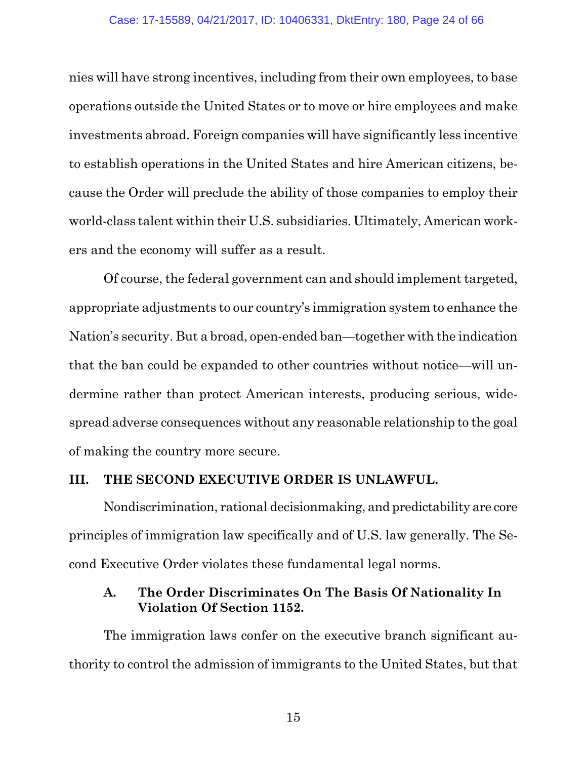nies will have strong incentives, including from their own employees, to base operations outside the United States or to move or hire employees and make investments abroad. Foreign companies will have significantly less incentive to establish operations in the United States and hire American citizens, because the Order will preclude the ability of those companies to employ their world-class talent within their U.S. subsidiaries. Ultimately, American workers and the economy will suffer as a result.

Of course, the federal government can and should implement targeted, appropriate adjustments to our country's immigration system to enhance the Nation's security. But a broad, open-ended ban—together with the indication that the ban could be expanded to other countries without notice—will undermine rather than protect American interests, producing serious, widespread adverse consequences without any reasonable relationship to the goal of making the country more secure.

## III. THE SECOND EXECUTIVE ORDER IS UNLAWFUL.

Nondiscrimination, rational decisionmaking, and predictability are core principles of immigration law specifically and of U.S. law generally. The Second Executive Order violates these fundamental legal norms.

### A. The Order Discriminates On The Basis Of Nationality In Violation Of Section 1152.

The immigration laws confer on the executive branch significant authority to control the admission of immigrants to the United States, but that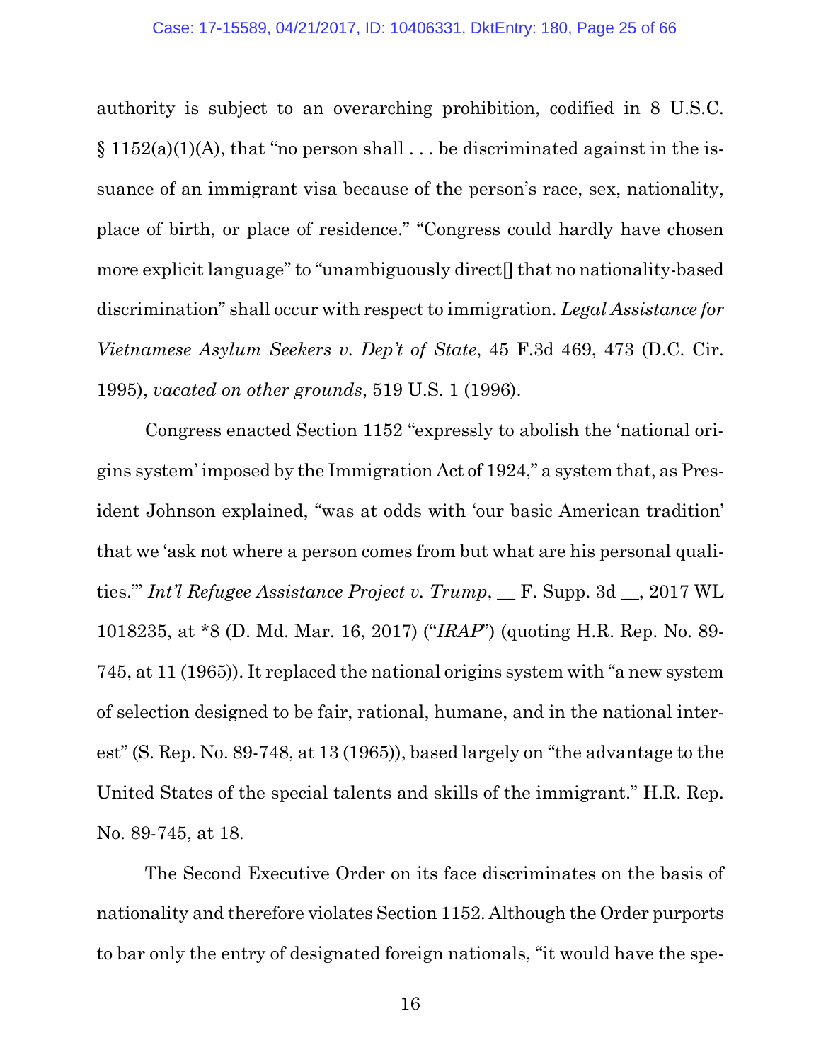authority is subject to an overarching prohibition, codified in 8 U.S.C. § 1152(a)(1)(A), that "no person shall . . . be discriminated against in the issuance of an immigrant visa because of the person's race, sex, nationality, place of birth, or place of residence." "Congress could hardly have chosen more explicit language" to "unambiguously direct[] that no nationality-based discrimination" shall occur with respect to immigration. *Legal Assistance for Vietnamese Asylum Seekers v. Dep't of State*, 45 F.3d 469, 473 (D.C. Cir. 1995), *vacated on other grounds*, 519 U.S. 1 (1996).

Congress enacted Section 1152 "expressly to abolish the 'national origins system' imposed by the Immigration Act of 1924," a system that, as President Johnson explained, "was at odds with 'our basic American tradition' that we 'ask not where a person comes from but what are his personal qualities.'" *Int'l Refugee Assistance Project v. Trump*, __ F. Supp. 3d __, 2017 WL 1018235, at *8 (D. Md. Mar. 16, 2017) ("*IRAP*") (quoting H.R. Rep. No. 89-745, at 11 (1965)). It replaced the national origins system with "a new system of selection designed to be fair, rational, humane, and in the national interest" (S. Rep. No. 89-748, at 13 (1965)), based largely on "the advantage to the United States of the special talents and skills of the immigrant." H.R. Rep. No. 89-745, at 18.

The Second Executive Order on its face discriminates on the basis of nationality and therefore violates Section 1152. Although the Order purports to bar only the entry of designated foreign nationals, "it would have the spe-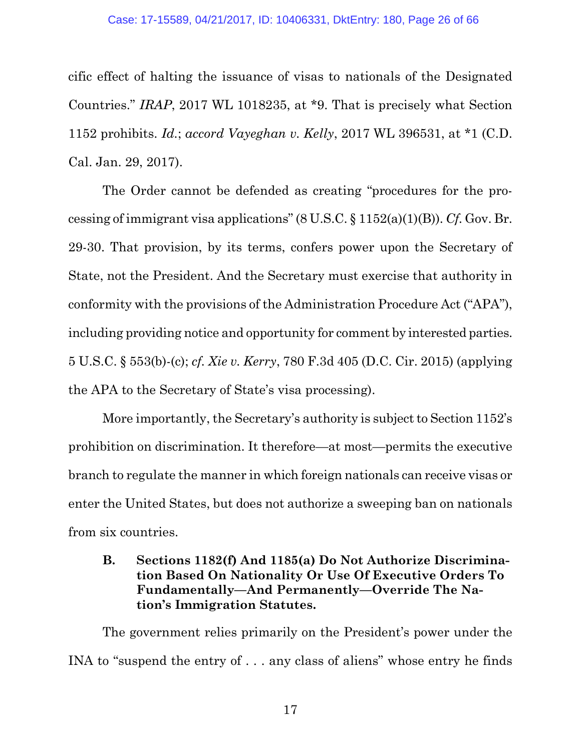cific effect of halting the issuance of visas to nationals of the Designated Countries." *IRAP*, 2017 WL 1018235, at *9. That is precisely what Section 1152 prohibits. *Id.*; *accord Vayeghan v. Kelly*, 2017 WL 396531, at *1 (C.D. Cal. Jan. 29, 2017).

The Order cannot be defended as creating "procedures for the processing of immigrant visa applications" (8 U.S.C. § 1152(a)(1)(B)). *Cf.* Gov. Br. 29-30. That provision, by its terms, confers power upon the Secretary of State, not the President. And the Secretary must exercise that authority in conformity with the provisions of the Administration Procedure Act ("APA"), including providing notice and opportunity for comment by interested parties. 5 U.S.C. § 553(b)-(c); *cf. Xie v. Kerry*, 780 F.3d 405 (D.C. Cir. 2015) (applying the APA to the Secretary of State's visa processing).

More importantly, the Secretary's authority is subject to Section 1152's prohibition on discrimination. It therefore—at most—permits the executive branch to regulate the manner in which foreign nationals can receive visas or enter the United States, but does not authorize a sweeping ban on nationals from six countries.

### B. Sections 1182(f) And 1185(a) Do Not Authorize Discrimination Based On Nationality Or Use Of Executive Orders To Fundamentally—And Permanently—Override The Nation's Immigration Statutes.

The government relies primarily on the President's power under the INA to "suspend the entry of . . . any class of aliens" whose entry he finds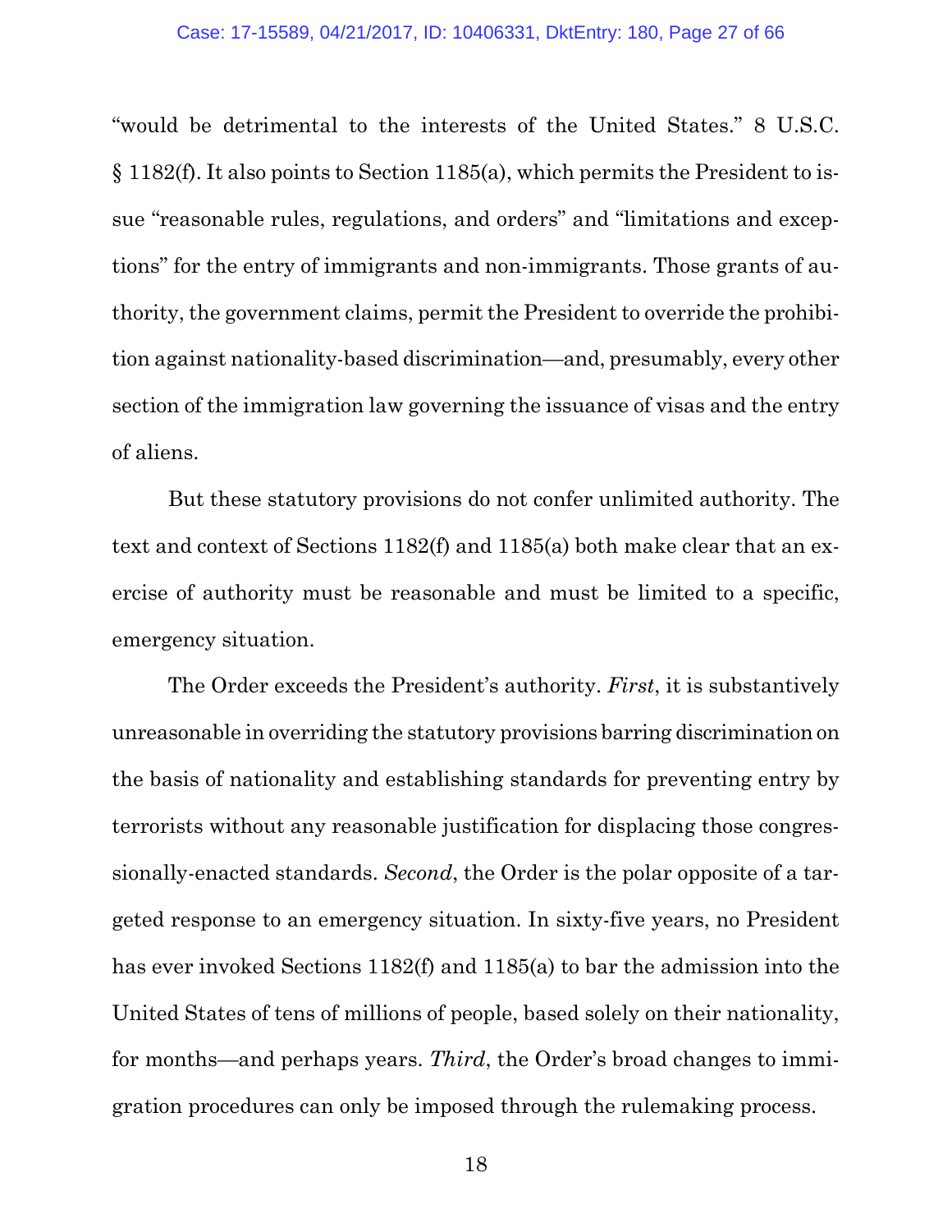"would be detrimental to the interests of the United States." 8 U.S.C. § 1182(f). It also points to Section 1185(a), which permits the President to issue "reasonable rules, regulations, and orders" and "limitations and exceptions" for the entry of immigrants and non-immigrants. Those grants of authority, the government claims, permit the President to override the prohibition against nationality-based discrimination—and, presumably, every other section of the immigration law governing the issuance of visas and the entry of aliens.

But these statutory provisions do not confer unlimited authority. The text and context of Sections 1182(f) and 1185(a) both make clear that an exercise of authority must be reasonable and must be limited to a specific, emergency situation.

The Order exceeds the President's authority. *First*, it is substantively unreasonable in overriding the statutory provisions barring discrimination on the basis of nationality and establishing standards for preventing entry by terrorists without any reasonable justification for displacing those congressionally-enacted standards. *Second*, the Order is the polar opposite of a targeted response to an emergency situation. In sixty-five years, no President has ever invoked Sections 1182(f) and 1185(a) to bar the admission into the United States of tens of millions of people, based solely on their nationality, for months—and perhaps years. *Third*, the Order's broad changes to immigration procedures can only be imposed through the rulemaking process.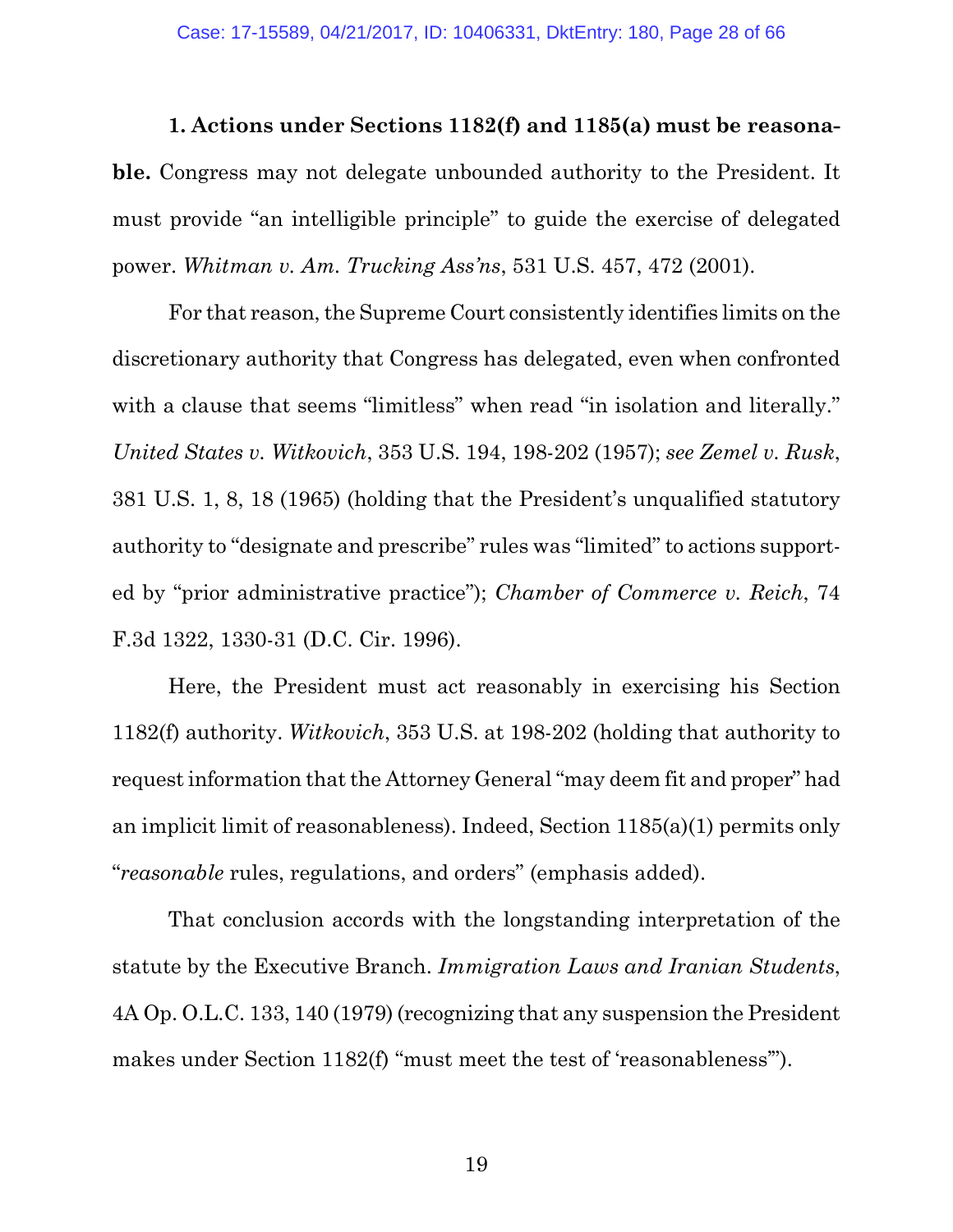**1. Actions under Sections 1182(f) and 1185(a) must be reasonable.** Congress may not delegate unbounded authority to the President. It must provide "an intelligible principle" to guide the exercise of delegated power. *Whitman v. Am. Trucking Ass'ns*, 531 U.S. 457, 472 (2001).

For that reason, the Supreme Court consistently identifies limits on the discretionary authority that Congress has delegated, even when confronted with a clause that seems "limitless" when read "in isolation and literally." *United States v. Witkovich*, 353 U.S. 194, 198-202 (1957); *see Zemel v. Rusk*, 381 U.S. 1, 8, 18 (1965) (holding that the President's unqualified statutory authority to "designate and prescribe" rules was "limited" to actions supported by "prior administrative practice"); *Chamber of Commerce v. Reich*, 74 F.3d 1322, 1330-31 (D.C. Cir. 1996).

Here, the President must act reasonably in exercising his Section 1182(f) authority. *Witkovich*, 353 U.S. at 198-202 (holding that authority to request information that the Attorney General "may deem fit and proper" had an implicit limit of reasonableness). Indeed, Section 1185(a)(1) permits only "*reasonable* rules, regulations, and orders" (emphasis added).

That conclusion accords with the longstanding interpretation of the statute by the Executive Branch. *Immigration Laws and Iranian Students*, 4A Op. O.L.C. 133, 140 (1979) (recognizing that any suspension the President makes under Section 1182(f) "must meet the test of 'reasonableness'").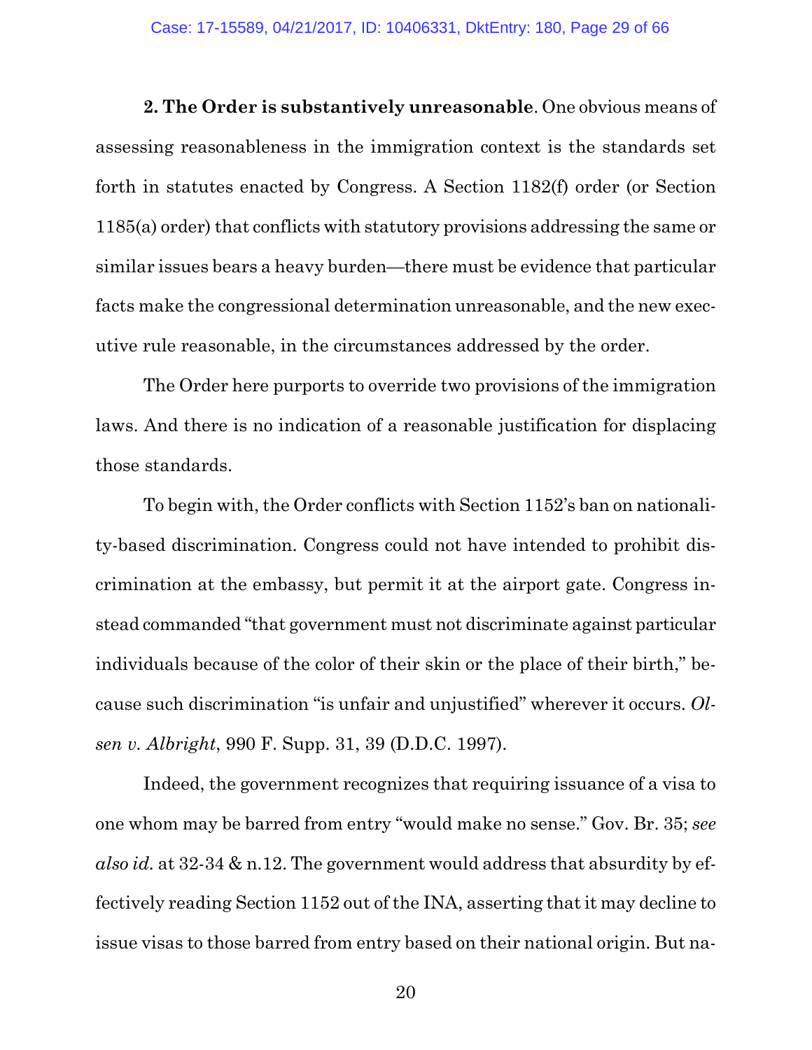**2. The Order is substantively unreasonable**. One obvious means of assessing reasonableness in the immigration context is the standards set forth in statutes enacted by Congress. A Section 1182(f) order (or Section 1185(a) order) that conflicts with statutory provisions addressing the same or similar issues bears a heavy burden—there must be evidence that particular facts make the congressional determination unreasonable, and the new executive rule reasonable, in the circumstances addressed by the order.

The Order here purports to override two provisions of the immigration laws. And there is no indication of a reasonable justification for displacing those standards.

To begin with, the Order conflicts with Section 1152's ban on nationality-based discrimination. Congress could not have intended to prohibit discrimination at the embassy, but permit it at the airport gate. Congress instead commanded "that government must not discriminate against particular individuals because of the color of their skin or the place of their birth," because such discrimination "is unfair and unjustified" wherever it occurs. *Olsen v. Albright*, 990 F. Supp. 31, 39 (D.D.C. 1997).

Indeed, the government recognizes that requiring issuance of a visa to one whom may be barred from entry "would make no sense." Gov. Br. 35; *see also id.* at 32-34 & n.12. The government would address that absurdity by effectively reading Section 1152 out of the INA, asserting that it may decline to issue visas to those barred from entry based on their national origin. But na-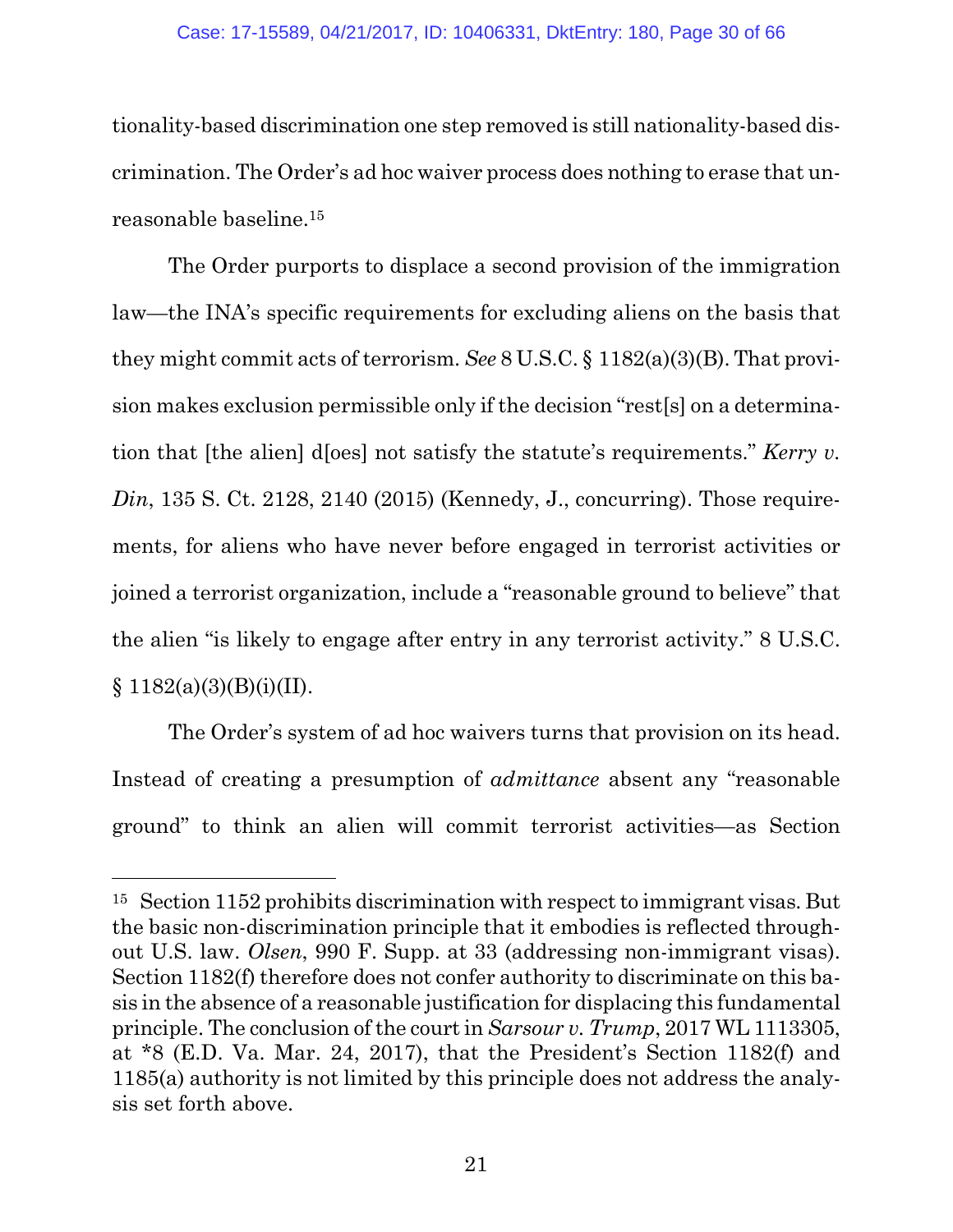tionality-based discrimination one step removed is still nationality-based discrimination. The Order's ad hoc waiver process does nothing to erase that unreasonable baseline.[15]

The Order purports to displace a second provision of the immigration law—the INA's specific requirements for excluding aliens on the basis that they might commit acts of terrorism. *See* 8 U.S.C. § 1182(a)(3)(B). That provision makes exclusion permissible only if the decision "rest[s] on a determination that [the alien] d[oes] not satisfy the statute's requirements." *Kerry v. Din*, 135 S. Ct. 2128, 2140 (2015) (Kennedy, J., concurring). Those requirements, for aliens who have never before engaged in terrorist activities or joined a terrorist organization, include a "reasonable ground to believe" that the alien "is likely to engage after entry in any terrorist activity." 8 U.S.C. § 1182(a)(3)(B)(i)(II).

The Order's system of ad hoc waivers turns that provision on its head. Instead of creating a presumption of *admittance* absent any "reasonable ground" to think an alien will commit terrorist activities—as Section

---

[15] Section 1152 prohibits discrimination with respect to immigrant visas. But the basic non-discrimination principle that it embodies is reflected throughout U.S. law. *Olsen*, 990 F. Supp. at 33 (addressing non-immigrant visas). Section 1182(f) therefore does not confer authority to discriminate on this basis in the absence of a reasonable justification for displacing this fundamental principle. The conclusion of the court in *Sarsour v. Trump*, 2017 WL 1113305, at *8 (E.D. Va. Mar. 24, 2017), that the President's Section 1182(f) and 1185(a) authority is not limited by this principle does not address the analysis set forth above.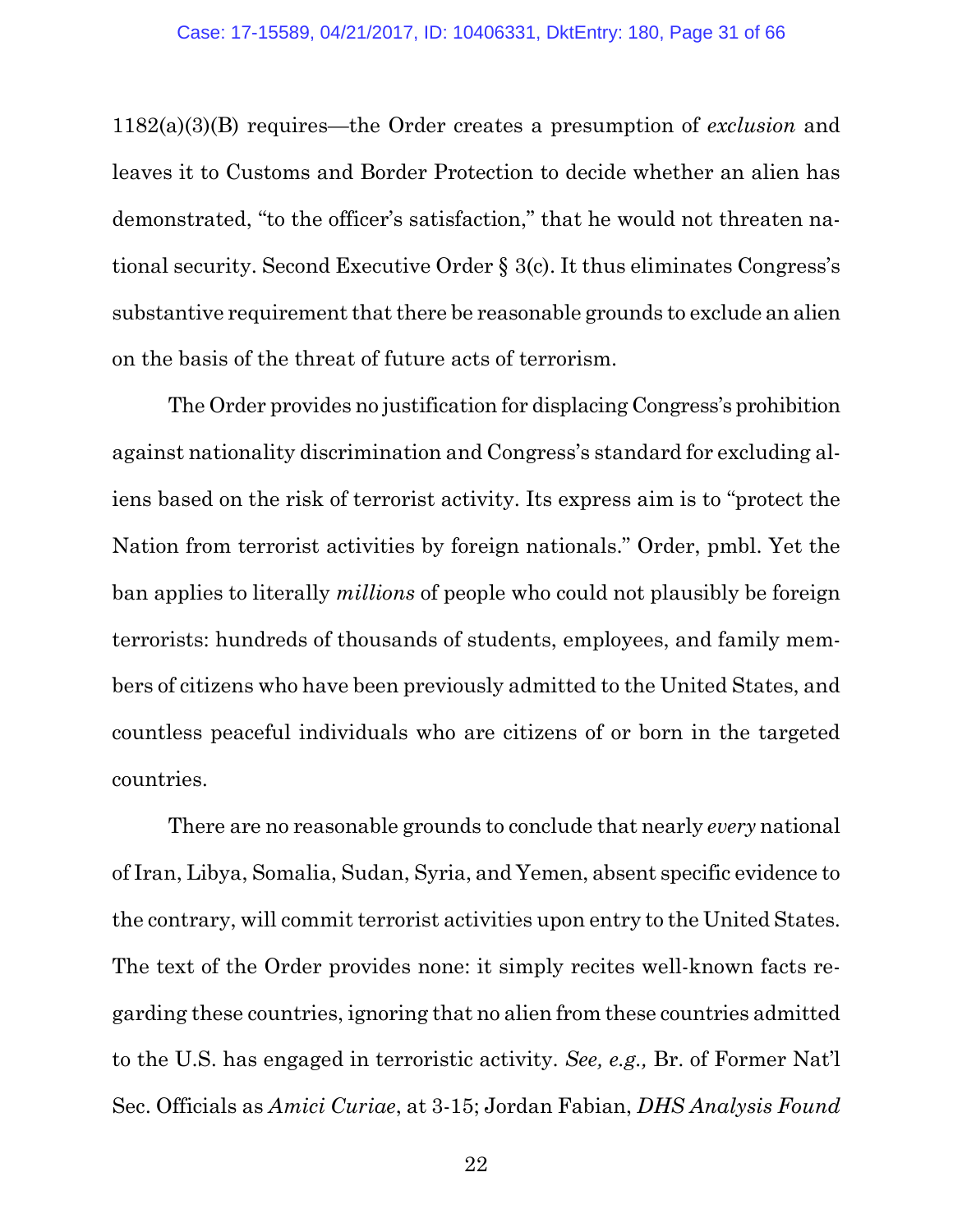1182(a)(3)(B) requires—the Order creates a presumption of *exclusion* and leaves it to Customs and Border Protection to decide whether an alien has demonstrated, "to the officer's satisfaction," that he would not threaten national security. Second Executive Order § 3(c). It thus eliminates Congress's substantive requirement that there be reasonable grounds to exclude an alien on the basis of the threat of future acts of terrorism.

The Order provides no justification for displacing Congress's prohibition against nationality discrimination and Congress's standard for excluding aliens based on the risk of terrorist activity. Its express aim is to "protect the Nation from terrorist activities by foreign nationals." Order, pmbl. Yet the ban applies to literally *millions* of people who could not plausibly be foreign terrorists: hundreds of thousands of students, employees, and family members of citizens who have been previously admitted to the United States, and countless peaceful individuals who are citizens of or born in the targeted countries.

There are no reasonable grounds to conclude that nearly *every* national of Iran, Libya, Somalia, Sudan, Syria, and Yemen, absent specific evidence to the contrary, will commit terrorist activities upon entry to the United States. The text of the Order provides none: it simply recites well-known facts regarding these countries, ignoring that no alien from these countries admitted to the U.S. has engaged in terroristic activity. *See, e.g.,* Br. of Former Nat'l Sec. Officials as *Amici Curiae*, at 3-15; Jordan Fabian, *DHS Analysis Found*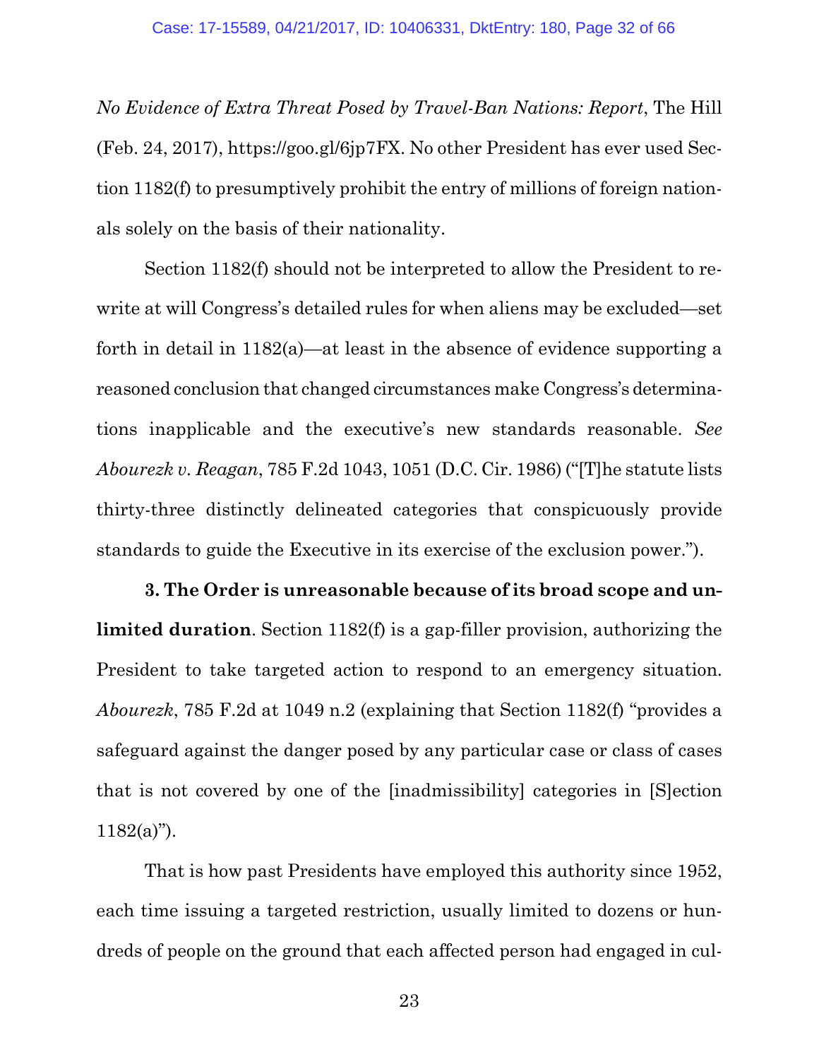*No Evidence of Extra Threat Posed by Travel-Ban Nations: Report*, The Hill (Feb. 24, 2017), https://goo.gl/6jp7FX. No other President has ever used Section 1182(f) to presumptively prohibit the entry of millions of foreign nationals solely on the basis of their nationality.

Section 1182(f) should not be interpreted to allow the President to rewrite at will Congress's detailed rules for when aliens may be excluded—set forth in detail in 1182(a)—at least in the absence of evidence supporting a reasoned conclusion that changed circumstances make Congress's determinations inapplicable and the executive's new standards reasonable. *See Abourezk v. Reagan*, 785 F.2d 1043, 1051 (D.C. Cir. 1986) ("[T]he statute lists thirty-three distinctly delineated categories that conspicuously provide standards to guide the Executive in its exercise of the exclusion power.").

**3. The Order is unreasonable because of its broad scope and unlimited duration**. Section 1182(f) is a gap-filler provision, authorizing the President to take targeted action to respond to an emergency situation. *Abourezk*, 785 F.2d at 1049 n.2 (explaining that Section 1182(f) "provides a safeguard against the danger posed by any particular case or class of cases that is not covered by one of the [inadmissibility] categories in [S]ection 1182(a)").

That is how past Presidents have employed this authority since 1952, each time issuing a targeted restriction, usually limited to dozens or hundreds of people on the ground that each affected person had engaged in cul-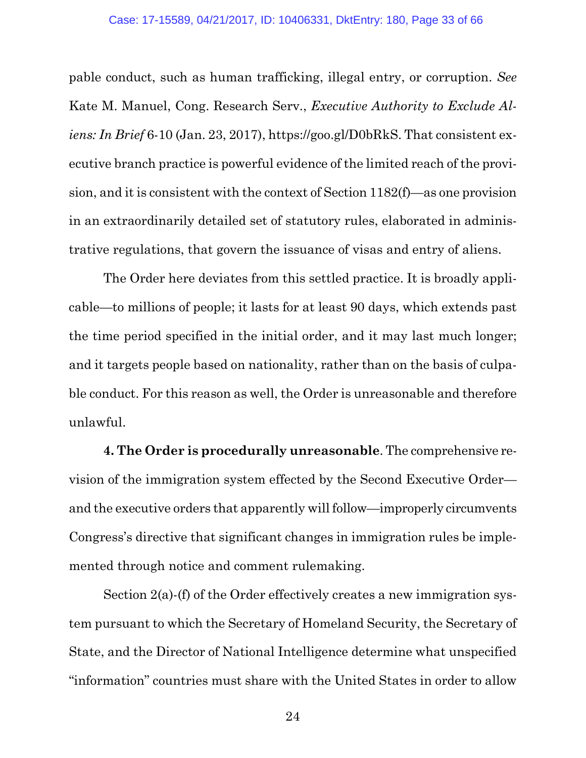pable conduct, such as human trafficking, illegal entry, or corruption. *See* Kate M. Manuel, Cong. Research Serv., *Executive Authority to Exclude Aliens: In Brief* 6-10 (Jan. 23, 2017), https://goo.gl/D0bRkS. That consistent executive branch practice is powerful evidence of the limited reach of the provision, and it is consistent with the context of Section 1182(f)—as one provision in an extraordinarily detailed set of statutory rules, elaborated in administrative regulations, that govern the issuance of visas and entry of aliens.

The Order here deviates from this settled practice. It is broadly applicable—to millions of people; it lasts for at least 90 days, which extends past the time period specified in the initial order, and it may last much longer; and it targets people based on nationality, rather than on the basis of culpable conduct. For this reason as well, the Order is unreasonable and therefore unlawful.

**4. The Order is procedurally unreasonable**. The comprehensive revision of the immigration system effected by the Second Executive Order—and the executive orders that apparently will follow—improperly circumvents Congress's directive that significant changes in immigration rules be implemented through notice and comment rulemaking.

Section 2(a)-(f) of the Order effectively creates a new immigration system pursuant to which the Secretary of Homeland Security, the Secretary of State, and the Director of National Intelligence determine what unspecified "information" countries must share with the United States in order to allow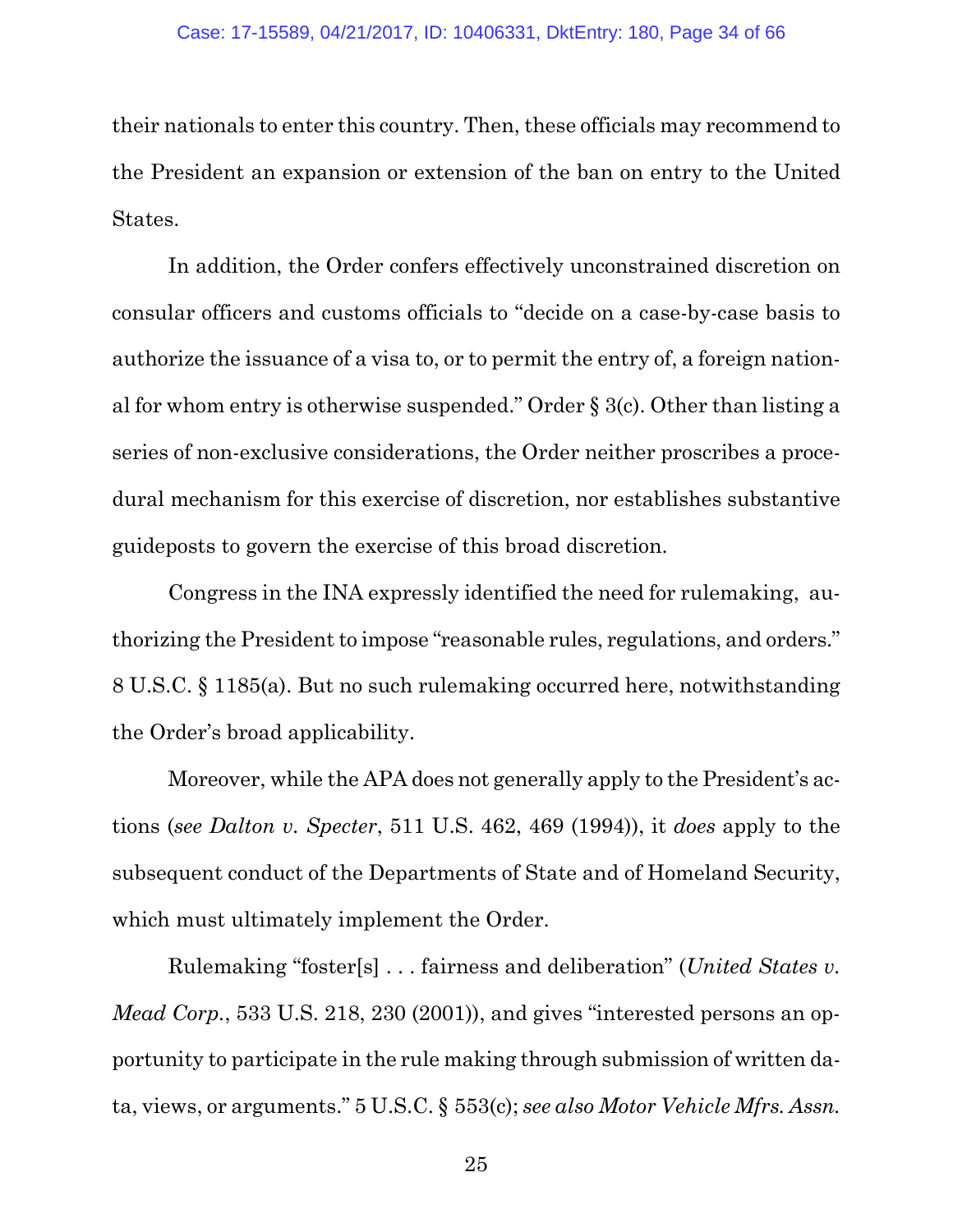their nationals to enter this country. Then, these officials may recommend to the President an expansion or extension of the ban on entry to the United States.

In addition, the Order confers effectively unconstrained discretion on consular officers and customs officials to "decide on a case-by-case basis to authorize the issuance of a visa to, or to permit the entry of, a foreign national for whom entry is otherwise suspended." Order § 3(c). Other than listing a series of non-exclusive considerations, the Order neither proscribes a procedural mechanism for this exercise of discretion, nor establishes substantive guideposts to govern the exercise of this broad discretion.

Congress in the INA expressly identified the need for rulemaking, authorizing the President to impose "reasonable rules, regulations, and orders." 8 U.S.C. § 1185(a). But no such rulemaking occurred here, notwithstanding the Order's broad applicability.

Moreover, while the APA does not generally apply to the President's actions (*see Dalton v. Specter*, 511 U.S. 462, 469 (1994)), it *does* apply to the subsequent conduct of the Departments of State and of Homeland Security, which must ultimately implement the Order.

Rulemaking "foster[s] . . . fairness and deliberation" (*United States v. Mead Corp.*, 533 U.S. 218, 230 (2001)), and gives "interested persons an opportunity to participate in the rule making through submission of written data, views, or arguments." 5 U.S.C. § 553(c); *see also Motor Vehicle Mfrs. Assn.*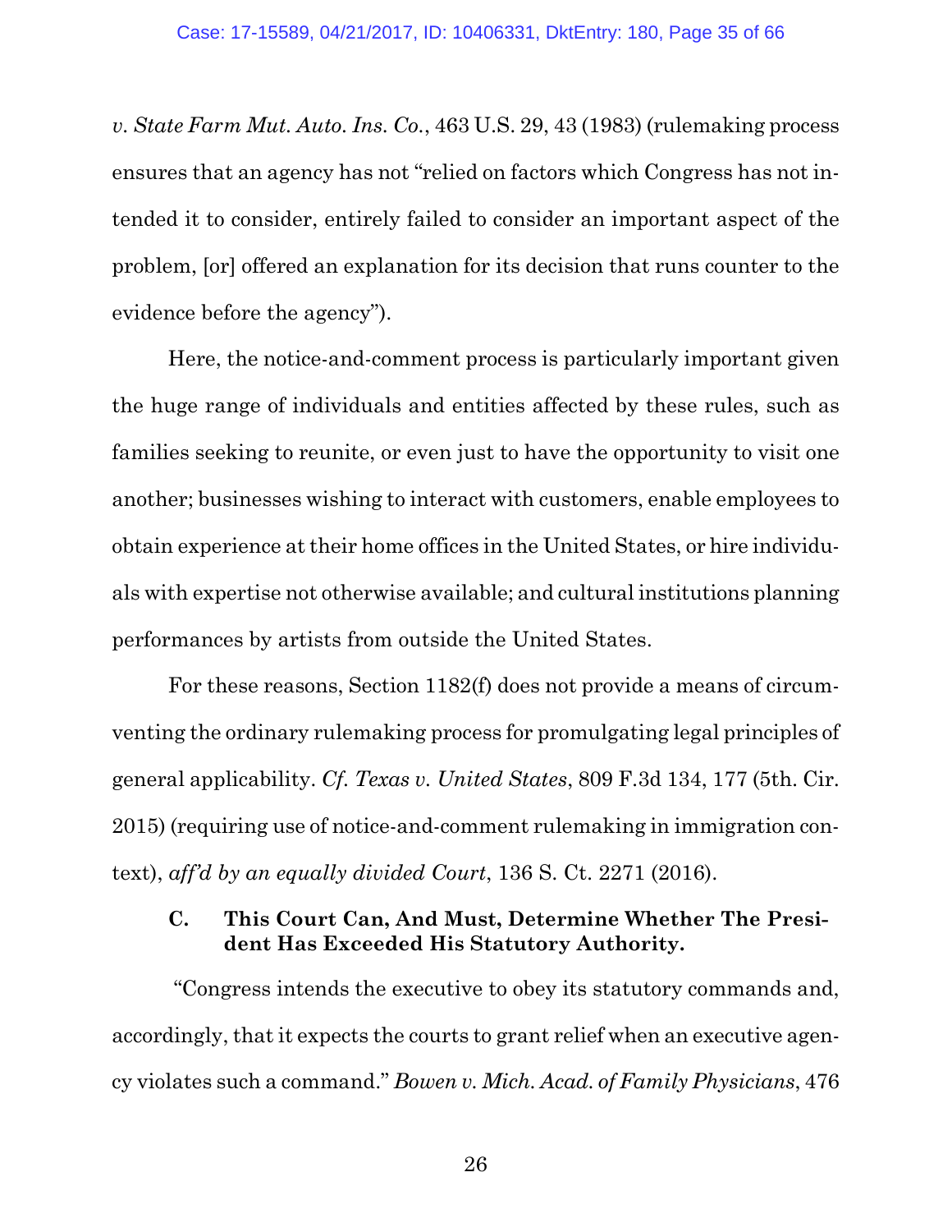*v. State Farm Mut. Auto. Ins. Co.*, 463 U.S. 29, 43 (1983) (rulemaking process ensures that an agency has not "relied on factors which Congress has not intended it to consider, entirely failed to consider an important aspect of the problem, [or] offered an explanation for its decision that runs counter to the evidence before the agency").

Here, the notice-and-comment process is particularly important given the huge range of individuals and entities affected by these rules, such as families seeking to reunite, or even just to have the opportunity to visit one another; businesses wishing to interact with customers, enable employees to obtain experience at their home offices in the United States, or hire individuals with expertise not otherwise available; and cultural institutions planning performances by artists from outside the United States.

For these reasons, Section 1182(f) does not provide a means of circumventing the ordinary rulemaking process for promulgating legal principles of general applicability. *Cf. Texas v. United States*, 809 F.3d 134, 177 (5th. Cir. 2015) (requiring use of notice-and-comment rulemaking in immigration context), *aff'd by an equally divided Court*, 136 S. Ct. 2271 (2016).

### C. This Court Can, And Must, Determine Whether The President Has Exceeded His Statutory Authority.

"Congress intends the executive to obey its statutory commands and, accordingly, that it expects the courts to grant relief when an executive agency violates such a command." *Bowen v. Mich. Acad. of Family Physicians*, 476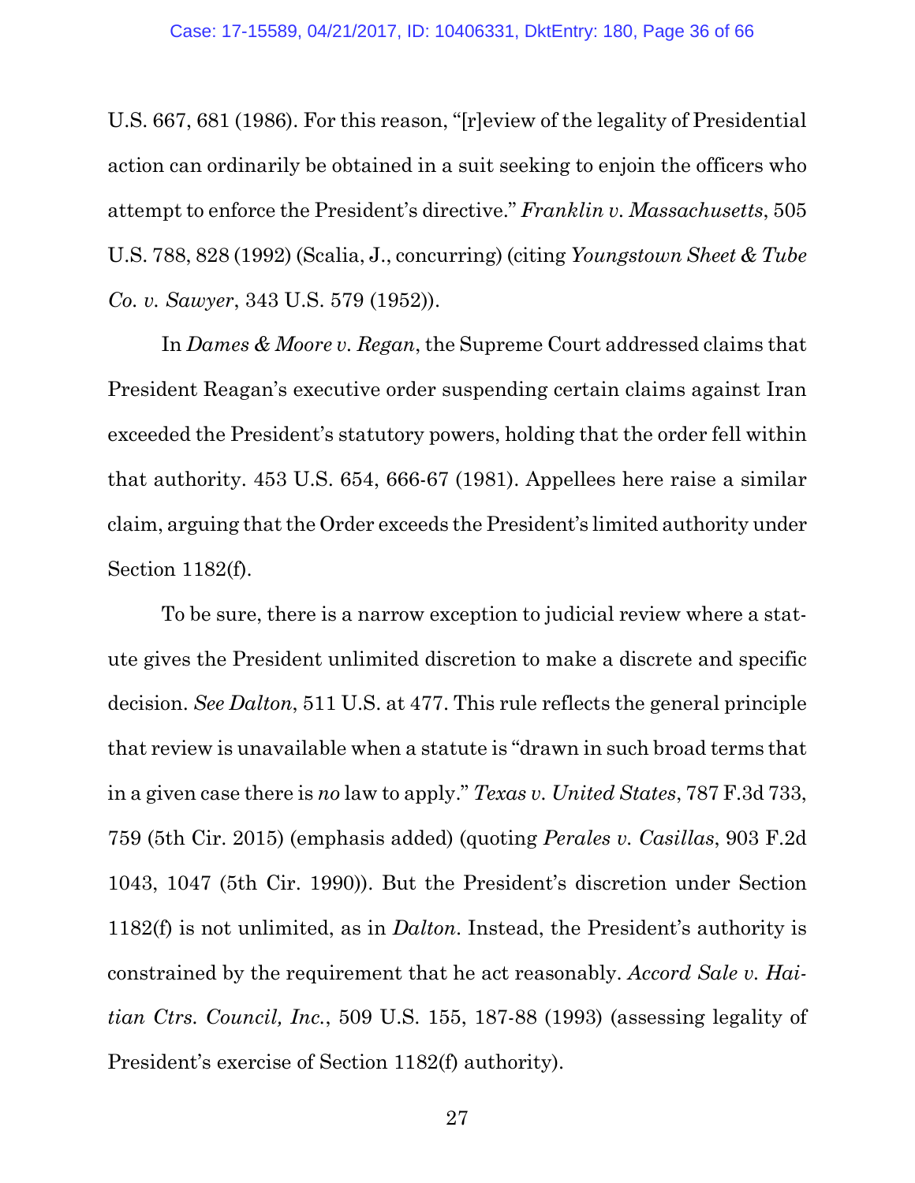U.S. 667, 681 (1986). For this reason, "[r]eview of the legality of Presidential action can ordinarily be obtained in a suit seeking to enjoin the officers who attempt to enforce the President's directive." *Franklin v. Massachusetts*, 505 U.S. 788, 828 (1992) (Scalia, J., concurring) (citing *Youngstown Sheet & Tube Co. v. Sawyer*, 343 U.S. 579 (1952)).

In *Dames & Moore v. Regan*, the Supreme Court addressed claims that President Reagan's executive order suspending certain claims against Iran exceeded the President's statutory powers, holding that the order fell within that authority. 453 U.S. 654, 666-67 (1981). Appellees here raise a similar claim, arguing that the Order exceeds the President's limited authority under Section 1182(f).

To be sure, there is a narrow exception to judicial review where a statute gives the President unlimited discretion to make a discrete and specific decision. *See Dalton*, 511 U.S. at 477. This rule reflects the general principle that review is unavailable when a statute is "drawn in such broad terms that in a given case there is *no* law to apply." *Texas v. United States*, 787 F.3d 733, 759 (5th Cir. 2015) (emphasis added) (quoting *Perales v. Casillas*, 903 F.2d 1043, 1047 (5th Cir. 1990)). But the President's discretion under Section 1182(f) is not unlimited, as in *Dalton*. Instead, the President's authority is constrained by the requirement that he act reasonably. *Accord Sale v. Haitian Ctrs. Council, Inc.*, 509 U.S. 155, 187-88 (1993) (assessing legality of President's exercise of Section 1182(f) authority).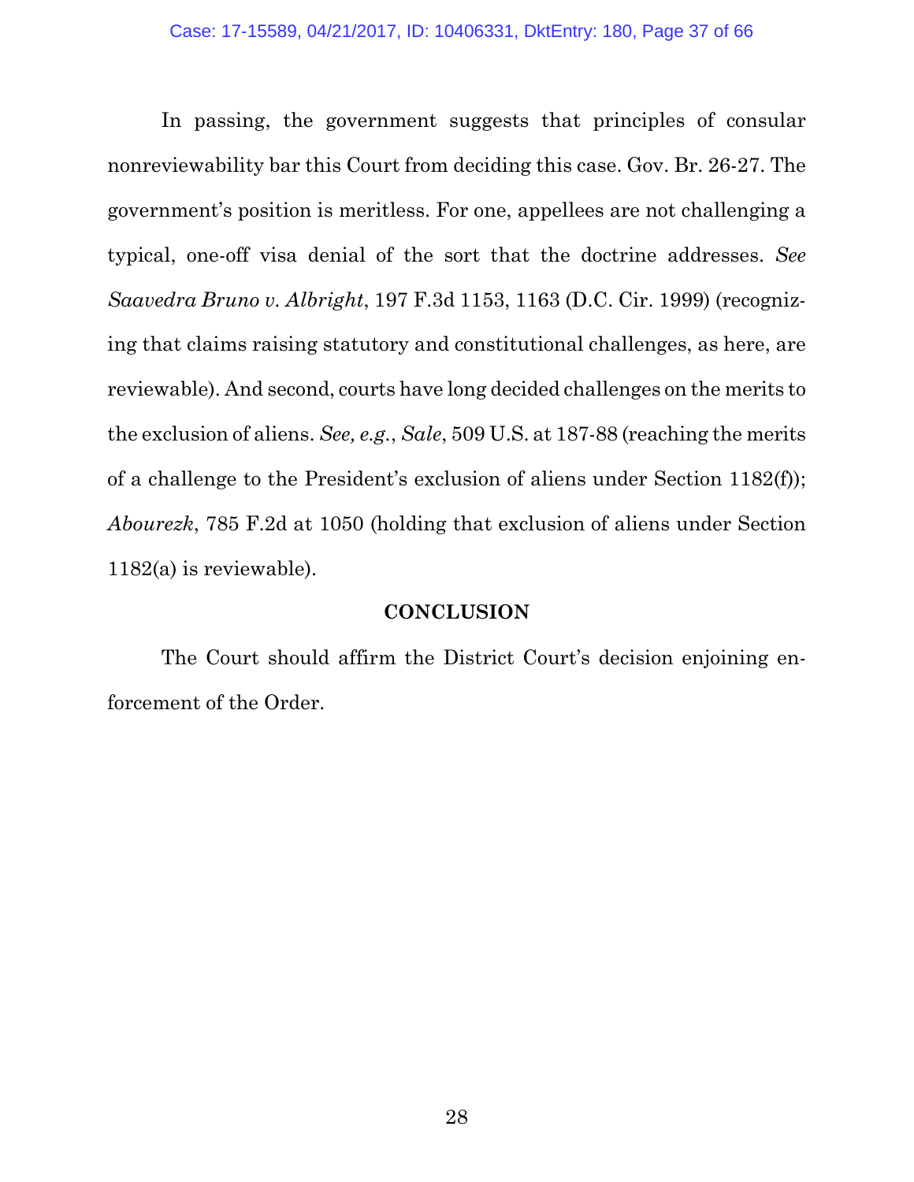In passing, the government suggests that principles of consular nonreviewability bar this Court from deciding this case. Gov. Br. 26-27. The government's position is meritless. For one, appellees are not challenging a typical, one-off visa denial of the sort that the doctrine addresses. *See Saavedra Bruno v. Albright*, 197 F.3d 1153, 1163 (D.C. Cir. 1999) (recognizing that claims raising statutory and constitutional challenges, as here, are reviewable). And second, courts have long decided challenges on the merits to the exclusion of aliens. *See, e.g.*, *Sale*, 509 U.S. at 187-88 (reaching the merits of a challenge to the President's exclusion of aliens under Section 1182(f)); *Abourezk*, 785 F.2d at 1050 (holding that exclusion of aliens under Section 1182(a) is reviewable).

## CONCLUSION

The Court should affirm the District Court's decision enjoining enforcement of the Order.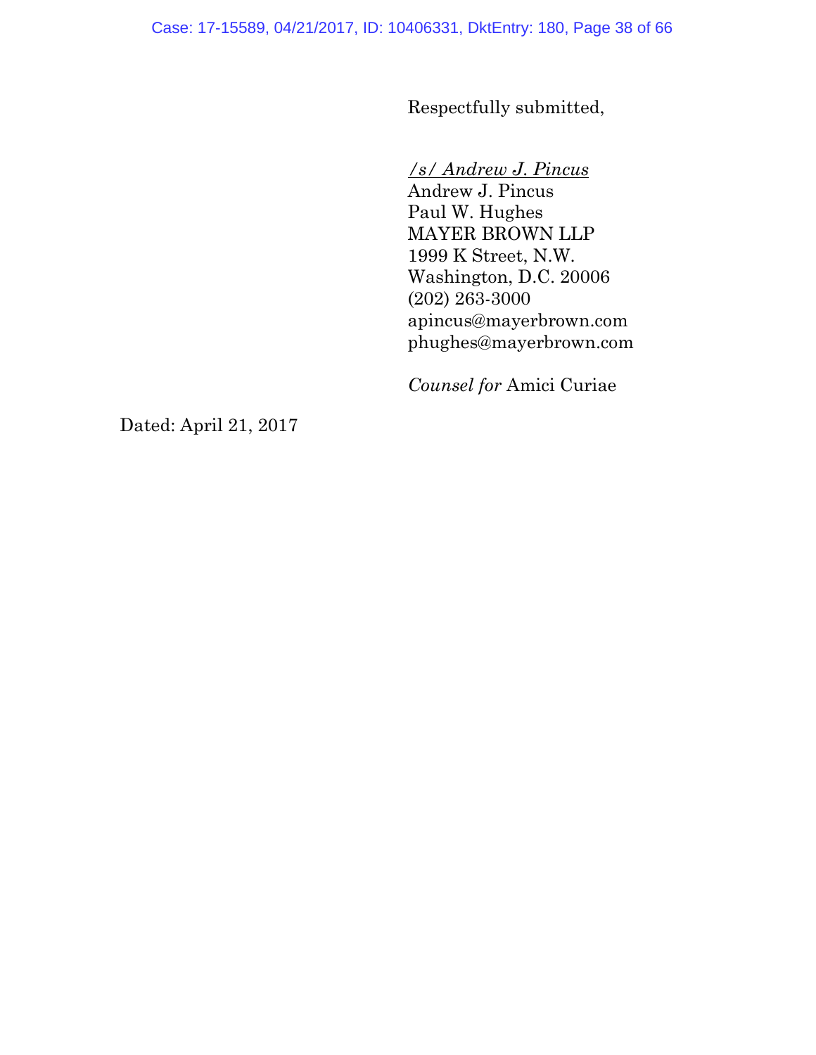Respectfully submitted,

/s/ Andrew J. Pincus
Andrew J. Pincus
Paul W. Hughes
MAYER BROWN LLP
1999 K Street, N.W.
Washington, D.C. 20006
(202) 263-3000
apincus@mayerbrown.com
phughes@mayerbrown.com

*Counsel for* Amici Curiae

Dated: April 21, 2017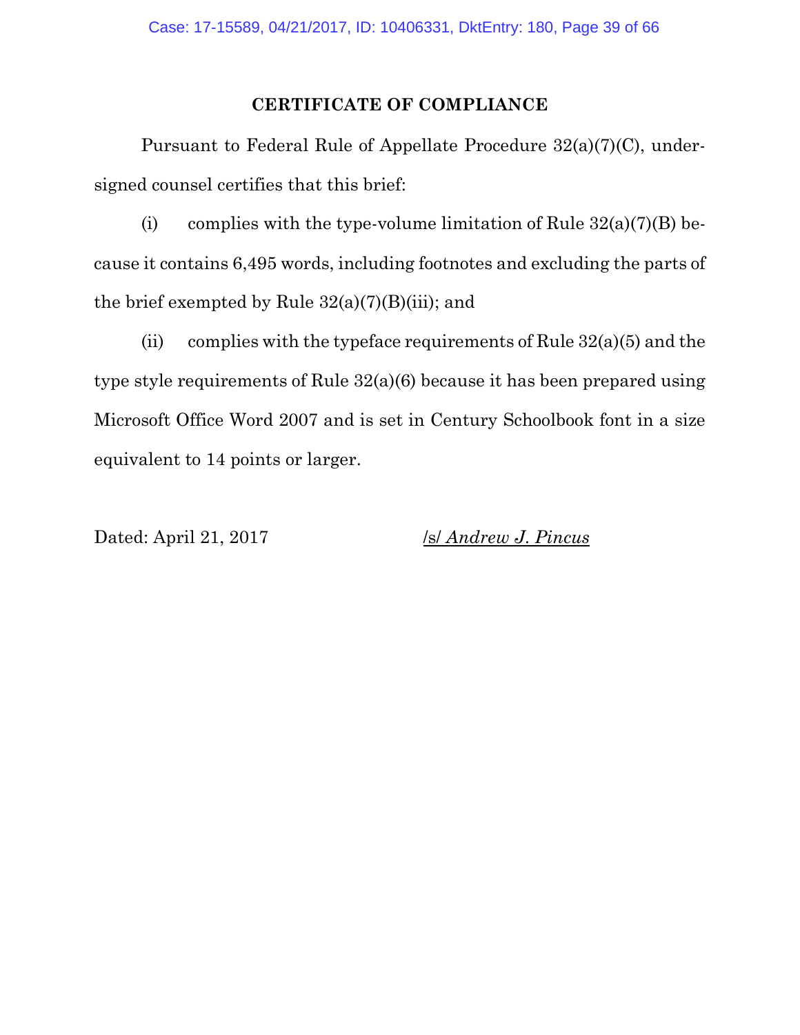## CERTIFICATE OF COMPLIANCE

Pursuant to Federal Rule of Appellate Procedure 32(a)(7)(C), undersigned counsel certifies that this brief:

(i) complies with the type-volume limitation of Rule 32(a)(7)(B) because it contains 6,495 words, including footnotes and excluding the parts of the brief exempted by Rule 32(a)(7)(B)(iii); and

(ii) complies with the typeface requirements of Rule 32(a)(5) and the type style requirements of Rule 32(a)(6) because it has been prepared using Microsoft Office Word 2007 and is set in Century Schoolbook font in a size equivalent to 14 points or larger.

Dated: April 21, 2017

/s/ *Andrew J. Pincus*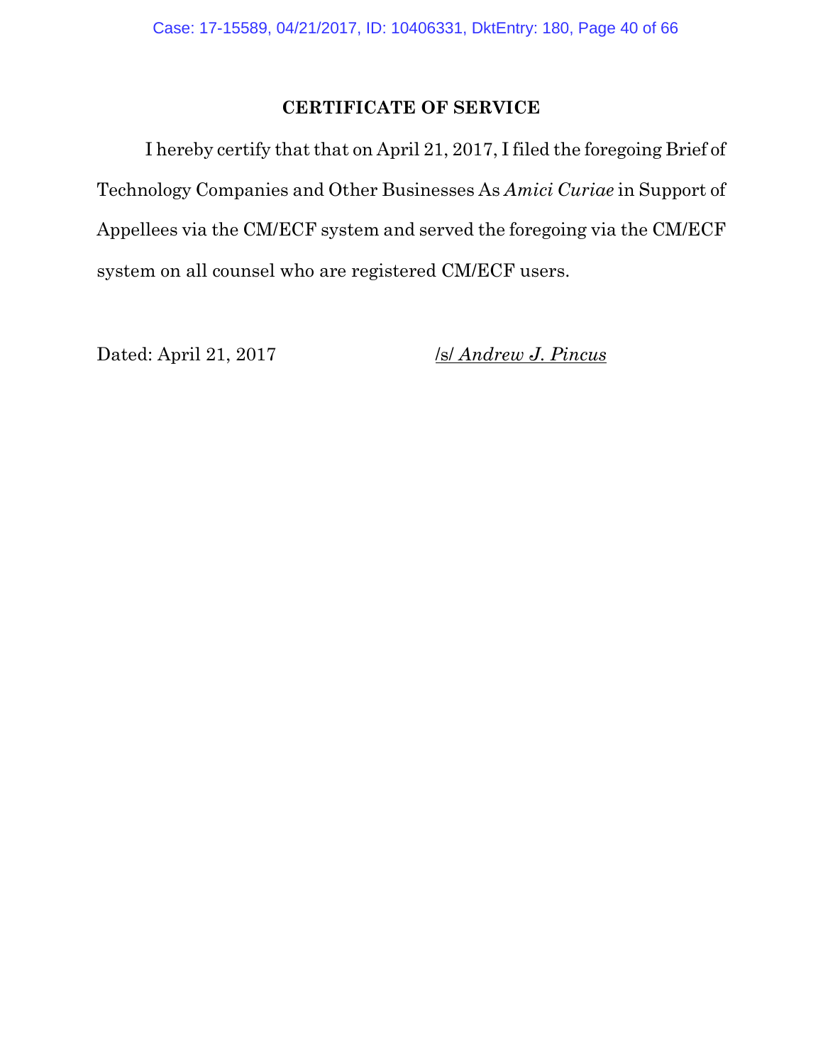**CERTIFICATE OF SERVICE**

I hereby certify that that on April 21, 2017, I filed the foregoing Brief of Technology Companies and Other Businesses As *Amici Curiae* in Support of Appellees via the CM/ECF system and served the foregoing via the CM/ECF system on all counsel who are registered CM/ECF users.

Dated: April 21, 2017

/s/ *Andrew J. Pincus*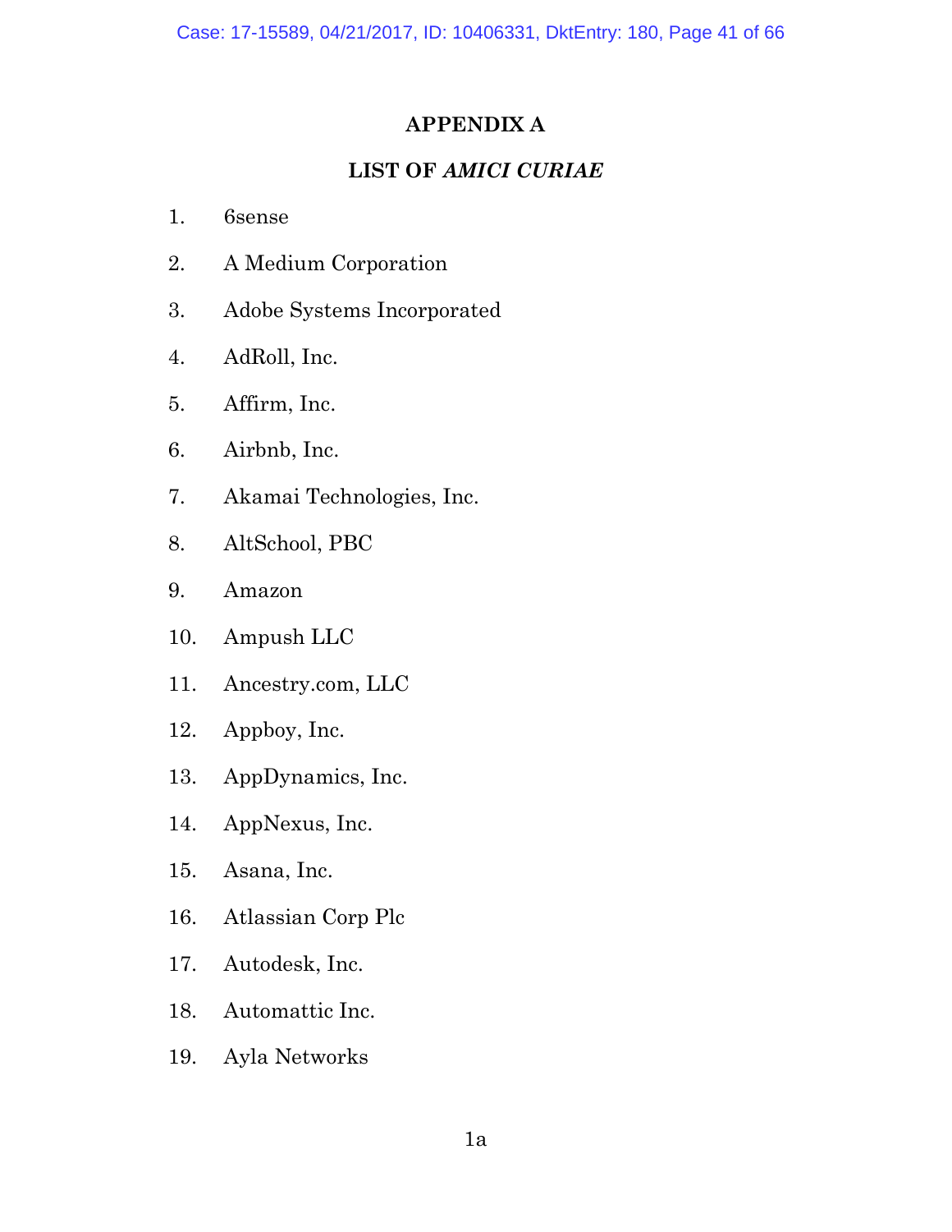# APPENDIX A

## LIST OF *AMICI CURIAE*

1. 6sense
2. A Medium Corporation
3. Adobe Systems Incorporated
4. AdRoll, Inc.
5. Affirm, Inc.
6. Airbnb, Inc.
7. Akamai Technologies, Inc.
8. AltSchool, PBC
9. Amazon
10. Ampush LLC
11. Ancestry.com, LLC
12. Appboy, Inc.
13. AppDynamics, Inc.
14. AppNexus, Inc.
15. Asana, Inc.
16. Atlassian Corp Plc
17. Autodesk, Inc.
18. Automattic Inc.
19. Ayla Networks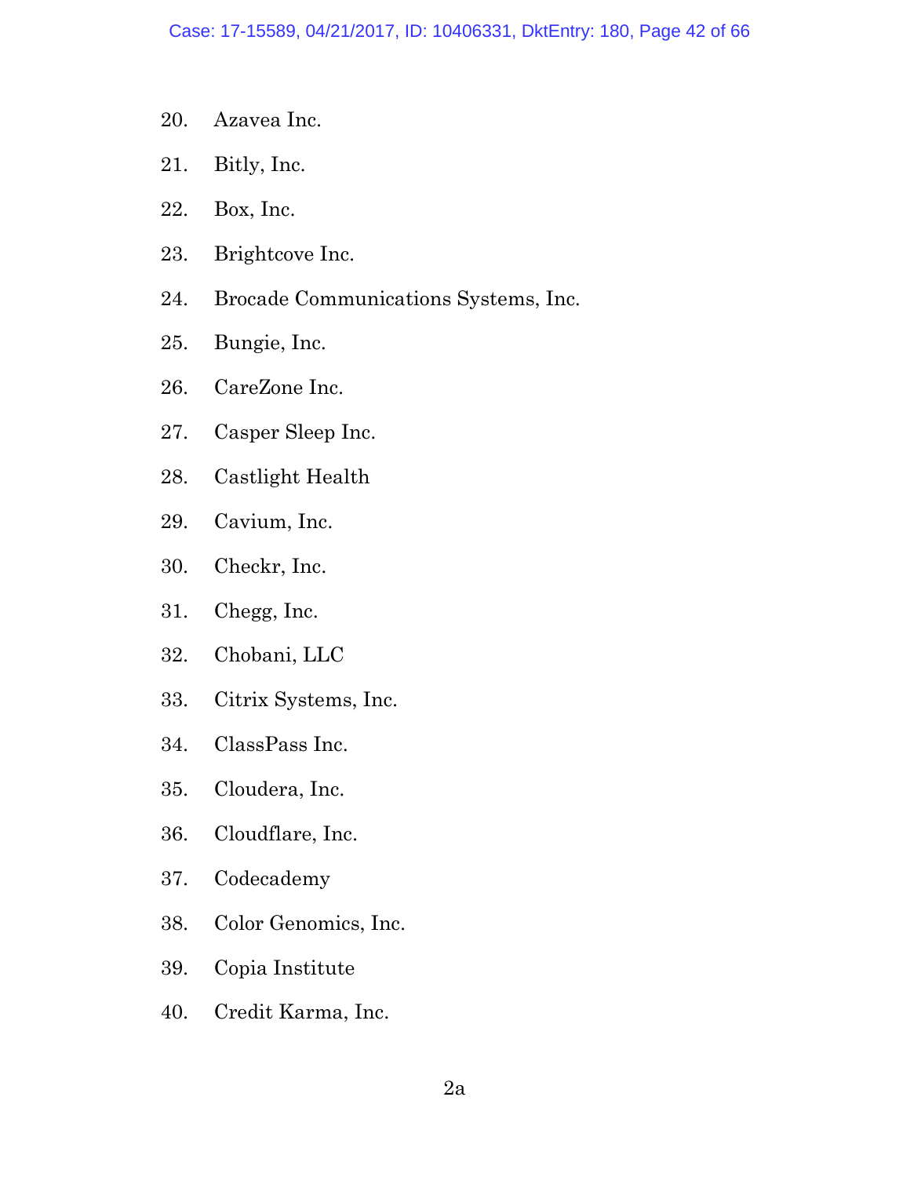20. Azavea Inc.

21. Bitly, Inc.

22. Box, Inc.

23. Brightcove Inc.

24. Brocade Communications Systems, Inc.

25. Bungie, Inc.

26. CareZone Inc.

27. Casper Sleep Inc.

28. Castlight Health

29. Cavium, Inc.

30. Checkr, Inc.

31. Chegg, Inc.

32. Chobani, LLC

33. Citrix Systems, Inc.

34. ClassPass Inc.

35. Cloudera, Inc.

36. Cloudflare, Inc.

37. Codecademy

38. Color Genomics, Inc.

39. Copia Institute

40. Credit Karma, Inc.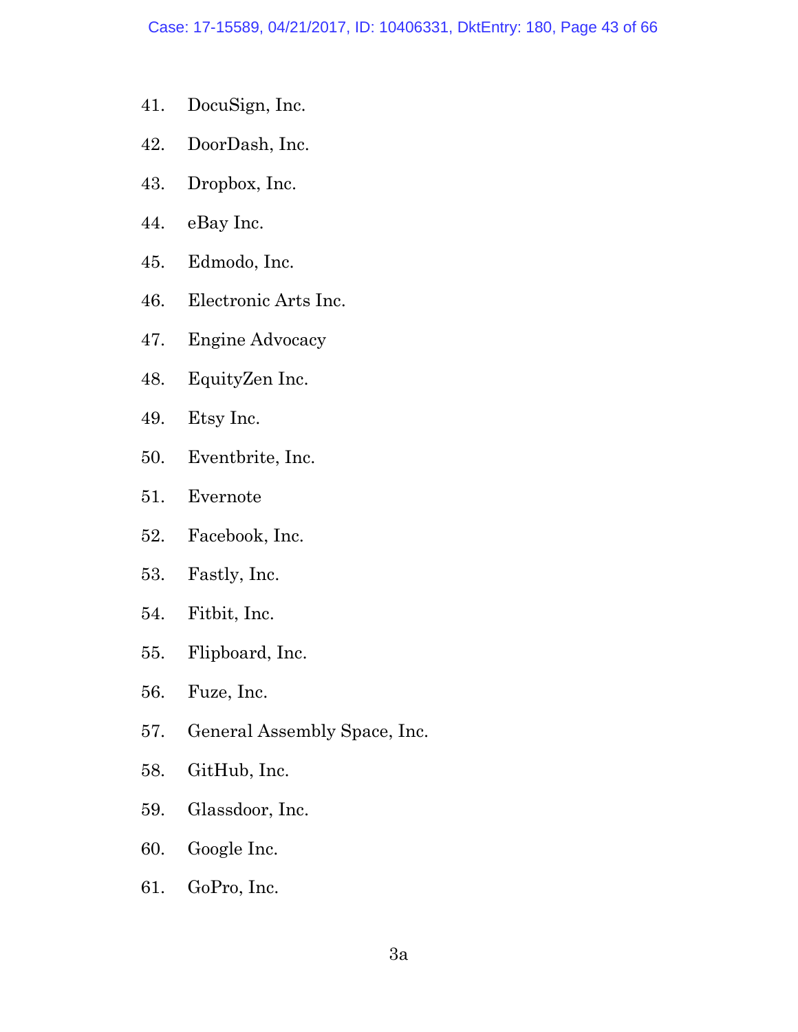41. DocuSign, Inc.
42. DoorDash, Inc.
43. Dropbox, Inc.
44. eBay Inc.
45. Edmodo, Inc.
46. Electronic Arts Inc.
47. Engine Advocacy
48. EquityZen Inc.
49. Etsy Inc.
50. Eventbrite, Inc.
51. Evernote
52. Facebook, Inc.
53. Fastly, Inc.
54. Fitbit, Inc.
55. Flipboard, Inc.
56. Fuze, Inc.
57. General Assembly Space, Inc.
58. GitHub, Inc.
59. Glassdoor, Inc.
60. Google Inc.
61. GoPro, Inc.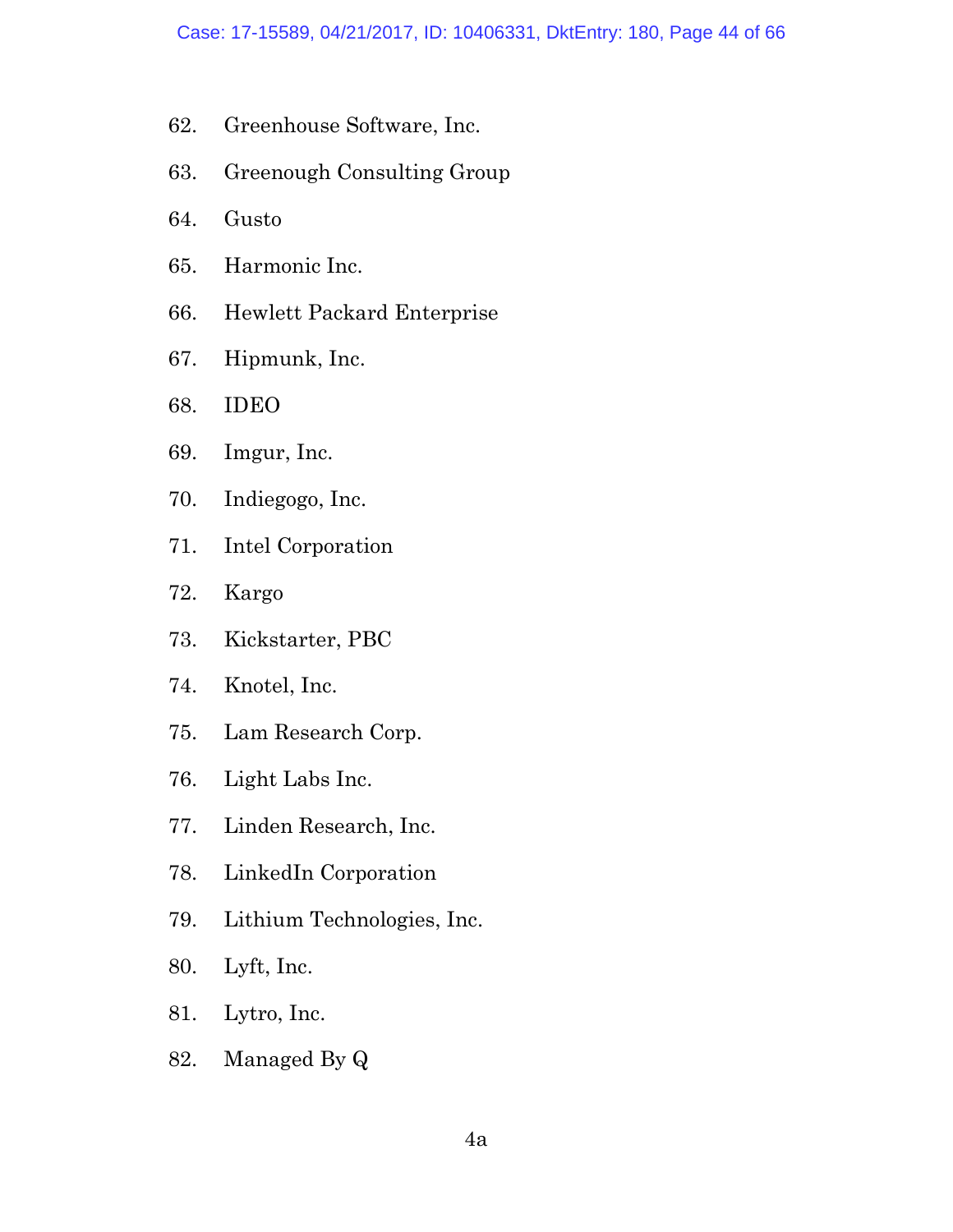62. Greenhouse Software, Inc.
63. Greenough Consulting Group
64. Gusto
65. Harmonic Inc.
66. Hewlett Packard Enterprise
67. Hipmunk, Inc.
68. IDEO
69. Imgur, Inc.
70. Indiegogo, Inc.
71. Intel Corporation
72. Kargo
73. Kickstarter, PBC
74. Knotel, Inc.
75. Lam Research Corp.
76. Light Labs Inc.
77. Linden Research, Inc.
78. LinkedIn Corporation
79. Lithium Technologies, Inc.
80. Lyft, Inc.
81. Lytro, Inc.
82. Managed By Q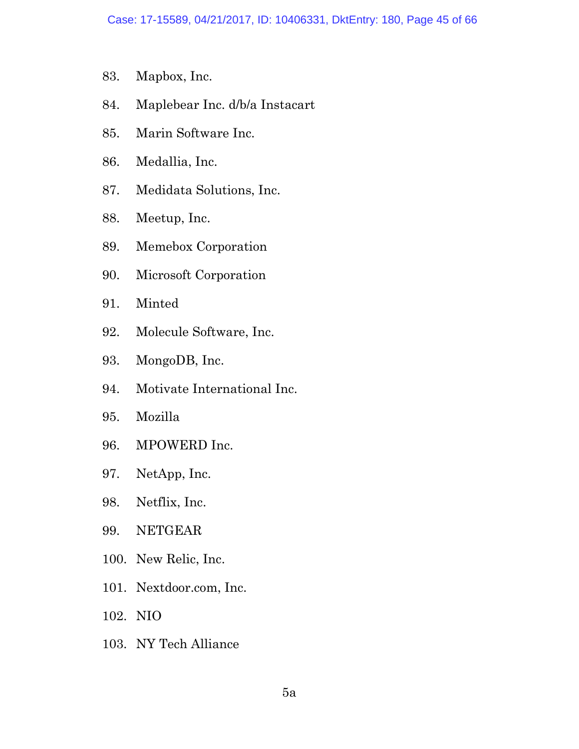83. Mapbox, Inc.
84. Maplebear Inc. d/b/a Instacart
85. Marin Software Inc.
86. Medallia, Inc.
87. Medidata Solutions, Inc.
88. Meetup, Inc.
89. Memebox Corporation
90. Microsoft Corporation
91. Minted
92. Molecule Software, Inc.
93. MongoDB, Inc.
94. Motivate International Inc.
95. Mozilla
96. MPOWERD Inc.
97. NetApp, Inc.
98. Netflix, Inc.
99. NETGEAR
100. New Relic, Inc.
101. Nextdoor.com, Inc.
102. NIO
103. NY Tech Alliance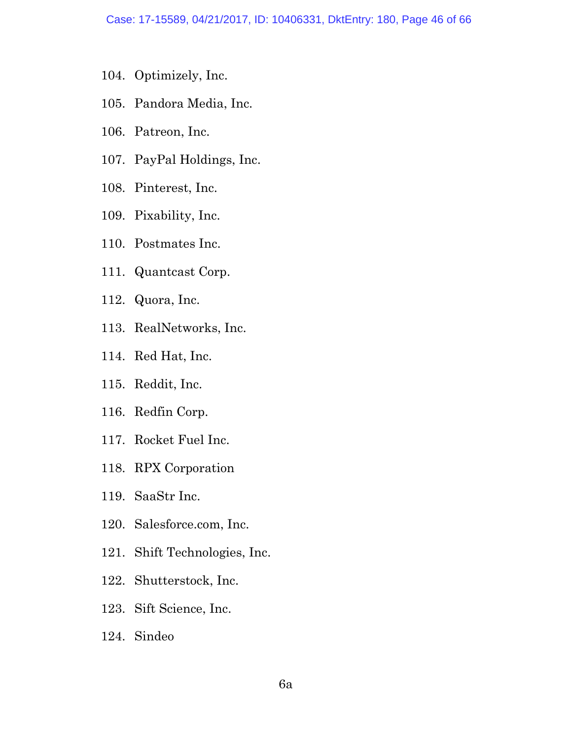104. Optimizely, Inc.

105. Pandora Media, Inc.

106. Patreon, Inc.

107. PayPal Holdings, Inc.

108. Pinterest, Inc.

109. Pixability, Inc.

110. Postmates Inc.

111. Quantcast Corp.

112. Quora, Inc.

113. RealNetworks, Inc.

114. Red Hat, Inc.

115. Reddit, Inc.

116. Redfin Corp.

117. Rocket Fuel Inc.

118. RPX Corporation

119. SaaStr Inc.

120. Salesforce.com, Inc.

121. Shift Technologies, Inc.

122. Shutterstock, Inc.

123. Sift Science, Inc.

124. Sindeo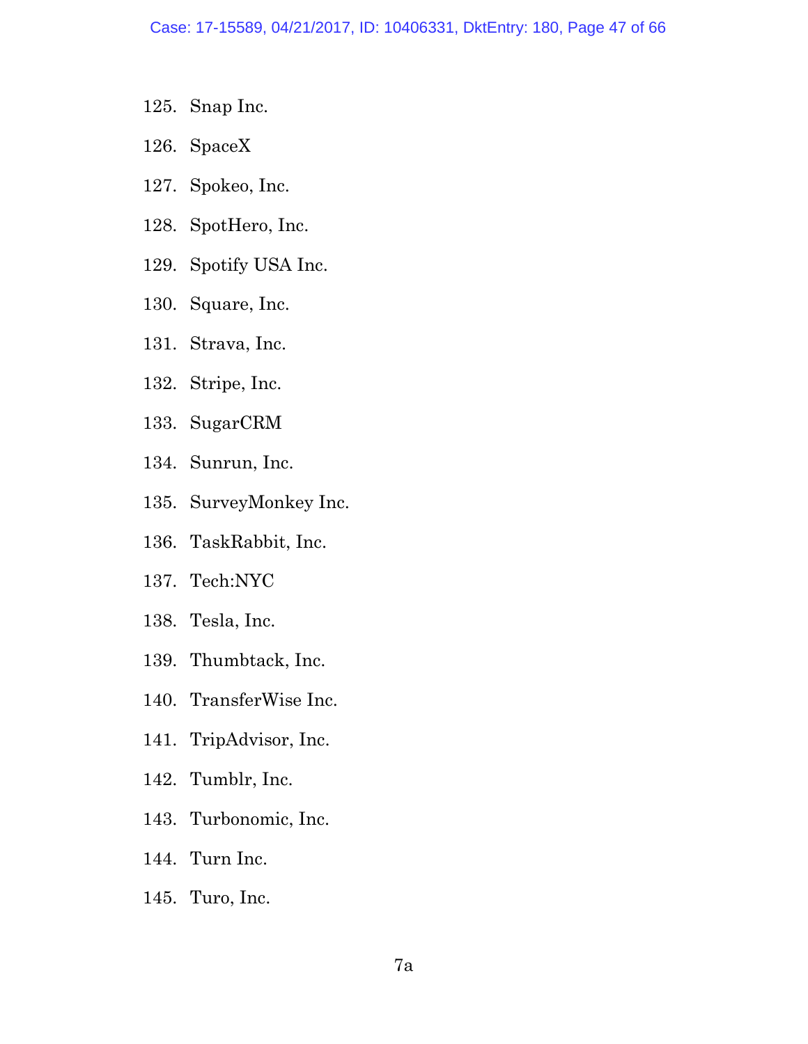125. Snap Inc.
126. SpaceX
127. Spokeo, Inc.
128. SpotHero, Inc.
129. Spotify USA Inc.
130. Square, Inc.
131. Strava, Inc.
132. Stripe, Inc.
133. SugarCRM
134. Sunrun, Inc.
135. SurveyMonkey Inc.
136. TaskRabbit, Inc.
137. Tech:NYC
138. Tesla, Inc.
139. Thumbtack, Inc.
140. TransferWise Inc.
141. TripAdvisor, Inc.
142. Tumblr, Inc.
143. Turbonomic, Inc.
144. Turn Inc.
145. Turo, Inc.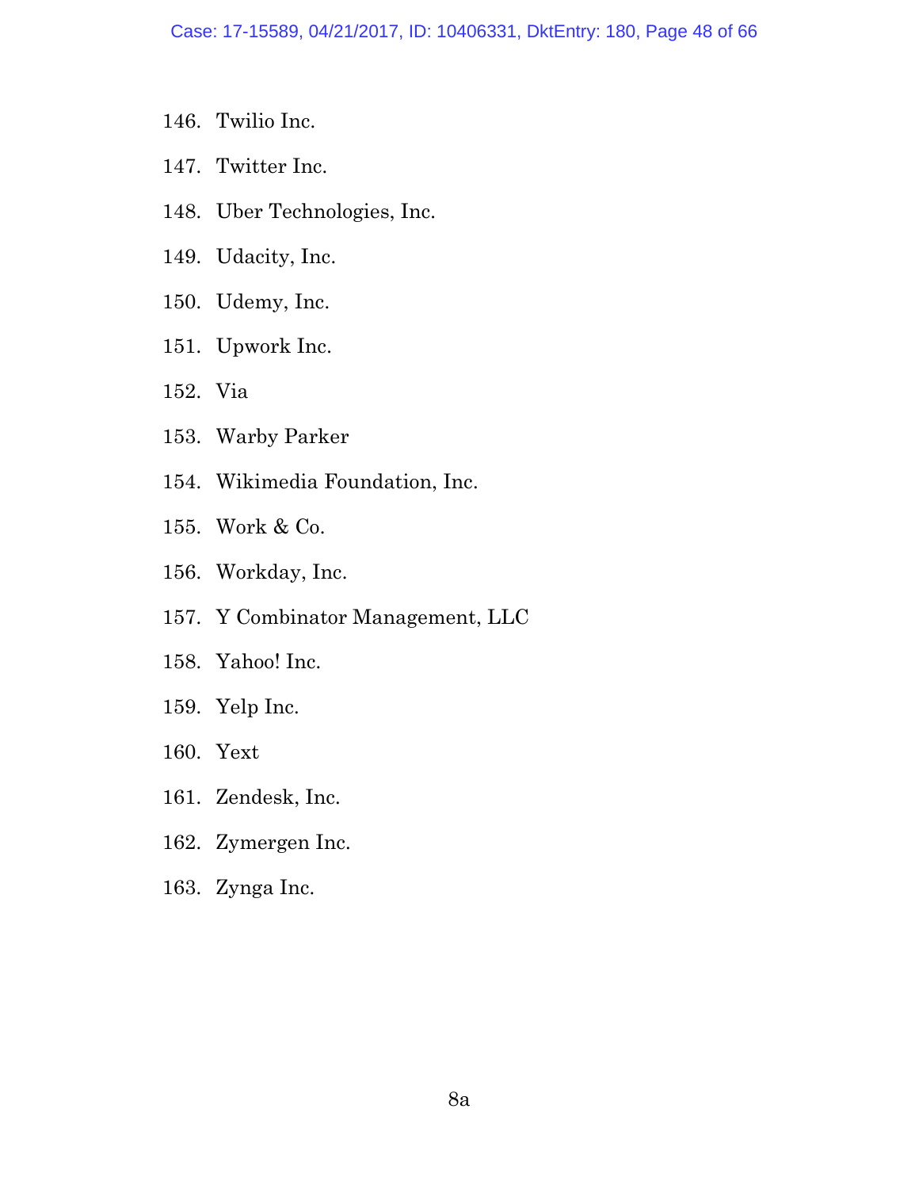146. Twilio Inc.

147. Twitter Inc.

148. Uber Technologies, Inc.

149. Udacity, Inc.

150. Udemy, Inc.

151. Upwork Inc.

152. Via

153. Warby Parker

154. Wikimedia Foundation, Inc.

155. Work & Co.

156. Workday, Inc.

157. Y Combinator Management, LLC

158. Yahoo! Inc.

159. Yelp Inc.

160. Yext

161. Zendesk, Inc.

162. Zymergen Inc.

163. Zynga Inc.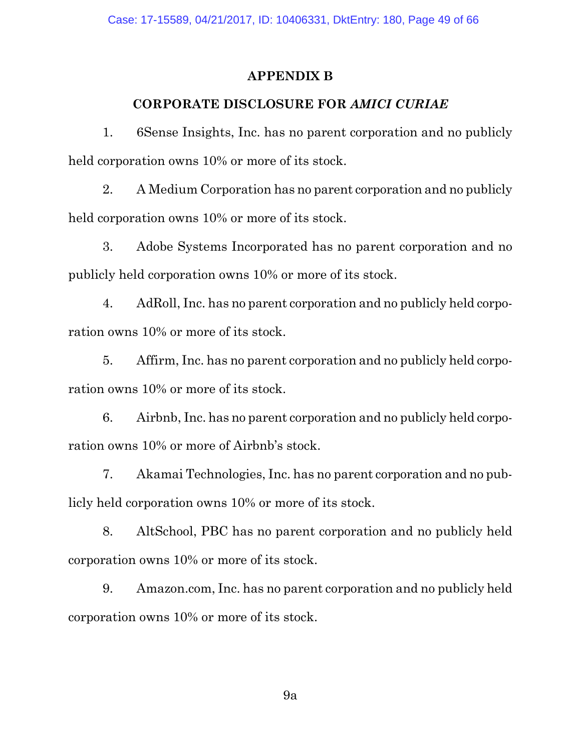## APPENDIX B

## CORPORATE DISCLOSURE FOR *AMICI CURIAE*

1. 6Sense Insights, Inc. has no parent corporation and no publicly held corporation owns 10% or more of its stock.

2. A Medium Corporation has no parent corporation and no publicly held corporation owns 10% or more of its stock.

3. Adobe Systems Incorporated has no parent corporation and no publicly held corporation owns 10% or more of its stock.

4. AdRoll, Inc. has no parent corporation and no publicly held corporation owns 10% or more of its stock.

5. Affirm, Inc. has no parent corporation and no publicly held corporation owns 10% or more of its stock.

6. Airbnb, Inc. has no parent corporation and no publicly held corporation owns 10% or more of Airbnb's stock.

7. Akamai Technologies, Inc. has no parent corporation and no publicly held corporation owns 10% or more of its stock.

8. AltSchool, PBC has no parent corporation and no publicly held corporation owns 10% or more of its stock.

9. Amazon.com, Inc. has no parent corporation and no publicly held corporation owns 10% or more of its stock.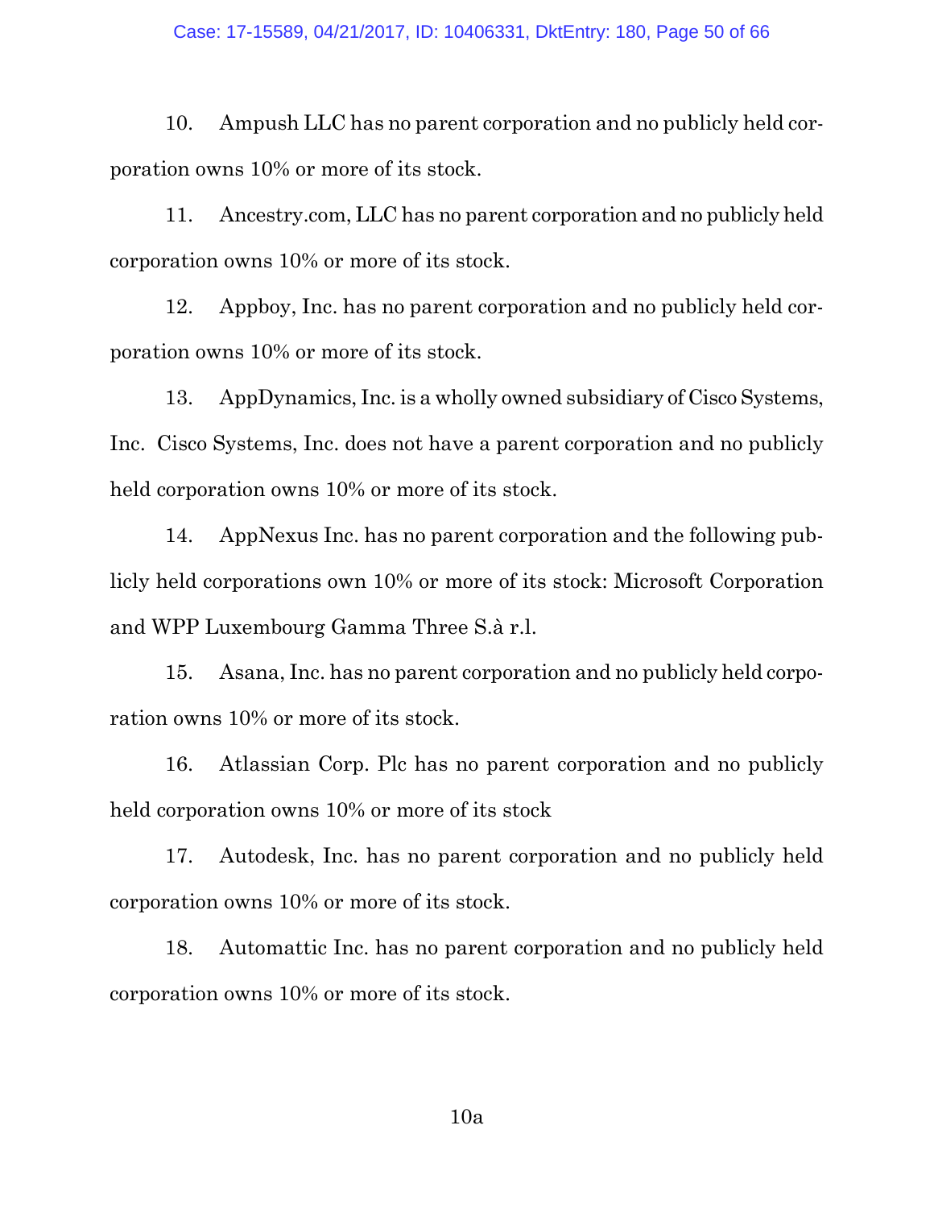10. Ampush LLC has no parent corporation and no publicly held corporation owns 10% or more of its stock.

11. Ancestry.com, LLC has no parent corporation and no publicly held corporation owns 10% or more of its stock.

12. Appboy, Inc. has no parent corporation and no publicly held corporation owns 10% or more of its stock.

13. AppDynamics, Inc. is a wholly owned subsidiary of Cisco Systems, Inc. Cisco Systems, Inc. does not have a parent corporation and no publicly held corporation owns 10% or more of its stock.

14. AppNexus Inc. has no parent corporation and the following publicly held corporations own 10% or more of its stock: Microsoft Corporation and WPP Luxembourg Gamma Three S.à r.l.

15. Asana, Inc. has no parent corporation and no publicly held corporation owns 10% or more of its stock.

16. Atlassian Corp. Plc has no parent corporation and no publicly held corporation owns 10% or more of its stock

17. Autodesk, Inc. has no parent corporation and no publicly held corporation owns 10% or more of its stock.

18. Automattic Inc. has no parent corporation and no publicly held corporation owns 10% or more of its stock.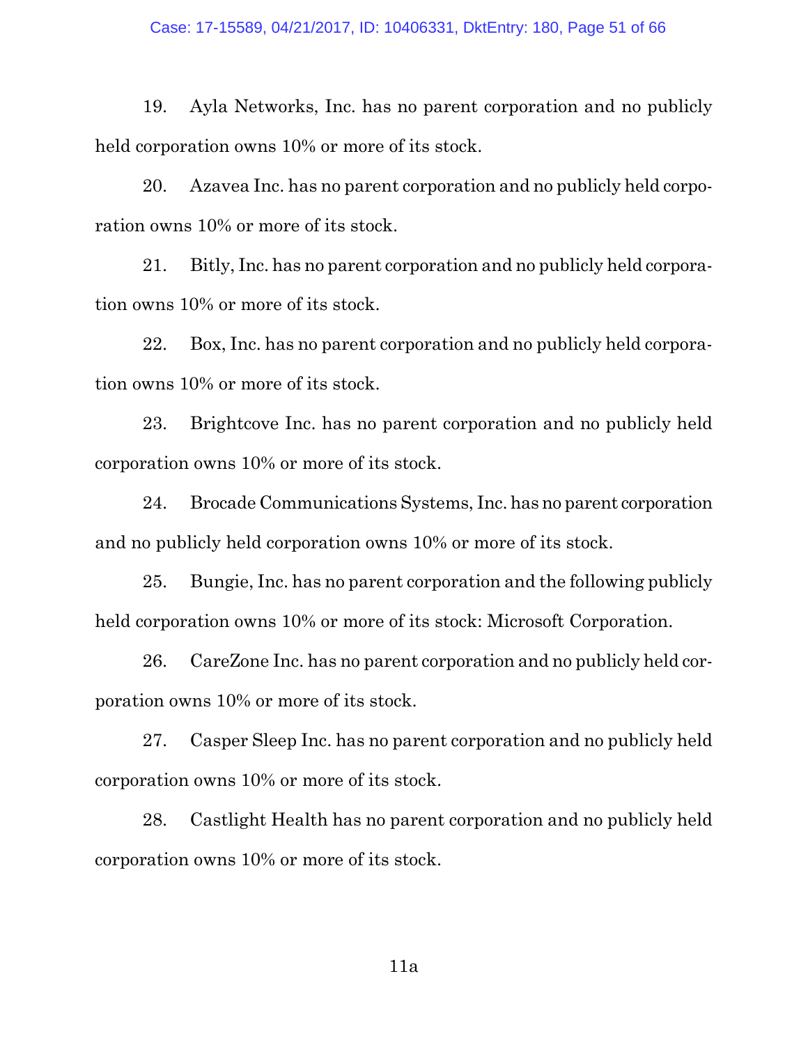19. Ayla Networks, Inc. has no parent corporation and no publicly held corporation owns 10% or more of its stock.

20. Azavea Inc. has no parent corporation and no publicly held corporation owns 10% or more of its stock.

21. Bitly, Inc. has no parent corporation and no publicly held corporation owns 10% or more of its stock.

22. Box, Inc. has no parent corporation and no publicly held corporation owns 10% or more of its stock.

23. Brightcove Inc. has no parent corporation and no publicly held corporation owns 10% or more of its stock.

24. Brocade Communications Systems, Inc. has no parent corporation and no publicly held corporation owns 10% or more of its stock.

25. Bungie, Inc. has no parent corporation and the following publicly held corporation owns 10% or more of its stock: Microsoft Corporation.

26. CareZone Inc. has no parent corporation and no publicly held corporation owns 10% or more of its stock.

27. Casper Sleep Inc. has no parent corporation and no publicly held corporation owns 10% or more of its stock.

28. Castlight Health has no parent corporation and no publicly held corporation owns 10% or more of its stock.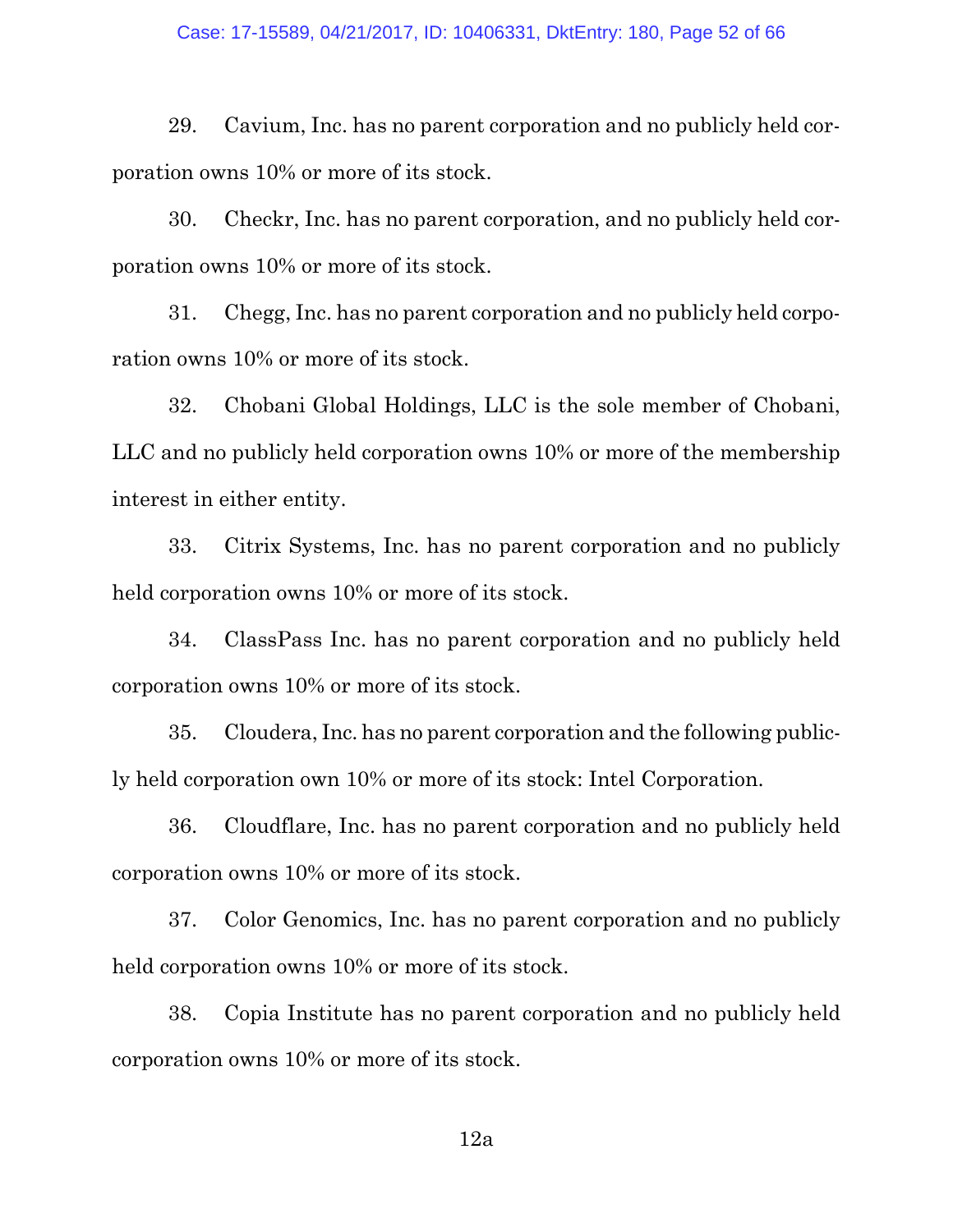29. Cavium, Inc. has no parent corporation and no publicly held corporation owns 10% or more of its stock.

30. Checkr, Inc. has no parent corporation, and no publicly held corporation owns 10% or more of its stock.

31. Chegg, Inc. has no parent corporation and no publicly held corporation owns 10% or more of its stock.

32. Chobani Global Holdings, LLC is the sole member of Chobani, LLC and no publicly held corporation owns 10% or more of the membership interest in either entity.

33. Citrix Systems, Inc. has no parent corporation and no publicly held corporation owns 10% or more of its stock.

34. ClassPass Inc. has no parent corporation and no publicly held corporation owns 10% or more of its stock.

35. Cloudera, Inc. has no parent corporation and the following publicly held corporation own 10% or more of its stock: Intel Corporation.

36. Cloudflare, Inc. has no parent corporation and no publicly held corporation owns 10% or more of its stock.

37. Color Genomics, Inc. has no parent corporation and no publicly held corporation owns 10% or more of its stock.

38. Copia Institute has no parent corporation and no publicly held corporation owns 10% or more of its stock.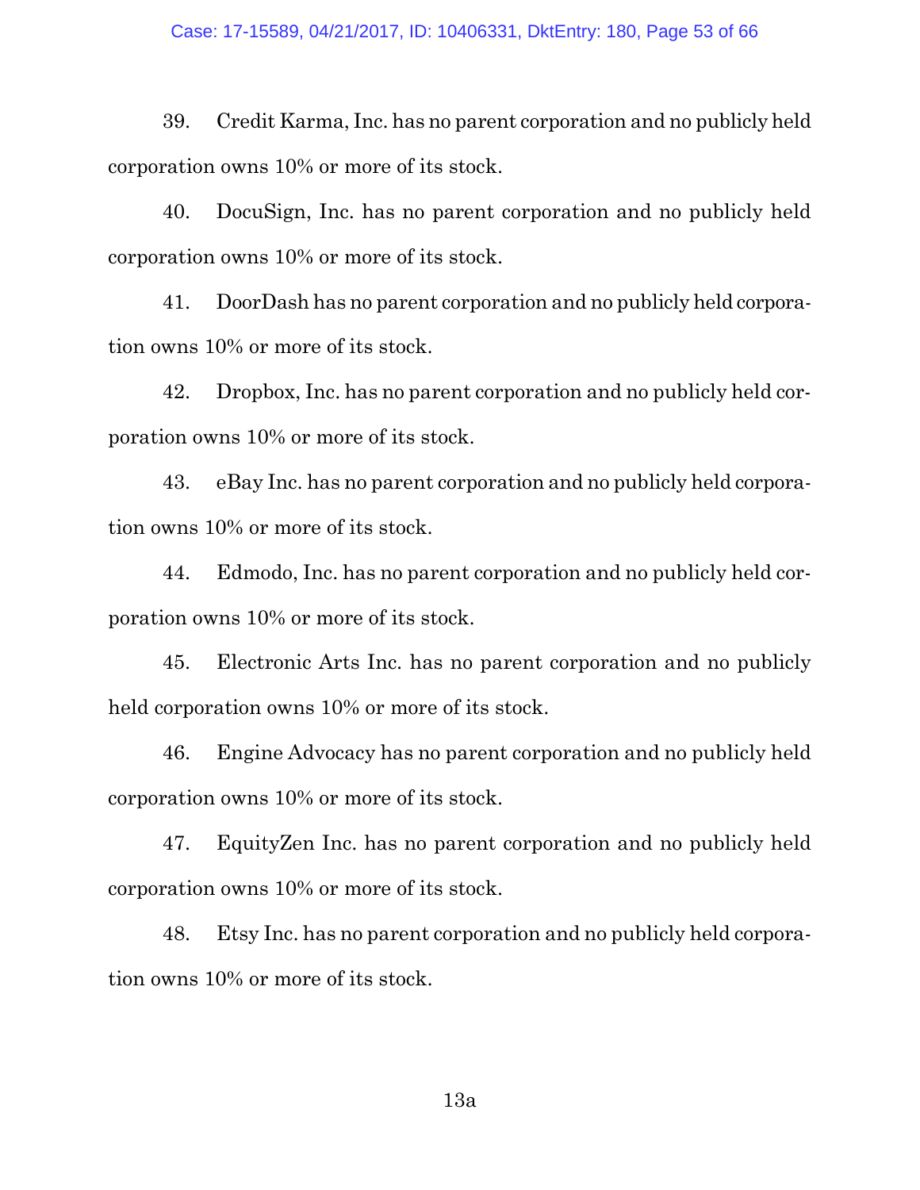39. Credit Karma, Inc. has no parent corporation and no publicly held corporation owns 10% or more of its stock.

40. DocuSign, Inc. has no parent corporation and no publicly held corporation owns 10% or more of its stock.

41. DoorDash has no parent corporation and no publicly held corporation owns 10% or more of its stock.

42. Dropbox, Inc. has no parent corporation and no publicly held corporation owns 10% or more of its stock.

43. eBay Inc. has no parent corporation and no publicly held corporation owns 10% or more of its stock.

44. Edmodo, Inc. has no parent corporation and no publicly held corporation owns 10% or more of its stock.

45. Electronic Arts Inc. has no parent corporation and no publicly held corporation owns 10% or more of its stock.

46. Engine Advocacy has no parent corporation and no publicly held corporation owns 10% or more of its stock.

47. EquityZen Inc. has no parent corporation and no publicly held corporation owns 10% or more of its stock.

48. Etsy Inc. has no parent corporation and no publicly held corporation owns 10% or more of its stock.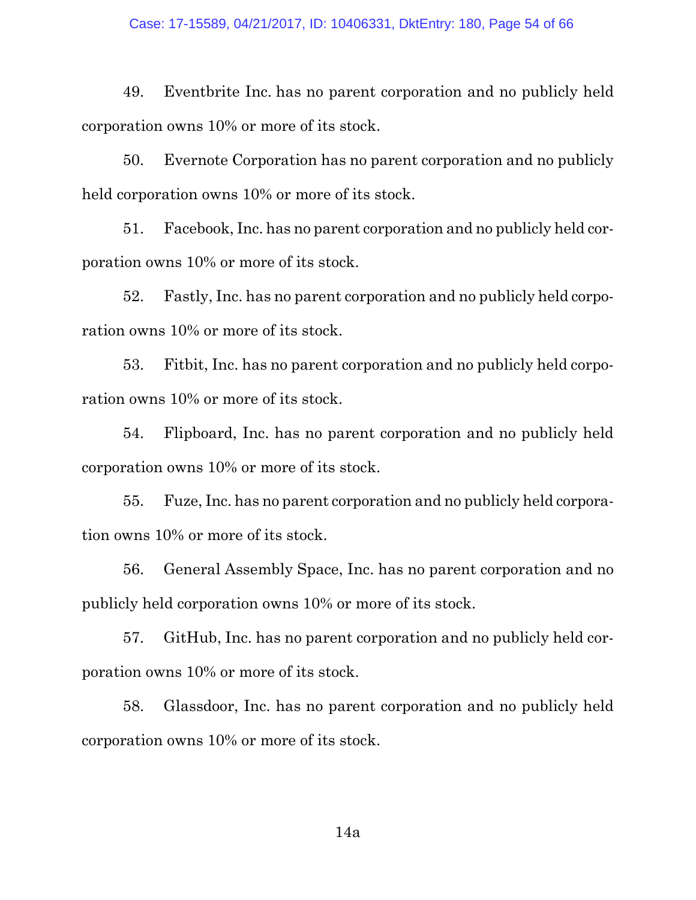49. Eventbrite Inc. has no parent corporation and no publicly held corporation owns 10% or more of its stock.

50. Evernote Corporation has no parent corporation and no publicly held corporation owns 10% or more of its stock.

51. Facebook, Inc. has no parent corporation and no publicly held corporation owns 10% or more of its stock.

52. Fastly, Inc. has no parent corporation and no publicly held corporation owns 10% or more of its stock.

53. Fitbit, Inc. has no parent corporation and no publicly held corporation owns 10% or more of its stock.

54. Flipboard, Inc. has no parent corporation and no publicly held corporation owns 10% or more of its stock.

55. Fuze, Inc. has no parent corporation and no publicly held corporation owns 10% or more of its stock.

56. General Assembly Space, Inc. has no parent corporation and no publicly held corporation owns 10% or more of its stock.

57. GitHub, Inc. has no parent corporation and no publicly held corporation owns 10% or more of its stock.

58. Glassdoor, Inc. has no parent corporation and no publicly held corporation owns 10% or more of its stock.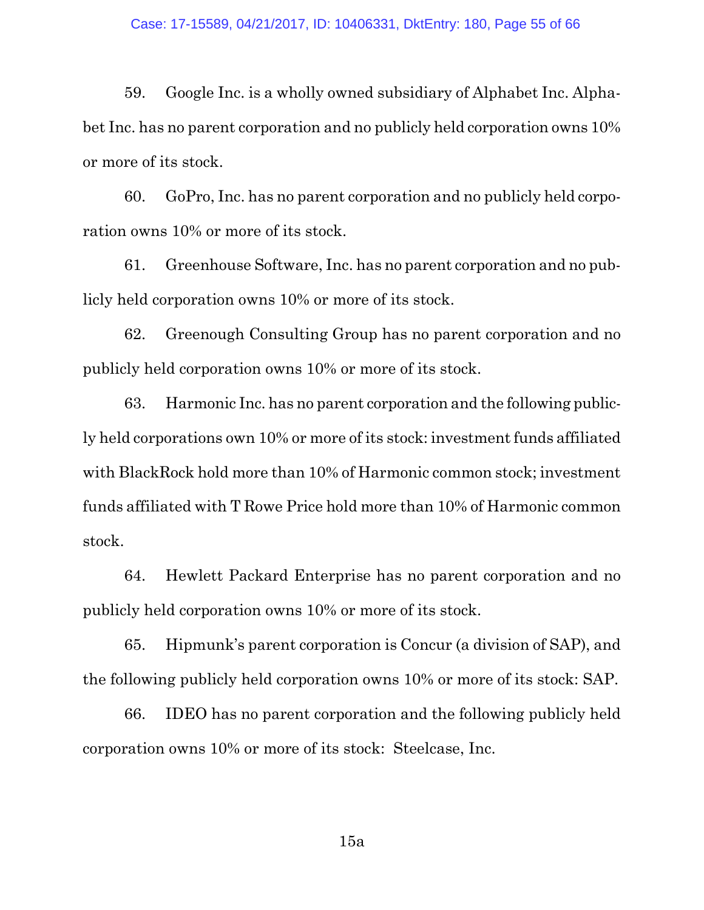59. Google Inc. is a wholly owned subsidiary of Alphabet Inc. Alphabet Inc. has no parent corporation and no publicly held corporation owns 10% or more of its stock.

60. GoPro, Inc. has no parent corporation and no publicly held corporation owns 10% or more of its stock.

61. Greenhouse Software, Inc. has no parent corporation and no publicly held corporation owns 10% or more of its stock.

62. Greenough Consulting Group has no parent corporation and no publicly held corporation owns 10% or more of its stock.

63. Harmonic Inc. has no parent corporation and the following publicly held corporations own 10% or more of its stock: investment funds affiliated with BlackRock hold more than 10% of Harmonic common stock; investment funds affiliated with T Rowe Price hold more than 10% of Harmonic common stock.

64. Hewlett Packard Enterprise has no parent corporation and no publicly held corporation owns 10% or more of its stock.

65. Hipmunk's parent corporation is Concur (a division of SAP), and the following publicly held corporation owns 10% or more of its stock: SAP.

66. IDEO has no parent corporation and the following publicly held corporation owns 10% or more of its stock: Steelcase, Inc.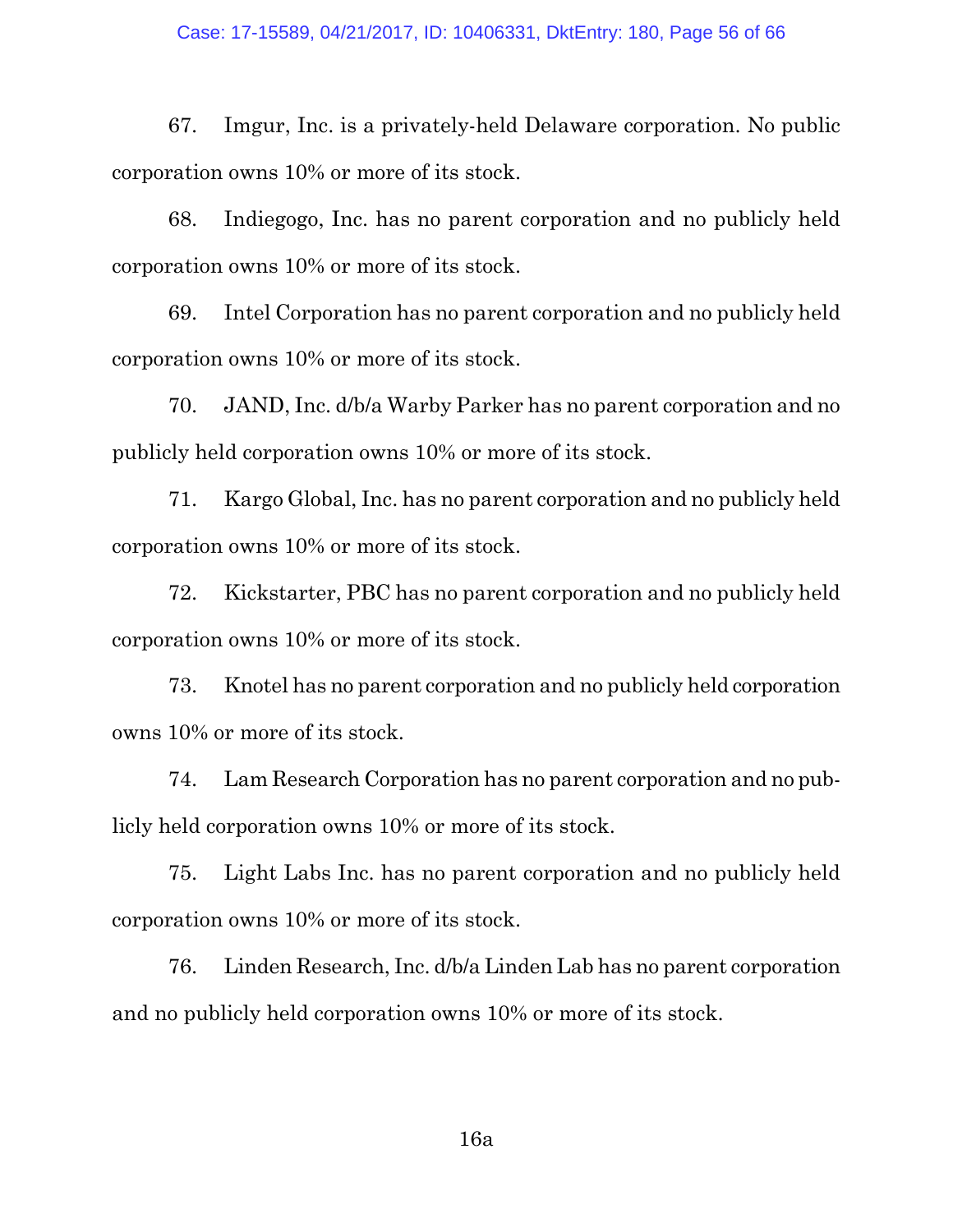67. Imgur, Inc. is a privately-held Delaware corporation. No public corporation owns 10% or more of its stock.

68. Indiegogo, Inc. has no parent corporation and no publicly held corporation owns 10% or more of its stock.

69. Intel Corporation has no parent corporation and no publicly held corporation owns 10% or more of its stock.

70. JAND, Inc. d/b/a Warby Parker has no parent corporation and no publicly held corporation owns 10% or more of its stock.

71. Kargo Global, Inc. has no parent corporation and no publicly held corporation owns 10% or more of its stock.

72. Kickstarter, PBC has no parent corporation and no publicly held corporation owns 10% or more of its stock.

73. Knotel has no parent corporation and no publicly held corporation owns 10% or more of its stock.

74. Lam Research Corporation has no parent corporation and no publicly held corporation owns 10% or more of its stock.

75. Light Labs Inc. has no parent corporation and no publicly held corporation owns 10% or more of its stock.

76. Linden Research, Inc. d/b/a Linden Lab has no parent corporation and no publicly held corporation owns 10% or more of its stock.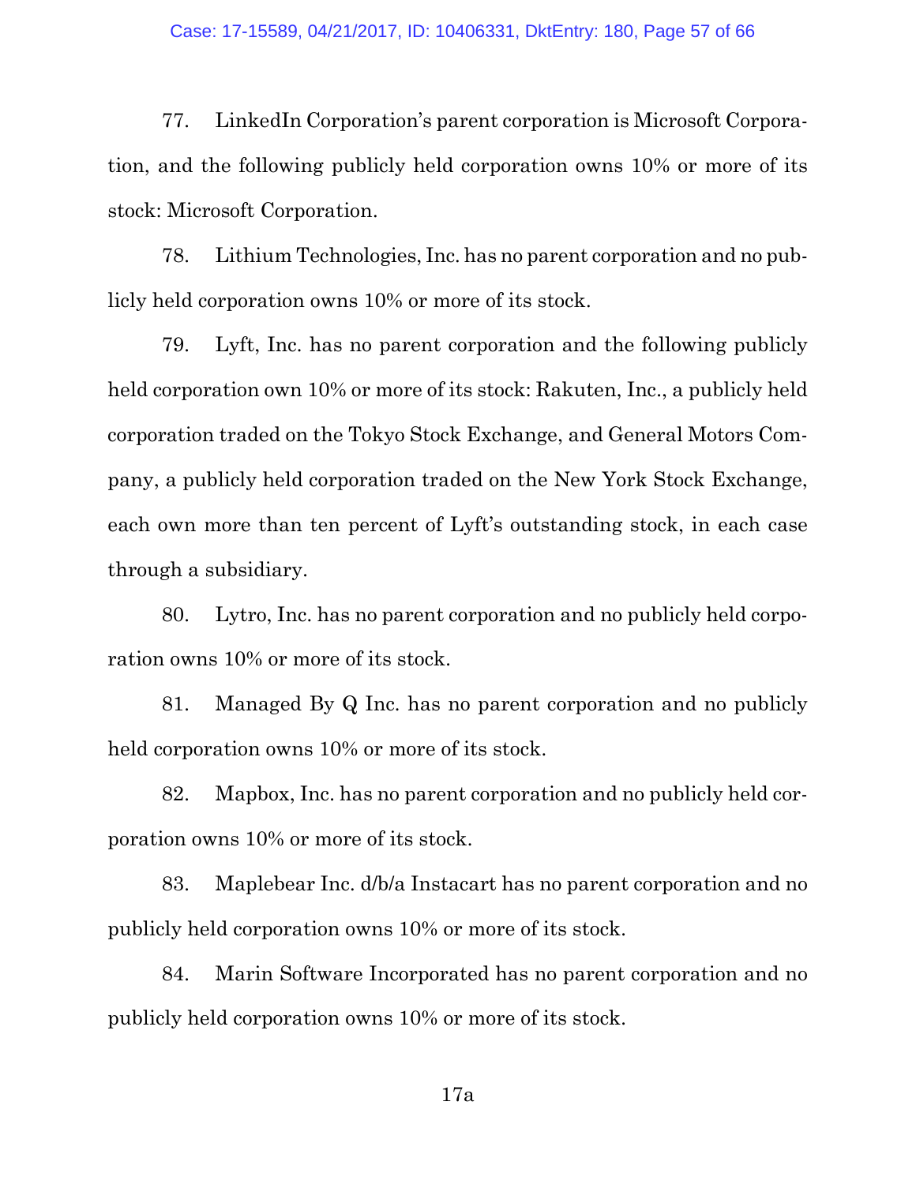77. LinkedIn Corporation's parent corporation is Microsoft Corporation, and the following publicly held corporation owns 10% or more of its stock: Microsoft Corporation.

78. Lithium Technologies, Inc. has no parent corporation and no publicly held corporation owns 10% or more of its stock.

79. Lyft, Inc. has no parent corporation and the following publicly held corporation own 10% or more of its stock: Rakuten, Inc., a publicly held corporation traded on the Tokyo Stock Exchange, and General Motors Company, a publicly held corporation traded on the New York Stock Exchange, each own more than ten percent of Lyft's outstanding stock, in each case through a subsidiary.

80. Lytro, Inc. has no parent corporation and no publicly held corporation owns 10% or more of its stock.

81. Managed By Q Inc. has no parent corporation and no publicly held corporation owns 10% or more of its stock.

82. Mapbox, Inc. has no parent corporation and no publicly held corporation owns 10% or more of its stock.

83. Maplebear Inc. d/b/a Instacart has no parent corporation and no publicly held corporation owns 10% or more of its stock.

84. Marin Software Incorporated has no parent corporation and no publicly held corporation owns 10% or more of its stock.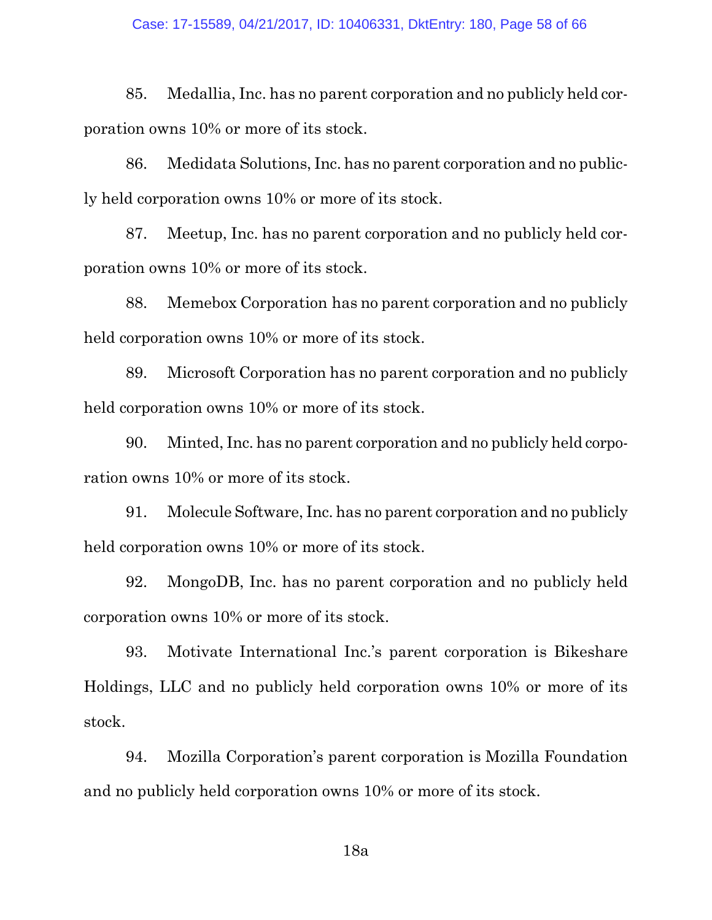85. Medallia, Inc. has no parent corporation and no publicly held corporation owns 10% or more of its stock.

86. Medidata Solutions, Inc. has no parent corporation and no publicly held corporation owns 10% or more of its stock.

87. Meetup, Inc. has no parent corporation and no publicly held corporation owns 10% or more of its stock.

88. Memebox Corporation has no parent corporation and no publicly held corporation owns 10% or more of its stock.

89. Microsoft Corporation has no parent corporation and no publicly held corporation owns 10% or more of its stock.

90. Minted, Inc. has no parent corporation and no publicly held corporation owns 10% or more of its stock.

91. Molecule Software, Inc. has no parent corporation and no publicly held corporation owns 10% or more of its stock.

92. MongoDB, Inc. has no parent corporation and no publicly held corporation owns 10% or more of its stock.

93. Motivate International Inc.'s parent corporation is Bikeshare Holdings, LLC and no publicly held corporation owns 10% or more of its stock.

94. Mozilla Corporation's parent corporation is Mozilla Foundation and no publicly held corporation owns 10% or more of its stock.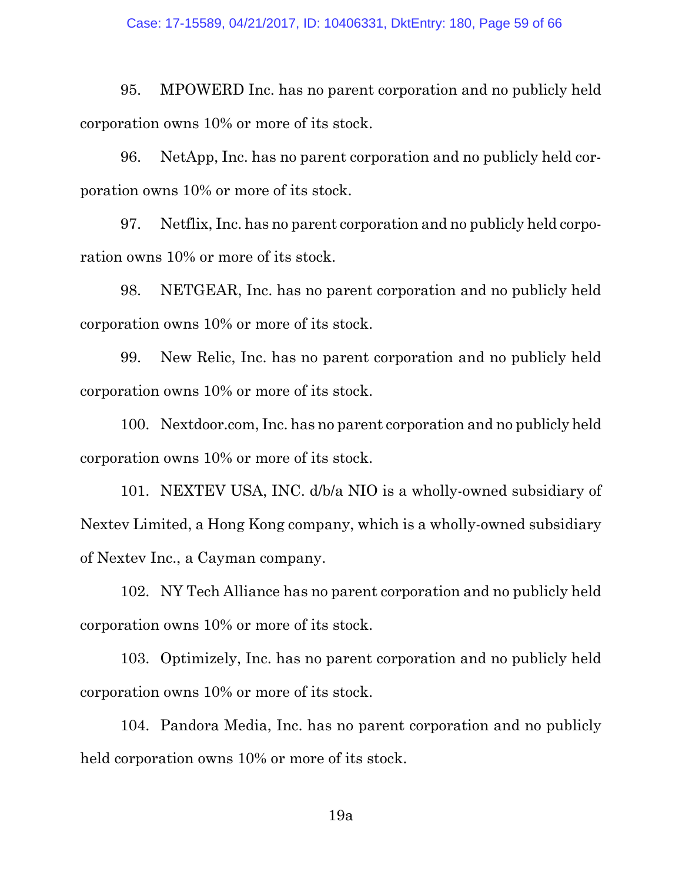95. MPOWERD Inc. has no parent corporation and no publicly held corporation owns 10% or more of its stock.

96. NetApp, Inc. has no parent corporation and no publicly held corporation owns 10% or more of its stock.

97. Netflix, Inc. has no parent corporation and no publicly held corporation owns 10% or more of its stock.

98. NETGEAR, Inc. has no parent corporation and no publicly held corporation owns 10% or more of its stock.

99. New Relic, Inc. has no parent corporation and no publicly held corporation owns 10% or more of its stock.

100. Nextdoor.com, Inc. has no parent corporation and no publicly held corporation owns 10% or more of its stock.

101. NEXTEV USA, INC. d/b/a NIO is a wholly-owned subsidiary of Nextev Limited, a Hong Kong company, which is a wholly-owned subsidiary of Nextev Inc., a Cayman company.

102. NY Tech Alliance has no parent corporation and no publicly held corporation owns 10% or more of its stock.

103. Optimizely, Inc. has no parent corporation and no publicly held corporation owns 10% or more of its stock.

104. Pandora Media, Inc. has no parent corporation and no publicly held corporation owns 10% or more of its stock.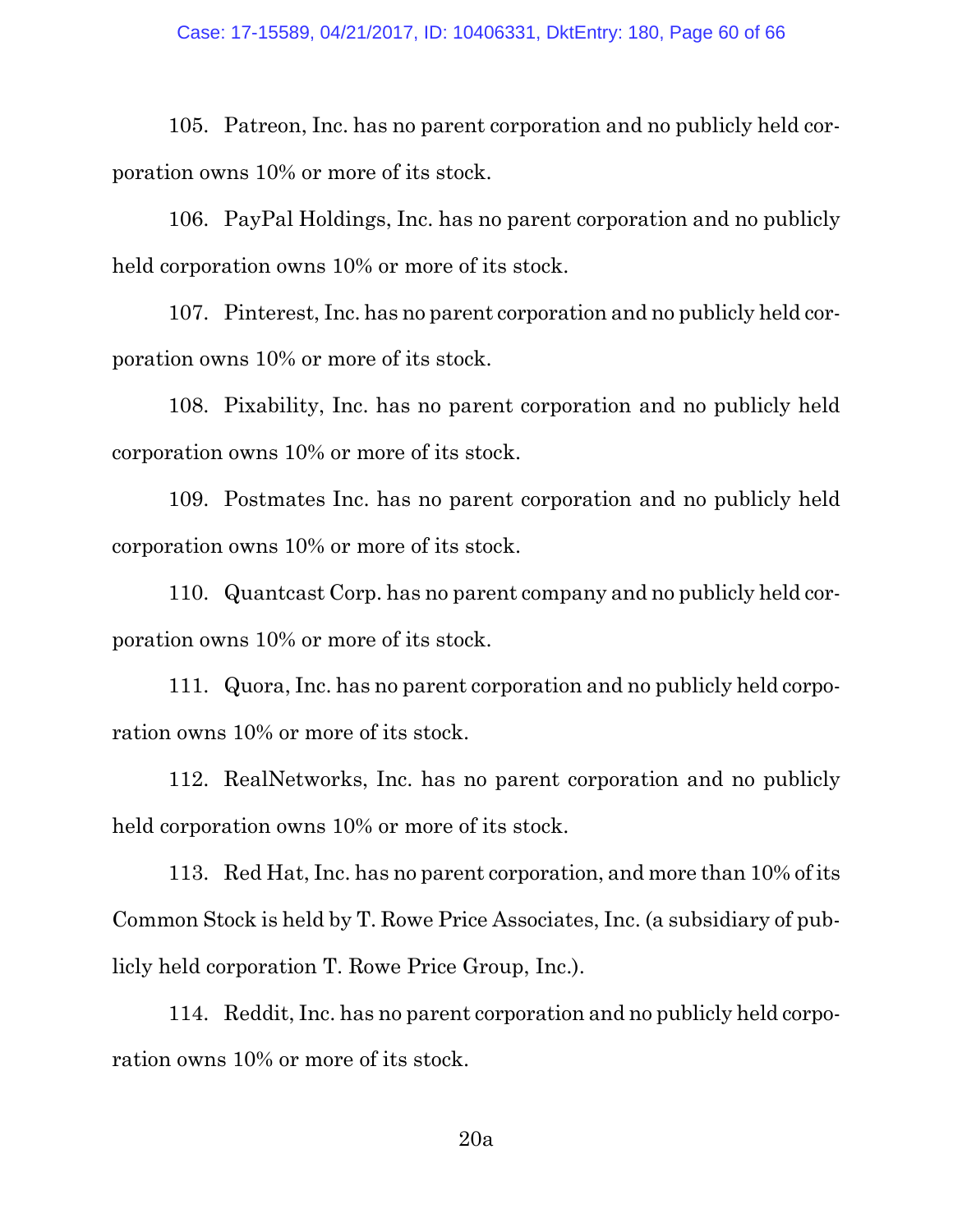105. Patreon, Inc. has no parent corporation and no publicly held corporation owns 10% or more of its stock.

106. PayPal Holdings, Inc. has no parent corporation and no publicly held corporation owns 10% or more of its stock.

107. Pinterest, Inc. has no parent corporation and no publicly held corporation owns 10% or more of its stock.

108. Pixability, Inc. has no parent corporation and no publicly held corporation owns 10% or more of its stock.

109. Postmates Inc. has no parent corporation and no publicly held corporation owns 10% or more of its stock.

110. Quantcast Corp. has no parent company and no publicly held corporation owns 10% or more of its stock.

111. Quora, Inc. has no parent corporation and no publicly held corporation owns 10% or more of its stock.

112. RealNetworks, Inc. has no parent corporation and no publicly held corporation owns 10% or more of its stock.

113. Red Hat, Inc. has no parent corporation, and more than 10% of its Common Stock is held by T. Rowe Price Associates, Inc. (a subsidiary of publicly held corporation T. Rowe Price Group, Inc.).

114. Reddit, Inc. has no parent corporation and no publicly held corporation owns 10% or more of its stock.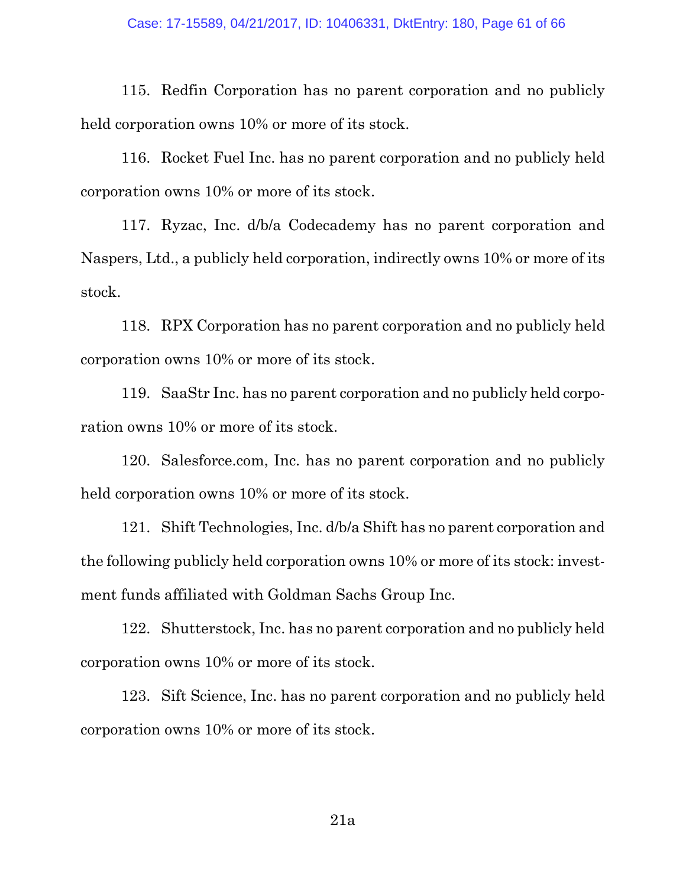115. Redfin Corporation has no parent corporation and no publicly held corporation owns 10% or more of its stock.

116. Rocket Fuel Inc. has no parent corporation and no publicly held corporation owns 10% or more of its stock.

117. Ryzac, Inc. d/b/a Codecademy has no parent corporation and Naspers, Ltd., a publicly held corporation, indirectly owns 10% or more of its stock.

118. RPX Corporation has no parent corporation and no publicly held corporation owns 10% or more of its stock.

119. SaaStr Inc. has no parent corporation and no publicly held corporation owns 10% or more of its stock.

120. Salesforce.com, Inc. has no parent corporation and no publicly held corporation owns 10% or more of its stock.

121. Shift Technologies, Inc. d/b/a Shift has no parent corporation and the following publicly held corporation owns 10% or more of its stock: investment funds affiliated with Goldman Sachs Group Inc.

122. Shutterstock, Inc. has no parent corporation and no publicly held corporation owns 10% or more of its stock.

123. Sift Science, Inc. has no parent corporation and no publicly held corporation owns 10% or more of its stock.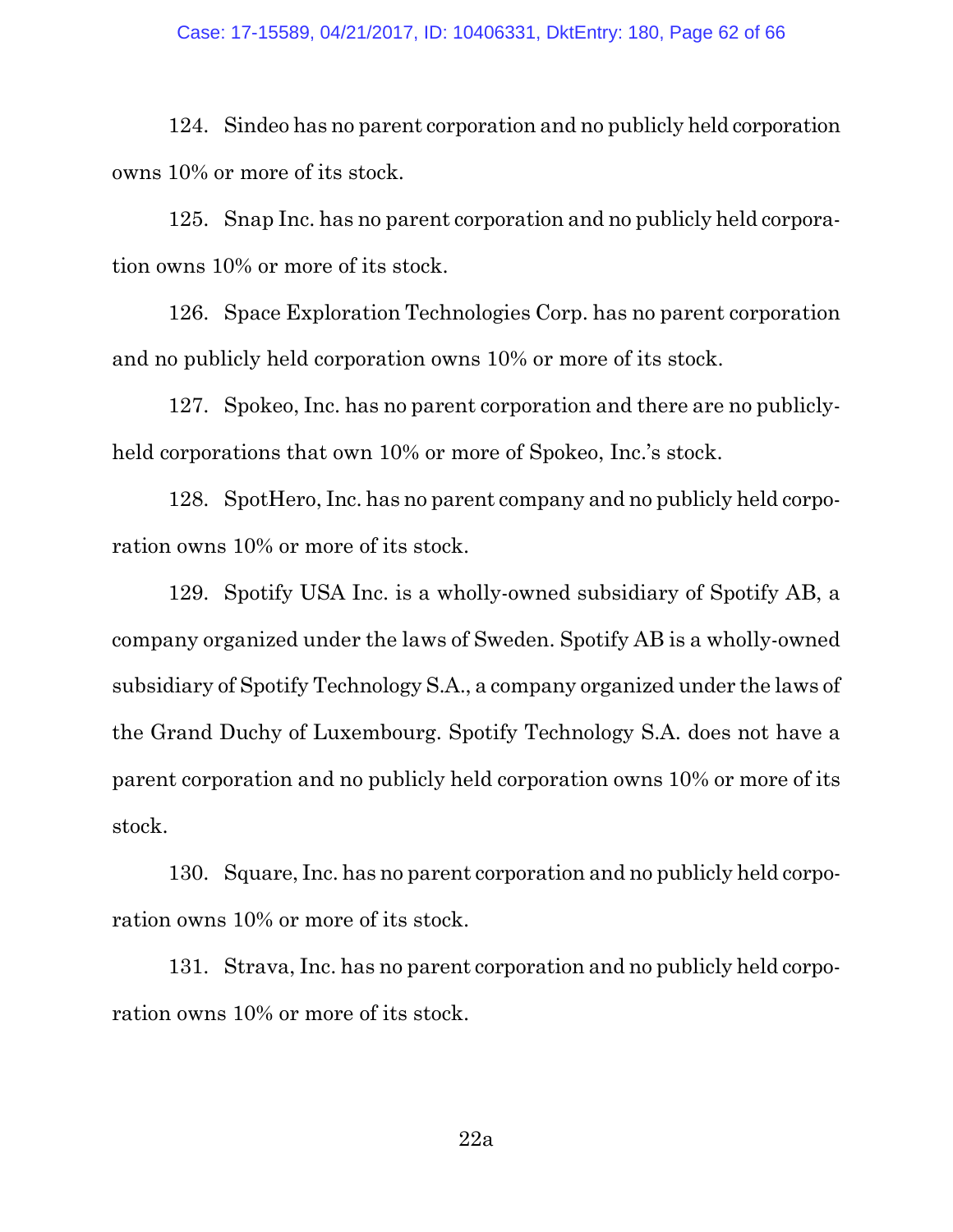124. Sindeo has no parent corporation and no publicly held corporation owns 10% or more of its stock.

125. Snap Inc. has no parent corporation and no publicly held corporation owns 10% or more of its stock.

126. Space Exploration Technologies Corp. has no parent corporation and no publicly held corporation owns 10% or more of its stock.

127. Spokeo, Inc. has no parent corporation and there are no publicly-held corporations that own 10% or more of Spokeo, Inc.'s stock.

128. SpotHero, Inc. has no parent company and no publicly held corporation owns 10% or more of its stock.

129. Spotify USA Inc. is a wholly-owned subsidiary of Spotify AB, a company organized under the laws of Sweden. Spotify AB is a wholly-owned subsidiary of Spotify Technology S.A., a company organized under the laws of the Grand Duchy of Luxembourg. Spotify Technology S.A. does not have a parent corporation and no publicly held corporation owns 10% or more of its stock.

130. Square, Inc. has no parent corporation and no publicly held corporation owns 10% or more of its stock.

131. Strava, Inc. has no parent corporation and no publicly held corporation owns 10% or more of its stock.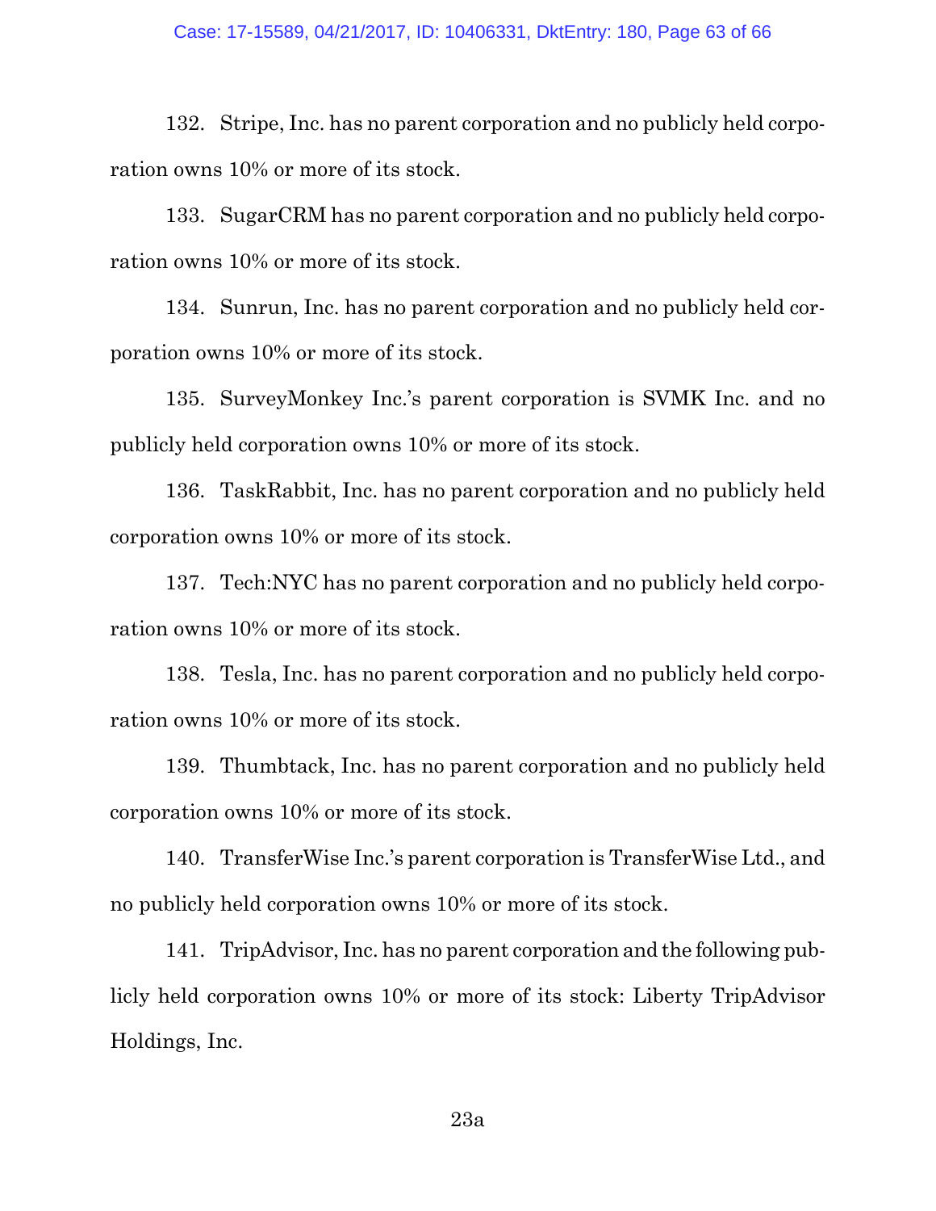132. Stripe, Inc. has no parent corporation and no publicly held corporation owns 10% or more of its stock.

133. SugarCRM has no parent corporation and no publicly held corporation owns 10% or more of its stock.

134. Sunrun, Inc. has no parent corporation and no publicly held corporation owns 10% or more of its stock.

135. SurveyMonkey Inc.'s parent corporation is SVMK Inc. and no publicly held corporation owns 10% or more of its stock.

136. TaskRabbit, Inc. has no parent corporation and no publicly held corporation owns 10% or more of its stock.

137. Tech:NYC has no parent corporation and no publicly held corporation owns 10% or more of its stock.

138. Tesla, Inc. has no parent corporation and no publicly held corporation owns 10% or more of its stock.

139. Thumbtack, Inc. has no parent corporation and no publicly held corporation owns 10% or more of its stock.

140. TransferWise Inc.'s parent corporation is TransferWise Ltd., and no publicly held corporation owns 10% or more of its stock.

141. TripAdvisor, Inc. has no parent corporation and the following publicly held corporation owns 10% or more of its stock: Liberty TripAdvisor Holdings, Inc.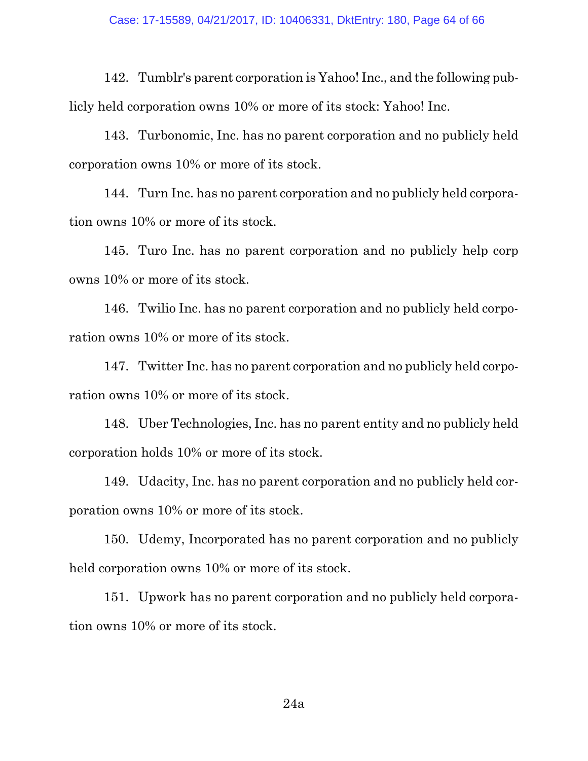142. Tumblr's parent corporation is Yahoo! Inc., and the following publicly held corporation owns 10% or more of its stock: Yahoo! Inc.

143. Turbonomic, Inc. has no parent corporation and no publicly held corporation owns 10% or more of its stock.

144. Turn Inc. has no parent corporation and no publicly held corporation owns 10% or more of its stock.

145. Turo Inc. has no parent corporation and no publicly help corp owns 10% or more of its stock.

146. Twilio Inc. has no parent corporation and no publicly held corporation owns 10% or more of its stock.

147. Twitter Inc. has no parent corporation and no publicly held corporation owns 10% or more of its stock.

148. Uber Technologies, Inc. has no parent entity and no publicly held corporation holds 10% or more of its stock.

149. Udacity, Inc. has no parent corporation and no publicly held corporation owns 10% or more of its stock.

150. Udemy, Incorporated has no parent corporation and no publicly held corporation owns 10% or more of its stock.

151. Upwork has no parent corporation and no publicly held corporation owns 10% or more of its stock.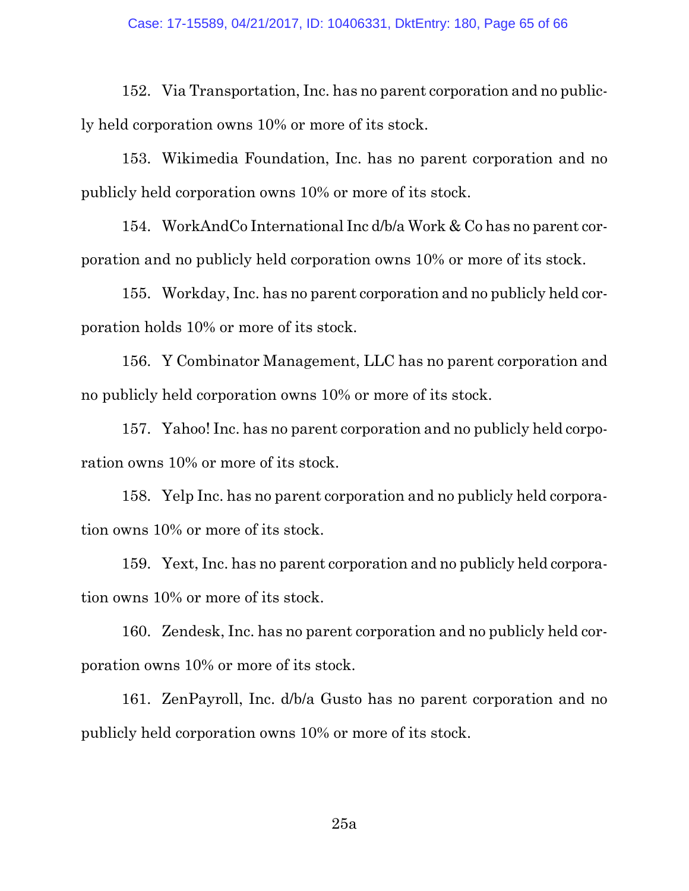152. Via Transportation, Inc. has no parent corporation and no publicly held corporation owns 10% or more of its stock.

153. Wikimedia Foundation, Inc. has no parent corporation and no publicly held corporation owns 10% or more of its stock.

154. WorkAndCo International Inc d/b/a Work & Co has no parent corporation and no publicly held corporation owns 10% or more of its stock.

155. Workday, Inc. has no parent corporation and no publicly held corporation holds 10% or more of its stock.

156. Y Combinator Management, LLC has no parent corporation and no publicly held corporation owns 10% or more of its stock.

157. Yahoo! Inc. has no parent corporation and no publicly held corporation owns 10% or more of its stock.

158. Yelp Inc. has no parent corporation and no publicly held corporation owns 10% or more of its stock.

159. Yext, Inc. has no parent corporation and no publicly held corporation owns 10% or more of its stock.

160. Zendesk, Inc. has no parent corporation and no publicly held corporation owns 10% or more of its stock.

161. ZenPayroll, Inc. d/b/a Gusto has no parent corporation and no publicly held corporation owns 10% or more of its stock.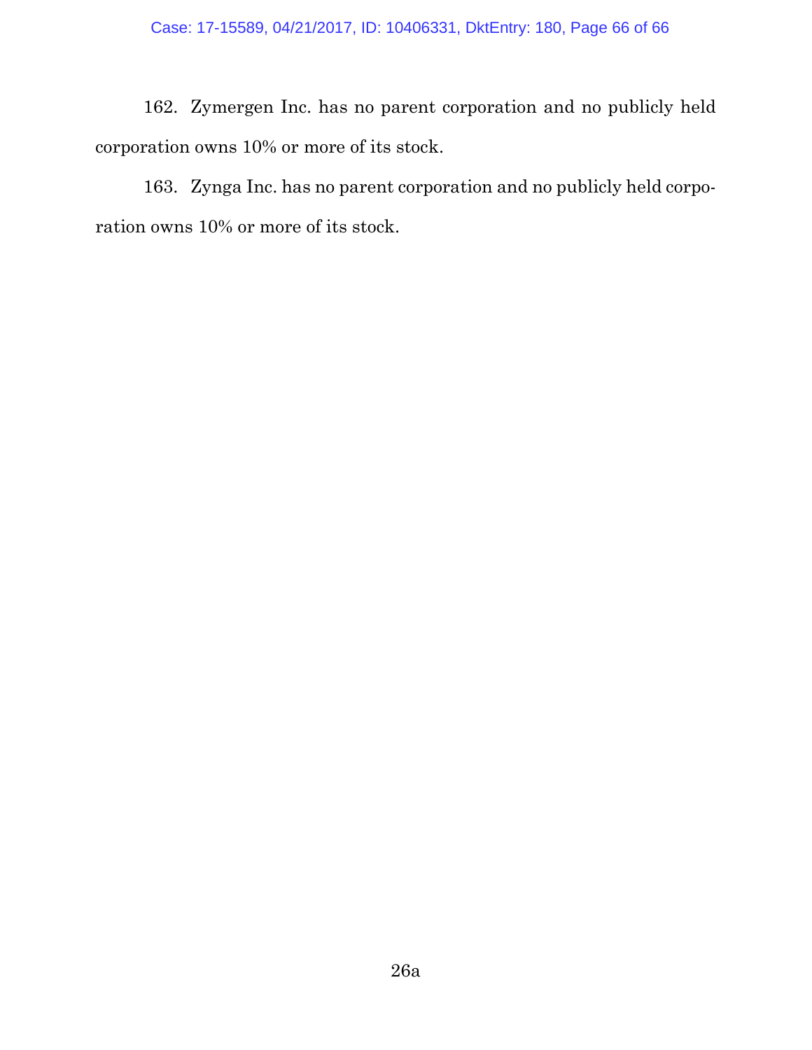162. Zymergen Inc. has no parent corporation and no publicly held corporation owns 10% or more of its stock.

163. Zynga Inc. has no parent corporation and no publicly held corporation owns 10% or more of its stock.